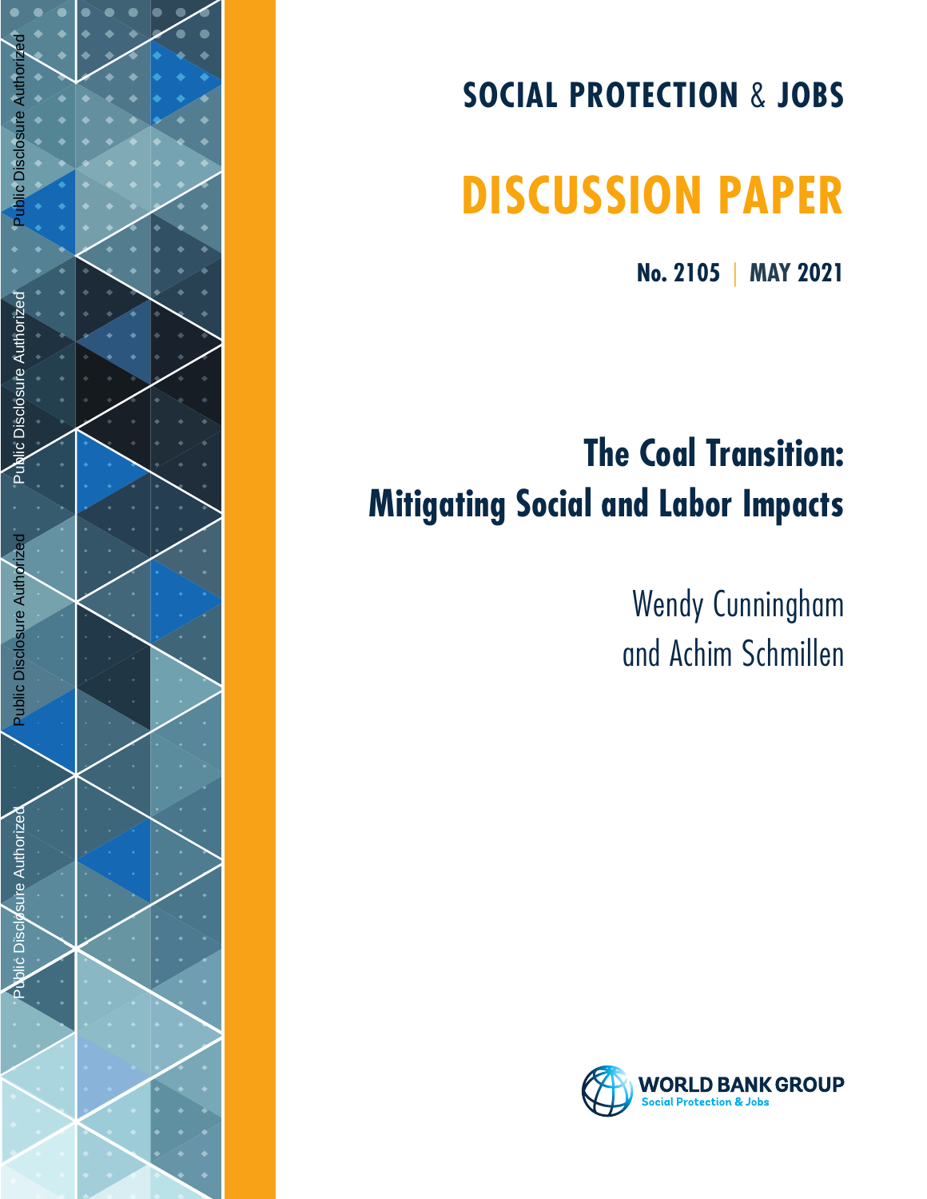**SOCIAL PROTECTION & JOBS**

# DISCUSSION PAPER

**No. 2105 | MAY 2021**

## The Coal Transition: Mitigating Social and Labor Impacts

Wendy Cunningham
and Achim Schmillen

WORLD BANK GROUP
Social Protection & Jobs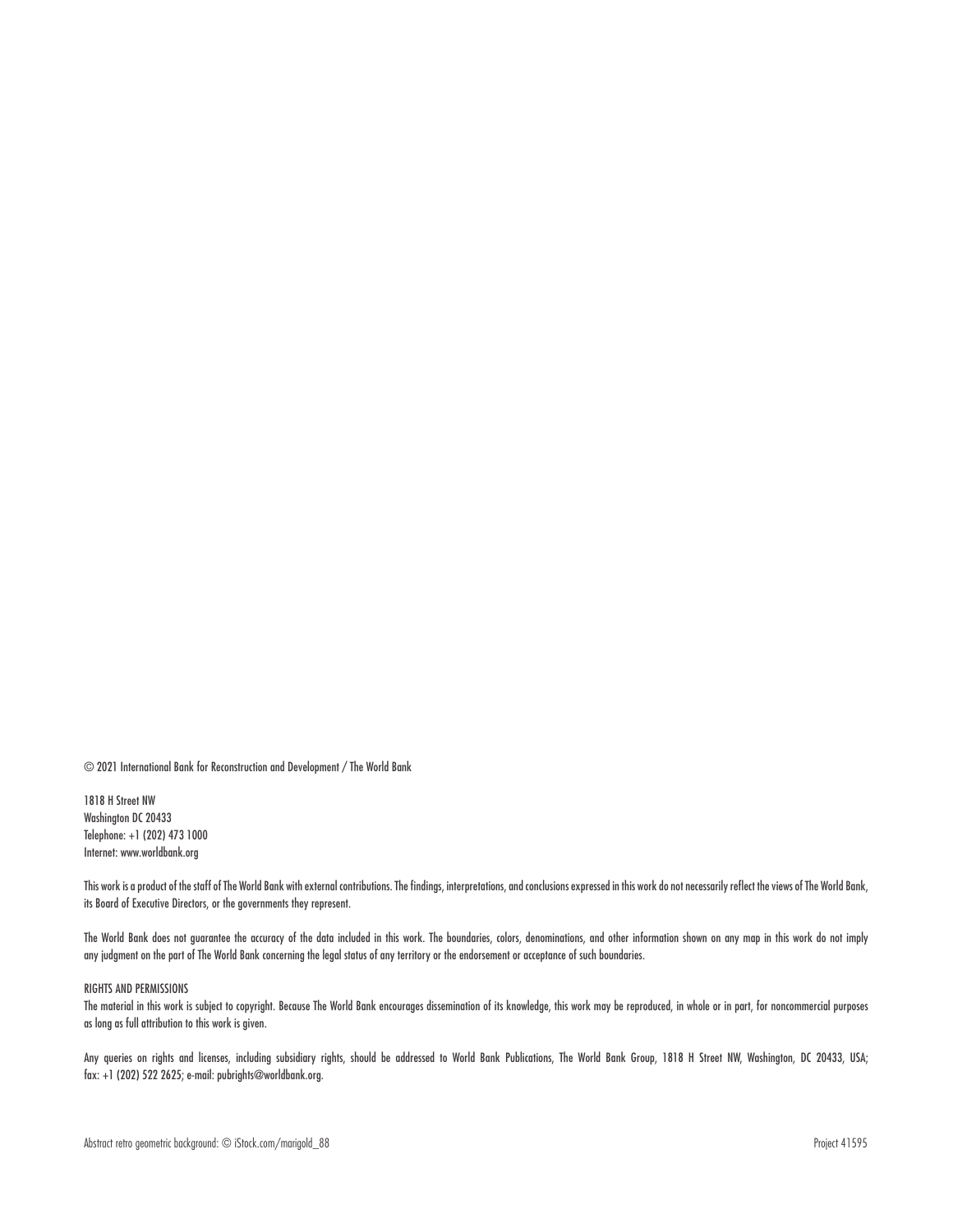© 2021 International Bank for Reconstruction and Development / The World Bank

1818 H Street NW
Washington DC 20433
Telephone: +1 (202) 473 1000
Internet: www.worldbank.org

This work is a product of the staff of The World Bank with external contributions. The findings, interpretations, and conclusions expressed in this work do not necessarily reflect the views of The World Bank, its Board of Executive Directors, or the governments they represent.

The World Bank does not guarantee the accuracy of the data included in this work. The boundaries, colors, denominations, and other information shown on any map in this work do not imply any judgment on the part of The World Bank concerning the legal status of any territory or the endorsement or acceptance of such boundaries.

RIGHTS AND PERMISSIONS
The material in this work is subject to copyright. Because The World Bank encourages dissemination of its knowledge, this work may be reproduced, in whole or in part, for noncommercial purposes as long as full attribution to this work is given.

Any queries on rights and licenses, including subsidiary rights, should be addressed to World Bank Publications, The World Bank Group, 1818 H Street NW, Washington, DC 20433, USA; fax: +1 (202) 522 2625; e-mail: pubrights@worldbank.org.

Abstract retro geometric background: © iStock.com/marigold_88

Project 41595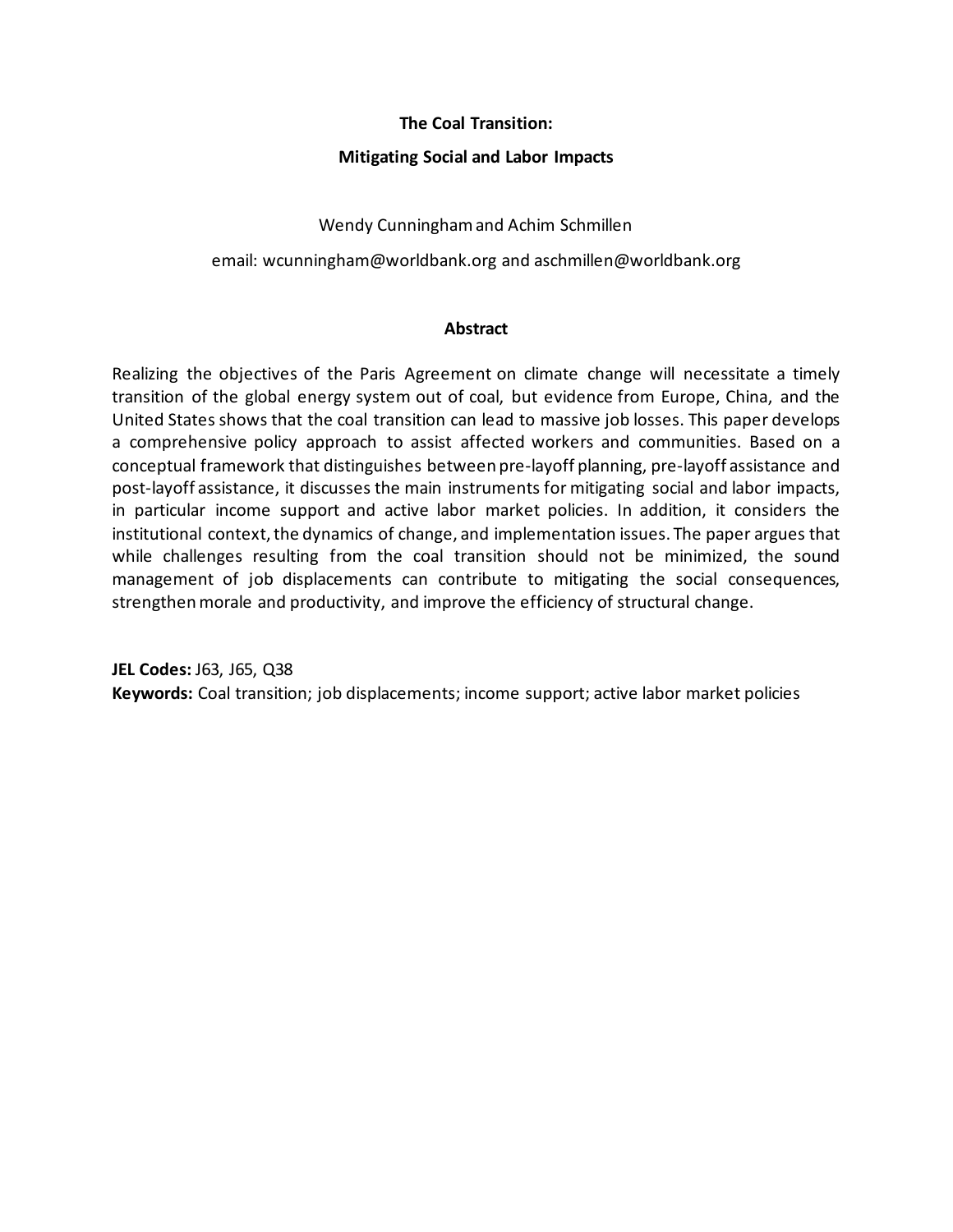**The Coal Transition:**

**Mitigating Social and Labor Impacts**

Wendy Cunningham and Achim Schmillen

email: wcunningham@worldbank.org and aschmillen@worldbank.org

**Abstract**

Realizing the objectives of the Paris Agreement on climate change will necessitate a timely transition of the global energy system out of coal, but evidence from Europe, China, and the United States shows that the coal transition can lead to massive job losses. This paper develops a comprehensive policy approach to assist affected workers and communities. Based on a conceptual framework that distinguishes between pre-layoff planning, pre-layoff assistance and post-layoff assistance, it discusses the main instruments for mitigating social and labor impacts, in particular income support and active labor market policies. In addition, it considers the institutional context, the dynamics of change, and implementation issues. The paper argues that while challenges resulting from the coal transition should not be minimized, the sound management of job displacements can contribute to mitigating the social consequences, strengthen morale and productivity, and improve the efficiency of structural change.

**JEL Codes:** J63, J65, Q38

**Keywords:** Coal transition; job displacements; income support; active labor market policies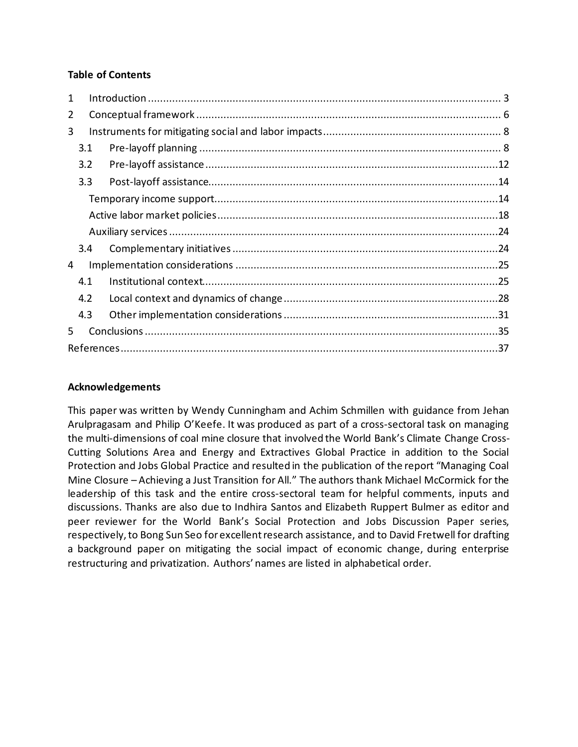**Table of Contents**

1 Introduction ..... 3
2 Conceptual framework ..... 6
3 Instruments for mitigating social and labor impacts ..... 8
  3.1 Pre-layoff planning ..... 8
  3.2 Pre-layoff assistance ..... 12
  3.3 Post-layoff assistance ..... 14
    Temporary income support ..... 14
    Active labor market policies ..... 18
    Auxiliary services ..... 24
  3.4 Complementary initiatives ..... 24
4 Implementation considerations ..... 25
  4.1 Institutional context ..... 25
  4.2 Local context and dynamics of change ..... 28
  4.3 Other implementation considerations ..... 31
5 Conclusions ..... 35
References ..... 37

**Acknowledgements**

This paper was written by Wendy Cunningham and Achim Schmillen with guidance from Jehan Arulpragasam and Philip O'Keefe. It was produced as part of a cross-sectoral task on managing the multi-dimensions of coal mine closure that involved the World Bank's Climate Change Cross-Cutting Solutions Area and Energy and Extractives Global Practice in addition to the Social Protection and Jobs Global Practice and resulted in the publication of the report "Managing Coal Mine Closure – Achieving a Just Transition for All." The authors thank Michael McCormick for the leadership of this task and the entire cross-sectoral team for helpful comments, inputs and discussions. Thanks are also due to Indhira Santos and Elizabeth Ruppert Bulmer as editor and peer reviewer for the World Bank's Social Protection and Jobs Discussion Paper series, respectively, to Bong Sun Seo for excellent research assistance, and to David Fretwell for drafting a background paper on mitigating the social impact of economic change, during enterprise restructuring and privatization. Authors' names are listed in alphabetical order.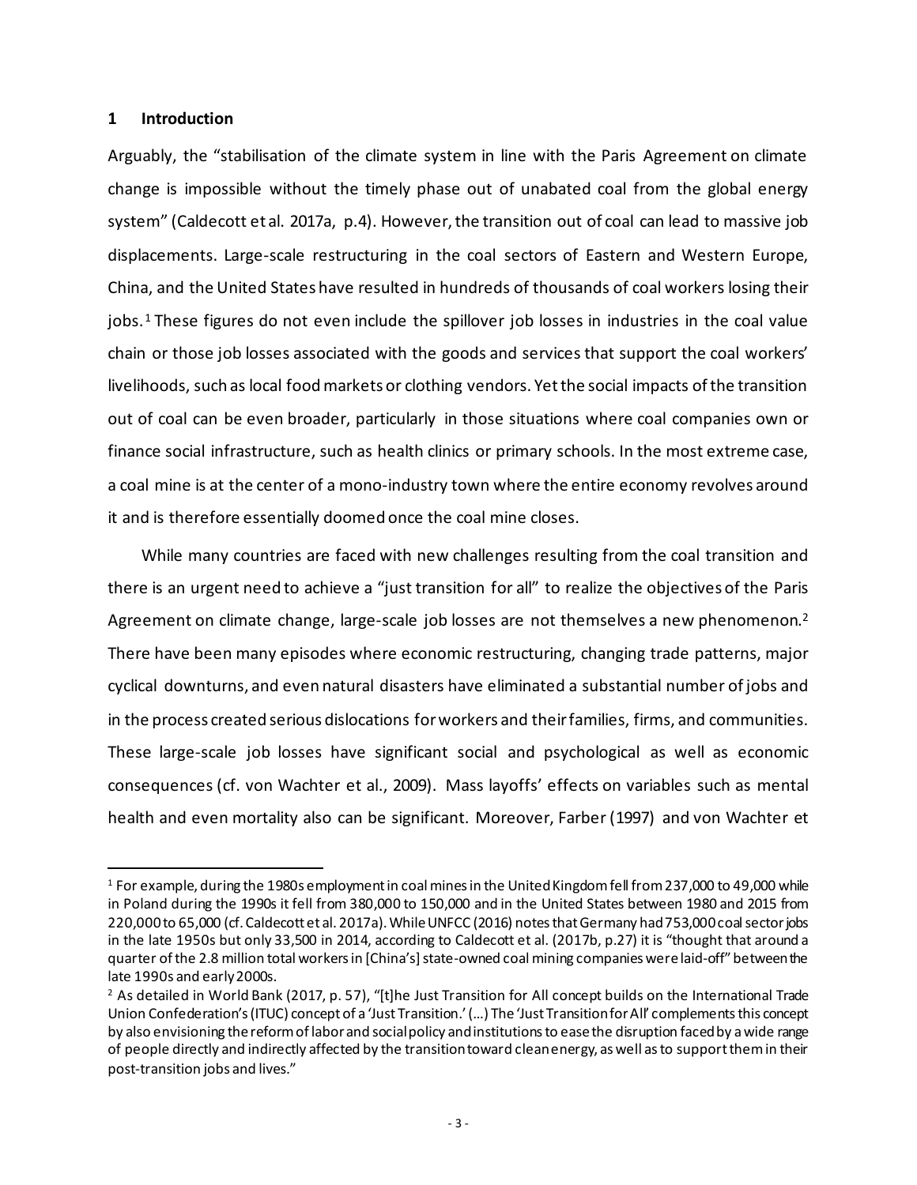## 1 Introduction

Arguably, the "stabilisation of the climate system in line with the Paris Agreement on climate change is impossible without the timely phase out of unabated coal from the global energy system" (Caldecott et al. 2017a, p.4). However, the transition out of coal can lead to massive job displacements. Large-scale restructuring in the coal sectors of Eastern and Western Europe, China, and the United States have resulted in hundreds of thousands of coal workers losing their jobs.[1] These figures do not even include the spillover job losses in industries in the coal value chain or those job losses associated with the goods and services that support the coal workers' livelihoods, such as local food markets or clothing vendors. Yet the social impacts of the transition out of coal can be even broader, particularly in those situations where coal companies own or finance social infrastructure, such as health clinics or primary schools. In the most extreme case, a coal mine is at the center of a mono-industry town where the entire economy revolves around it and is therefore essentially doomed once the coal mine closes.

While many countries are faced with new challenges resulting from the coal transition and there is an urgent need to achieve a "just transition for all" to realize the objectives of the Paris Agreement on climate change, large-scale job losses are not themselves a new phenomenon.[2] There have been many episodes where economic restructuring, changing trade patterns, major cyclical downturns, and even natural disasters have eliminated a substantial number of jobs and in the process created serious dislocations for workers and their families, firms, and communities. These large-scale job losses have significant social and psychological as well as economic consequences (cf. von Wachter et al., 2009). Mass layoffs' effects on variables such as mental health and even mortality also can be significant. Moreover, Farber (1997) and von Wachter et

---

[1] For example, during the 1980s employment in coal mines in the United Kingdom fell from 237,000 to 49,000 while in Poland during the 1990s it fell from 380,000 to 150,000 and in the United States between 1980 and 2015 from 220,000 to 65,000 (cf. Caldecott et al. 2017a). While UNFCC (2016) notes that Germany had 753,000 coal sector jobs in the late 1950s but only 33,500 in 2014, according to Caldecott et al. (2017b, p.27) it is "thought that around a quarter of the 2.8 million total workers in [China's] state-owned coal mining companies were laid-off" between the late 1990s and early 2000s.

[2] As detailed in World Bank (2017, p. 57), "[t]he Just Transition for All concept builds on the International Trade Union Confederation's (ITUC) concept of a 'Just Transition.' (…) The 'Just Transition for All' complements this concept by also envisioning the reform of labor and social policy and institutions to ease the disruption faced by a wide range of people directly and indirectly affected by the transition toward clean energy, as well as to support them in their post-transition jobs and lives."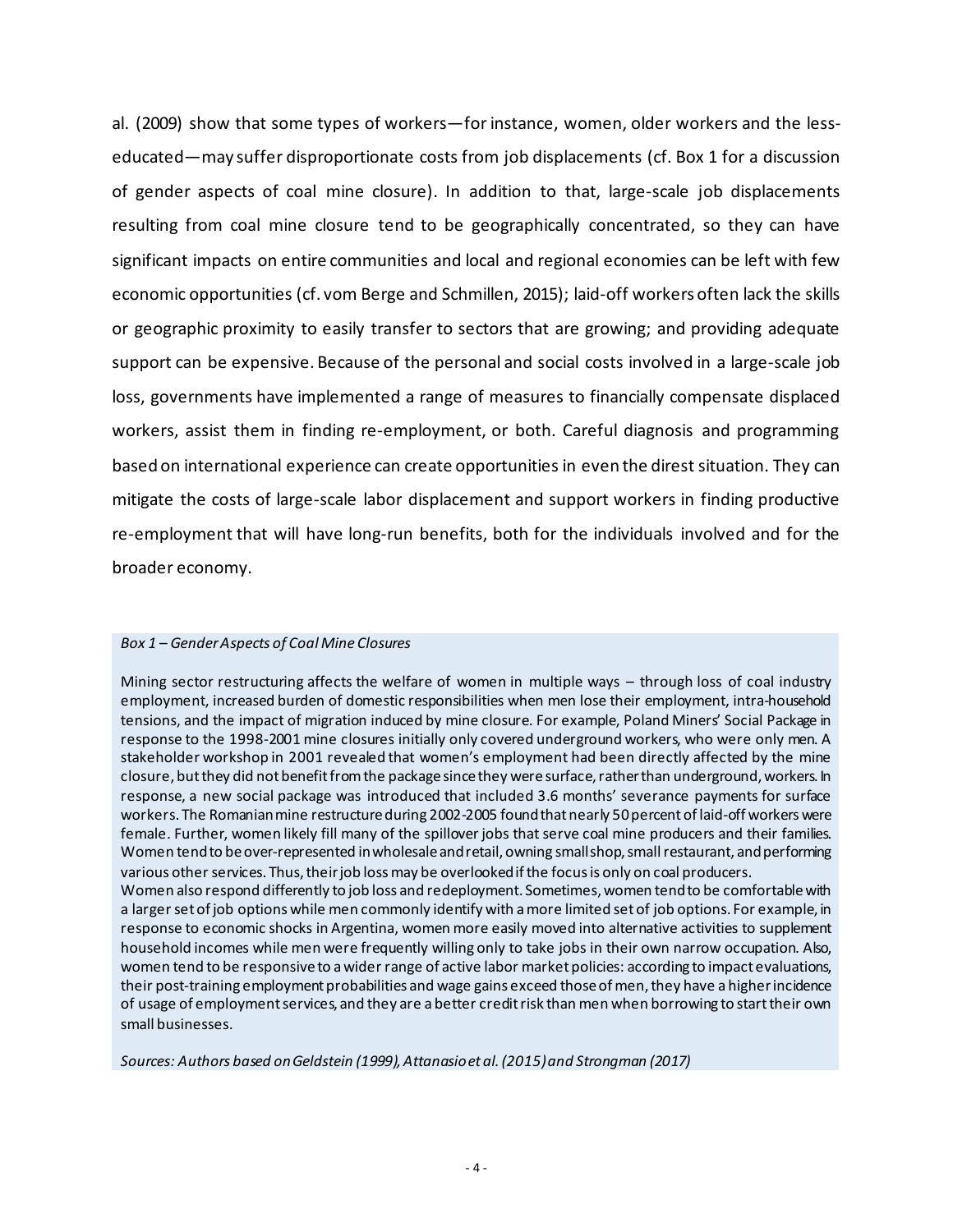al. (2009) show that some types of workers—for instance, women, older workers and the less-educated—may suffer disproportionate costs from job displacements (cf. Box 1 for a discussion of gender aspects of coal mine closure). In addition to that, large-scale job displacements resulting from coal mine closure tend to be geographically concentrated, so they can have significant impacts on entire communities and local and regional economies can be left with few economic opportunities (cf. vom Berge and Schmillen, 2015); laid-off workers often lack the skills or geographic proximity to easily transfer to sectors that are growing; and providing adequate support can be expensive. Because of the personal and social costs involved in a large-scale job loss, governments have implemented a range of measures to financially compensate displaced workers, assist them in finding re-employment, or both. Careful diagnosis and programming based on international experience can create opportunities in even the direst situation. They can mitigate the costs of large-scale labor displacement and support workers in finding productive re-employment that will have long-run benefits, both for the individuals involved and for the broader economy.

*Box 1 – Gender Aspects of Coal Mine Closures*

Mining sector restructuring affects the welfare of women in multiple ways – through loss of coal industry employment, increased burden of domestic responsibilities when men lose their employment, intra-household tensions, and the impact of migration induced by mine closure. For example, Poland Miners' Social Package in response to the 1998-2001 mine closures initially only covered underground workers, who were only men. A stakeholder workshop in 2001 revealed that women's employment had been directly affected by the mine closure, but they did not benefit from the package since they were surface, rather than underground, workers. In response, a new social package was introduced that included 3.6 months' severance payments for surface workers. The Romanian mine restructure during 2002-2005 found that nearly 50 percent of laid-off workers were female. Further, women likely fill many of the spillover jobs that serve coal mine producers and their families. Women tend to be over-represented in wholesale and retail, owning small shop, small restaurant, and performing various other services. Thus, their job loss may be overlooked if the focus is only on coal producers.

Women also respond differently to job loss and redeployment. Sometimes, women tend to be comfortable with a larger set of job options while men commonly identify with a more limited set of job options. For example, in response to economic shocks in Argentina, women more easily moved into alternative activities to supplement household incomes while men were frequently willing only to take jobs in their own narrow occupation. Also, women tend to be responsive to a wider range of active labor market policies: according to impact evaluations, their post-training employment probabilities and wage gains exceed those of men, they have a higher incidence of usage of employment services, and they are a better credit risk than men when borrowing to start their own small businesses.

*Sources: Authors based on Geldstein (1999), Attanasio et al. (2015) and Strongman (2017)*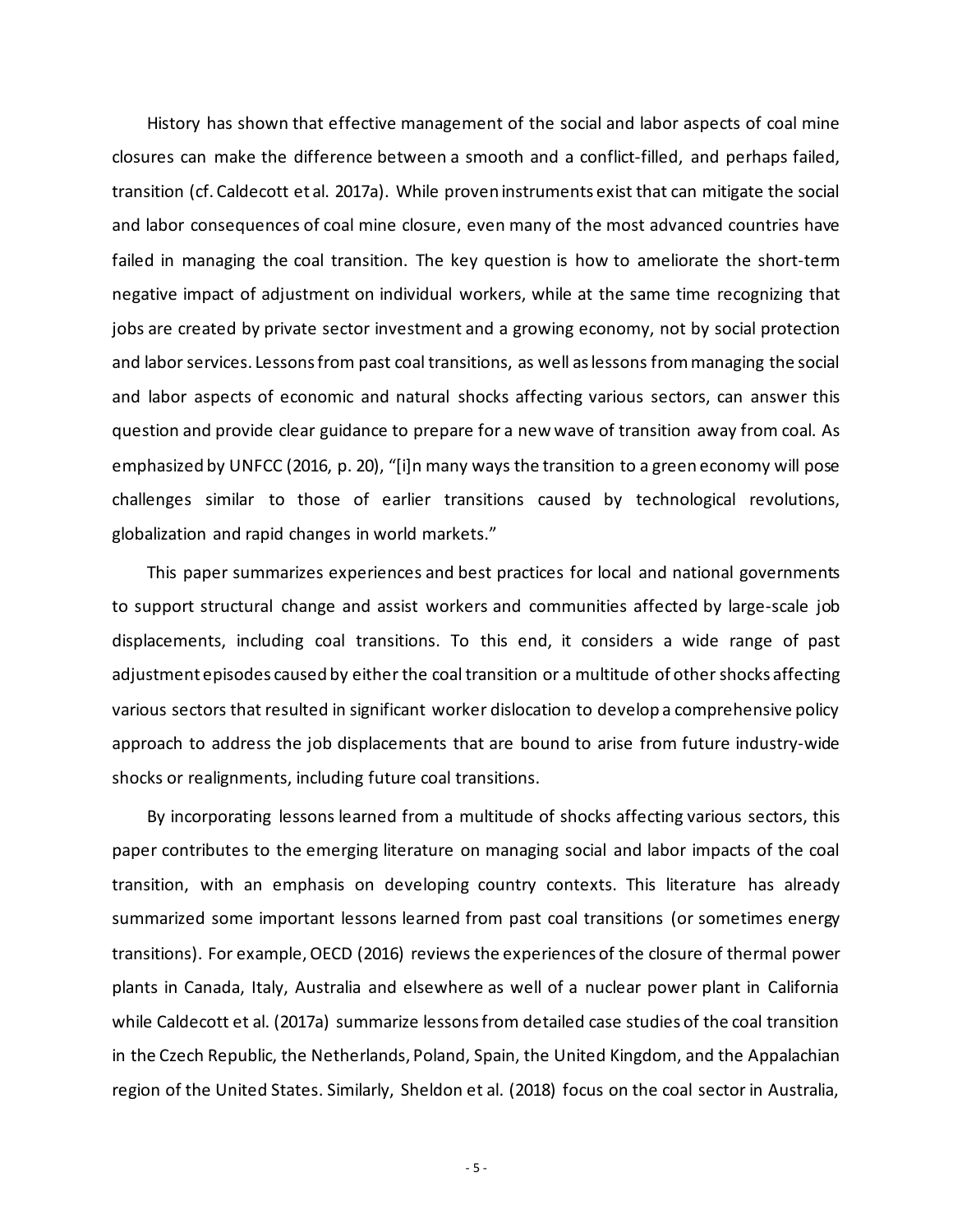History has shown that effective management of the social and labor aspects of coal mine closures can make the difference between a smooth and a conflict-filled, and perhaps failed, transition (cf. Caldecott et al. 2017a). While proven instruments exist that can mitigate the social and labor consequences of coal mine closure, even many of the most advanced countries have failed in managing the coal transition. The key question is how to ameliorate the short-term negative impact of adjustment on individual workers, while at the same time recognizing that jobs are created by private sector investment and a growing economy, not by social protection and labor services. Lessons from past coal transitions, as well as lessons from managing the social and labor aspects of economic and natural shocks affecting various sectors, can answer this question and provide clear guidance to prepare for a new wave of transition away from coal. As emphasized by UNFCC (2016, p. 20), "[i]n many ways the transition to a green economy will pose challenges similar to those of earlier transitions caused by technological revolutions, globalization and rapid changes in world markets."

This paper summarizes experiences and best practices for local and national governments to support structural change and assist workers and communities affected by large-scale job displacements, including coal transitions. To this end, it considers a wide range of past adjustment episodes caused by either the coal transition or a multitude of other shocks affecting various sectors that resulted in significant worker dislocation to develop a comprehensive policy approach to address the job displacements that are bound to arise from future industry-wide shocks or realignments, including future coal transitions.

By incorporating lessons learned from a multitude of shocks affecting various sectors, this paper contributes to the emerging literature on managing social and labor impacts of the coal transition, with an emphasis on developing country contexts. This literature has already summarized some important lessons learned from past coal transitions (or sometimes energy transitions). For example, OECD (2016) reviews the experiences of the closure of thermal power plants in Canada, Italy, Australia and elsewhere as well of a nuclear power plant in California while Caldecott et al. (2017a) summarize lessons from detailed case studies of the coal transition in the Czech Republic, the Netherlands, Poland, Spain, the United Kingdom, and the Appalachian region of the United States. Similarly, Sheldon et al. (2018) focus on the coal sector in Australia,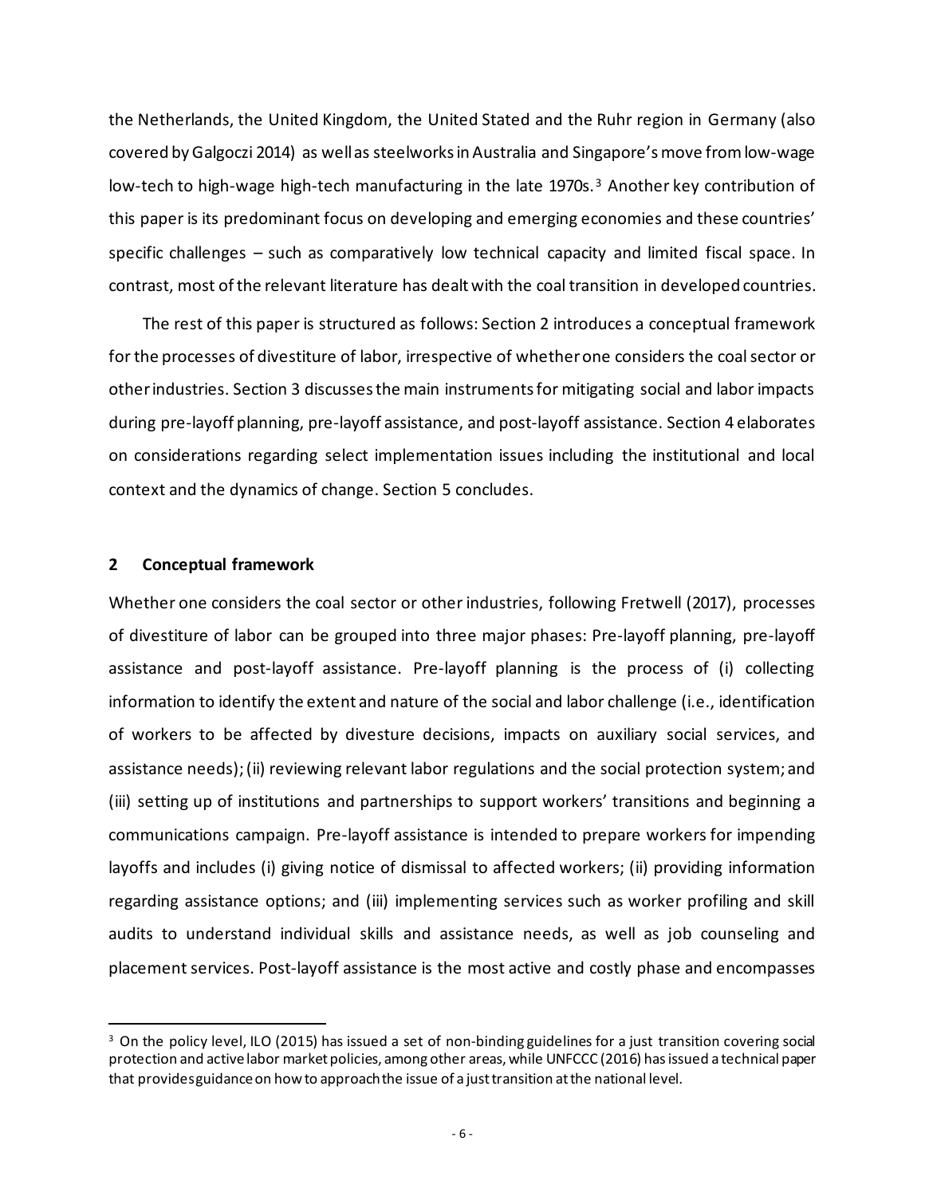the Netherlands, the United Kingdom, the United Stated and the Ruhr region in Germany (also covered by Galgoczi 2014) as well as steelworks in Australia and Singapore's move from low-wage low-tech to high-wage high-tech manufacturing in the late 1970s.[3] Another key contribution of this paper is its predominant focus on developing and emerging economies and these countries' specific challenges – such as comparatively low technical capacity and limited fiscal space. In contrast, most of the relevant literature has dealt with the coal transition in developed countries.

The rest of this paper is structured as follows: Section 2 introduces a conceptual framework for the processes of divestiture of labor, irrespective of whether one considers the coal sector or other industries. Section 3 discusses the main instruments for mitigating social and labor impacts during pre-layoff planning, pre-layoff assistance, and post-layoff assistance. Section 4 elaborates on considerations regarding select implementation issues including the institutional and local context and the dynamics of change. Section 5 concludes.

## 2 Conceptual framework

Whether one considers the coal sector or other industries, following Fretwell (2017), processes of divestiture of labor can be grouped into three major phases: Pre-layoff planning, pre-layoff assistance and post-layoff assistance. Pre-layoff planning is the process of (i) collecting information to identify the extent and nature of the social and labor challenge (i.e., identification of workers to be affected by divesture decisions, impacts on auxiliary social services, and assistance needs); (ii) reviewing relevant labor regulations and the social protection system; and (iii) setting up of institutions and partnerships to support workers' transitions and beginning a communications campaign. Pre-layoff assistance is intended to prepare workers for impending layoffs and includes (i) giving notice of dismissal to affected workers; (ii) providing information regarding assistance options; and (iii) implementing services such as worker profiling and skill audits to understand individual skills and assistance needs, as well as job counseling and placement services. Post-layoff assistance is the most active and costly phase and encompasses

[3] On the policy level, ILO (2015) has issued a set of non-binding guidelines for a just transition covering social protection and active labor market policies, among other areas, while UNFCCC (2016) has issued a technical paper that provides guidance on how to approach the issue of a just transition at the national level.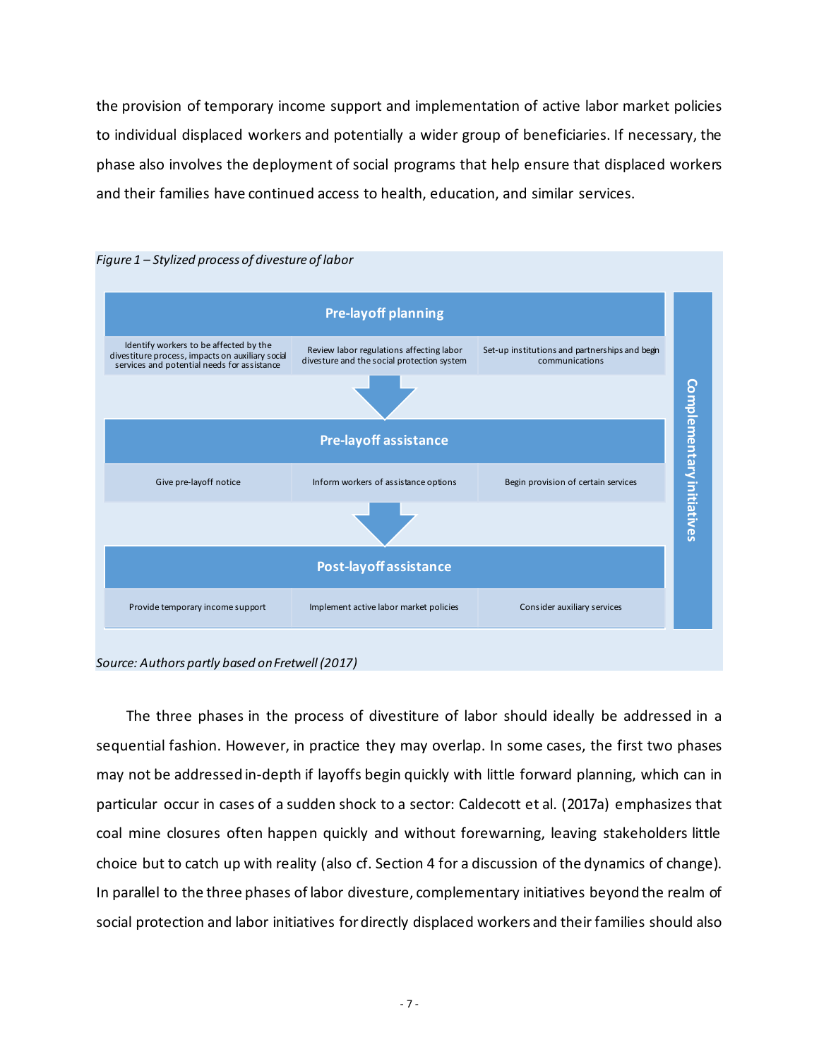the provision of temporary income support and implementation of active labor market policies to individual displaced workers and potentially a wider group of beneficiaries. If necessary, the phase also involves the deployment of social programs that help ensure that displaced workers and their families have continued access to health, education, and similar services.

*Figure 1 – Stylized process of divesture of labor*

**Pre-layoff planning**

| Identify workers to be affected by the divestiture process, impacts on auxiliary social services and potential needs for assistance | Review labor regulations affecting labor divesture and the social protection system | Set-up institutions and partnerships and begin communications |
|---|---|---|

↓

**Pre-layoff assistance**

| Give pre-layoff notice | Inform workers of assistance options | Begin provision of certain services |
|---|---|---|

↓

**Post-layoff assistance**

| Provide temporary income support | Implement active labor market policies | Consider auxiliary services |
|---|---|---|

**Complementary initiatives**

*Source: Authors partly based on Fretwell (2017)*

The three phases in the process of divestiture of labor should ideally be addressed in a sequential fashion. However, in practice they may overlap. In some cases, the first two phases may not be addressed in-depth if layoffs begin quickly with little forward planning, which can in particular occur in cases of a sudden shock to a sector: Caldecott et al. (2017a) emphasizes that coal mine closures often happen quickly and without forewarning, leaving stakeholders little choice but to catch up with reality (also cf. Section 4 for a discussion of the dynamics of change). In parallel to the three phases of labor divesture, complementary initiatives beyond the realm of social protection and labor initiatives for directly displaced workers and their families should also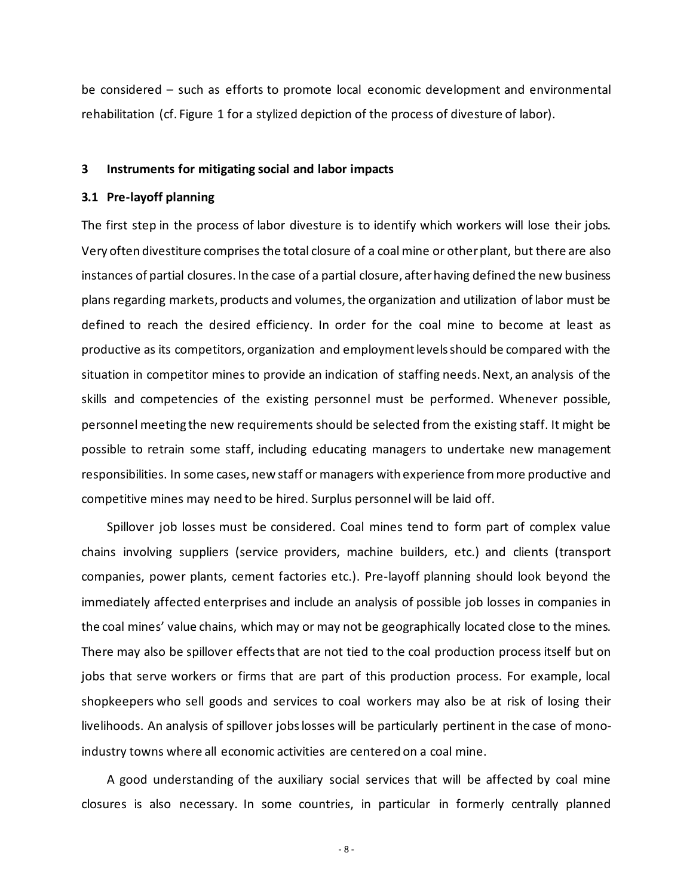be considered – such as efforts to promote local economic development and environmental rehabilitation (cf. Figure 1 for a stylized depiction of the process of divesture of labor).

## 3 Instruments for mitigating social and labor impacts

### 3.1 Pre-layoff planning

The first step in the process of labor divesture is to identify which workers will lose their jobs. Very often divestiture comprises the total closure of a coal mine or other plant, but there are also instances of partial closures. In the case of a partial closure, after having defined the new business plans regarding markets, products and volumes, the organization and utilization of labor must be defined to reach the desired efficiency. In order for the coal mine to become at least as productive as its competitors, organization and employment levels should be compared with the situation in competitor mines to provide an indication of staffing needs. Next, an analysis of the skills and competencies of the existing personnel must be performed. Whenever possible, personnel meeting the new requirements should be selected from the existing staff. It might be possible to retrain some staff, including educating managers to undertake new management responsibilities. In some cases, new staff or managers with experience from more productive and competitive mines may need to be hired. Surplus personnel will be laid off.

Spillover job losses must be considered. Coal mines tend to form part of complex value chains involving suppliers (service providers, machine builders, etc.) and clients (transport companies, power plants, cement factories etc.). Pre-layoff planning should look beyond the immediately affected enterprises and include an analysis of possible job losses in companies in the coal mines' value chains, which may or may not be geographically located close to the mines. There may also be spillover effects that are not tied to the coal production process itself but on jobs that serve workers or firms that are part of this production process. For example, local shopkeepers who sell goods and services to coal workers may also be at risk of losing their livelihoods. An analysis of spillover jobs losses will be particularly pertinent in the case of mono-industry towns where all economic activities are centered on a coal mine.

A good understanding of the auxiliary social services that will be affected by coal mine closures is also necessary. In some countries, in particular in formerly centrally planned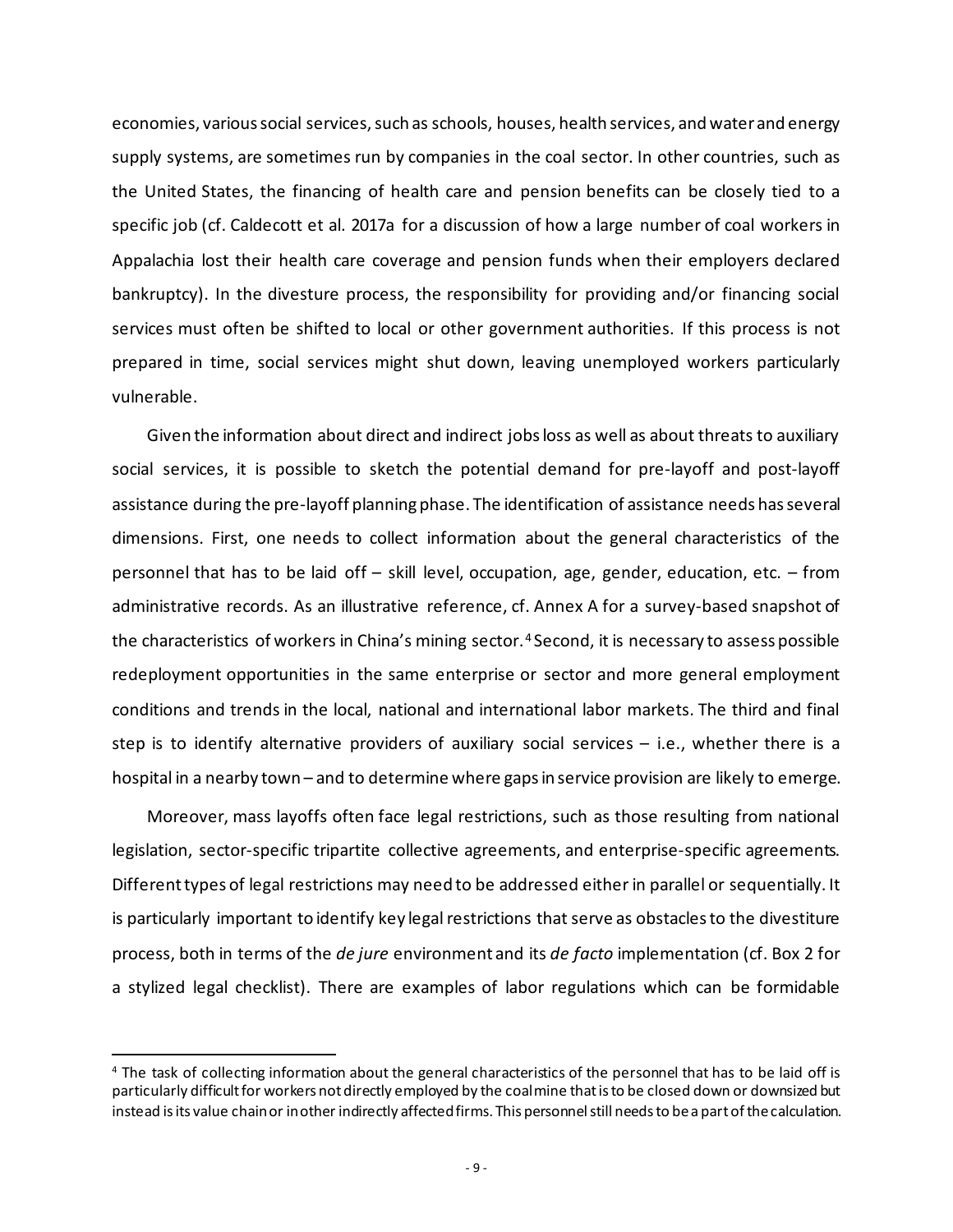economies, various social services, such as schools, houses, health services, and water and energy supply systems, are sometimes run by companies in the coal sector. In other countries, such as the United States, the financing of health care and pension benefits can be closely tied to a specific job (cf. Caldecott et al. 2017a for a discussion of how a large number of coal workers in Appalachia lost their health care coverage and pension funds when their employers declared bankruptcy). In the divesture process, the responsibility for providing and/or financing social services must often be shifted to local or other government authorities. If this process is not prepared in time, social services might shut down, leaving unemployed workers particularly vulnerable.

Given the information about direct and indirect jobs loss as well as about threats to auxiliary social services, it is possible to sketch the potential demand for pre-layoff and post-layoff assistance during the pre-layoff planning phase. The identification of assistance needs has several dimensions. First, one needs to collect information about the general characteristics of the personnel that has to be laid off – skill level, occupation, age, gender, education, etc. – from administrative records. As an illustrative reference, cf. Annex A for a survey-based snapshot of the characteristics of workers in China's mining sector.[4] Second, it is necessary to assess possible redeployment opportunities in the same enterprise or sector and more general employment conditions and trends in the local, national and international labor markets. The third and final step is to identify alternative providers of auxiliary social services – i.e., whether there is a hospital in a nearby town – and to determine where gaps in service provision are likely to emerge.

Moreover, mass layoffs often face legal restrictions, such as those resulting from national legislation, sector-specific tripartite collective agreements, and enterprise-specific agreements. Different types of legal restrictions may need to be addressed either in parallel or sequentially. It is particularly important to identify key legal restrictions that serve as obstacles to the divestiture process, both in terms of the *de jure* environment and its *de facto* implementation (cf. Box 2 for a stylized legal checklist). There are examples of labor regulations which can be formidable

---

[4] The task of collecting information about the general characteristics of the personnel that has to be laid off is particularly difficult for workers not directly employed by the coal mine that is to be closed down or downsized but instead is its value chain or in other indirectly affected firms. This personnel still needs to be a part of the calculation.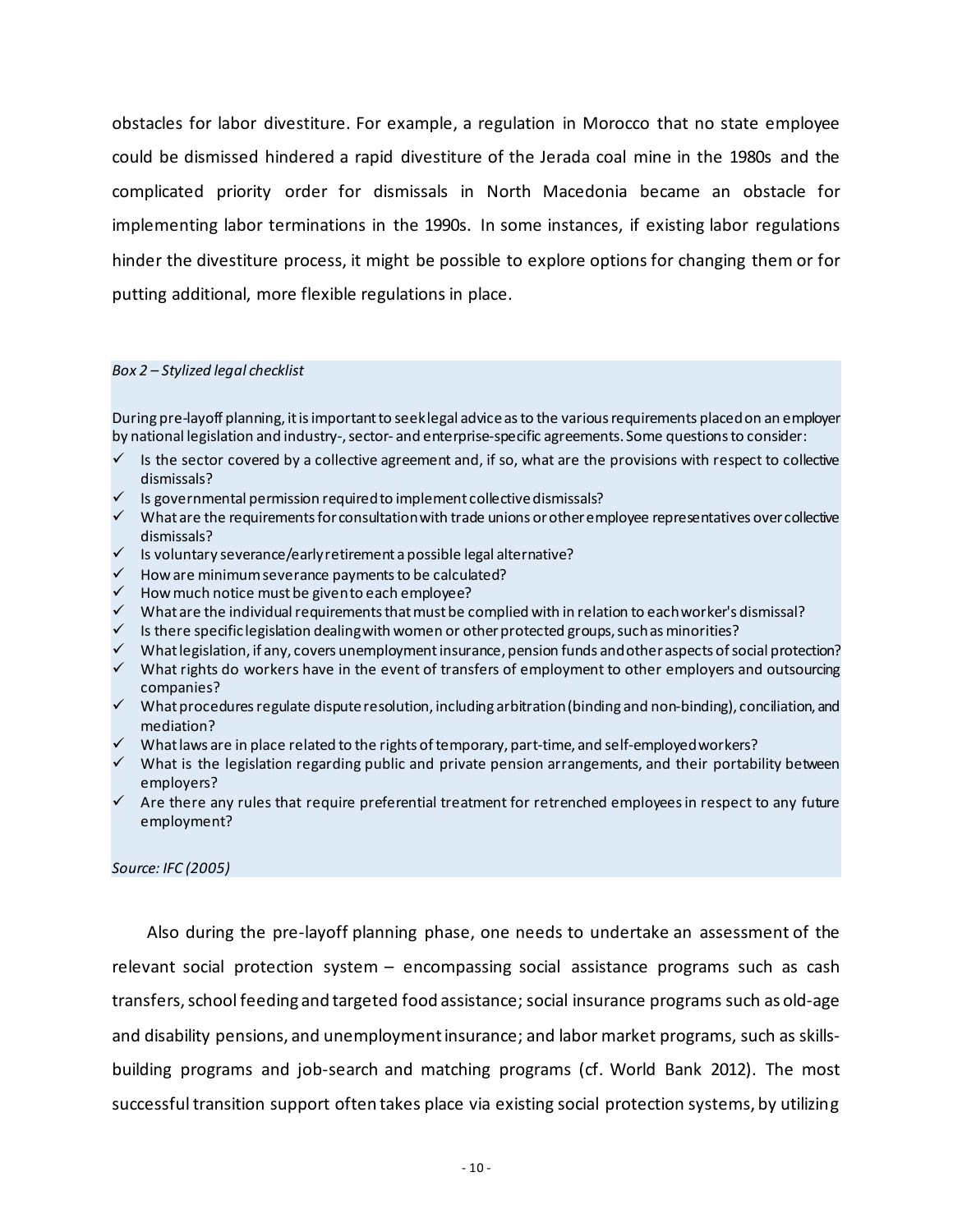obstacles for labor divestiture. For example, a regulation in Morocco that no state employee could be dismissed hindered a rapid divestiture of the Jerada coal mine in the 1980s and the complicated priority order for dismissals in North Macedonia became an obstacle for implementing labor terminations in the 1990s. In some instances, if existing labor regulations hinder the divestiture process, it might be possible to explore options for changing them or for putting additional, more flexible regulations in place.

*Box 2 – Stylized legal checklist*

During pre-layoff planning, it is important to seek legal advice as to the various requirements placed on an employer by national legislation and industry-, sector- and enterprise-specific agreements. Some questions to consider:

- ✓ Is the sector covered by a collective agreement and, if so, what are the provisions with respect to collective dismissals?
- ✓ Is governmental permission required to implement collective dismissals?
- ✓ What are the requirements for consultation with trade unions or other employee representatives over collective dismissals?
- ✓ Is voluntary severance/early retirement a possible legal alternative?
- ✓ How are minimum severance payments to be calculated?
- ✓ How much notice must be given to each employee?
- ✓ What are the individual requirements that must be complied with in relation to each worker's dismissal?
- ✓ Is there specific legislation dealing with women or other protected groups, such as minorities?
- ✓ What legislation, if any, covers unemployment insurance, pension funds and other aspects of social protection?
- ✓ What rights do workers have in the event of transfers of employment to other employers and outsourcing companies?
- ✓ What procedures regulate dispute resolution, including arbitration (binding and non-binding), conciliation, and mediation?
- ✓ What laws are in place related to the rights of temporary, part-time, and self-employed workers?
- ✓ What is the legislation regarding public and private pension arrangements, and their portability between employers?
- ✓ Are there any rules that require preferential treatment for retrenched employees in respect to any future employment?

*Source: IFC (2005)*

Also during the pre-layoff planning phase, one needs to undertake an assessment of the relevant social protection system – encompassing social assistance programs such as cash transfers, school feeding and targeted food assistance; social insurance programs such as old-age and disability pensions, and unemployment insurance; and labor market programs, such as skills-building programs and job-search and matching programs (cf. World Bank 2012). The most successful transition support often takes place via existing social protection systems, by utilizing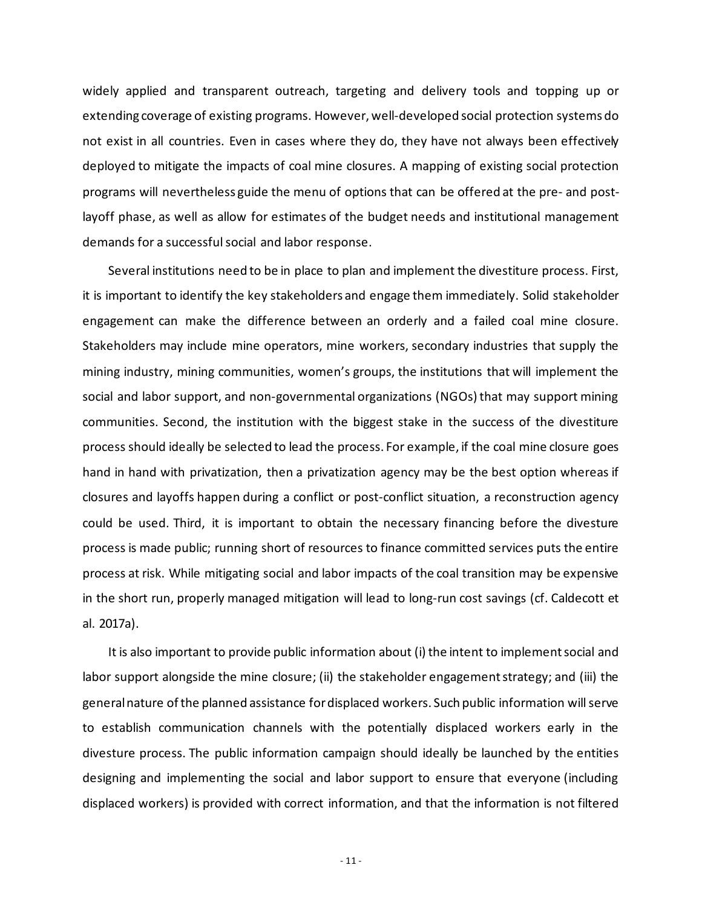widely applied and transparent outreach, targeting and delivery tools and topping up or extending coverage of existing programs. However, well-developed social protection systems do not exist in all countries. Even in cases where they do, they have not always been effectively deployed to mitigate the impacts of coal mine closures. A mapping of existing social protection programs will nevertheless guide the menu of options that can be offered at the pre- and post-layoff phase, as well as allow for estimates of the budget needs and institutional management demands for a successful social and labor response.

Several institutions need to be in place to plan and implement the divestiture process. First, it is important to identify the key stakeholders and engage them immediately. Solid stakeholder engagement can make the difference between an orderly and a failed coal mine closure. Stakeholders may include mine operators, mine workers, secondary industries that supply the mining industry, mining communities, women's groups, the institutions that will implement the social and labor support, and non-governmental organizations (NGOs) that may support mining communities. Second, the institution with the biggest stake in the success of the divestiture process should ideally be selected to lead the process. For example, if the coal mine closure goes hand in hand with privatization, then a privatization agency may be the best option whereas if closures and layoffs happen during a conflict or post-conflict situation, a reconstruction agency could be used. Third, it is important to obtain the necessary financing before the divesture process is made public; running short of resources to finance committed services puts the entire process at risk. While mitigating social and labor impacts of the coal transition may be expensive in the short run, properly managed mitigation will lead to long-run cost savings (cf. Caldecott et al. 2017a).

It is also important to provide public information about (i) the intent to implement social and labor support alongside the mine closure; (ii) the stakeholder engagement strategy; and (iii) the general nature of the planned assistance for displaced workers. Such public information will serve to establish communication channels with the potentially displaced workers early in the divesture process. The public information campaign should ideally be launched by the entities designing and implementing the social and labor support to ensure that everyone (including displaced workers) is provided with correct information, and that the information is not filtered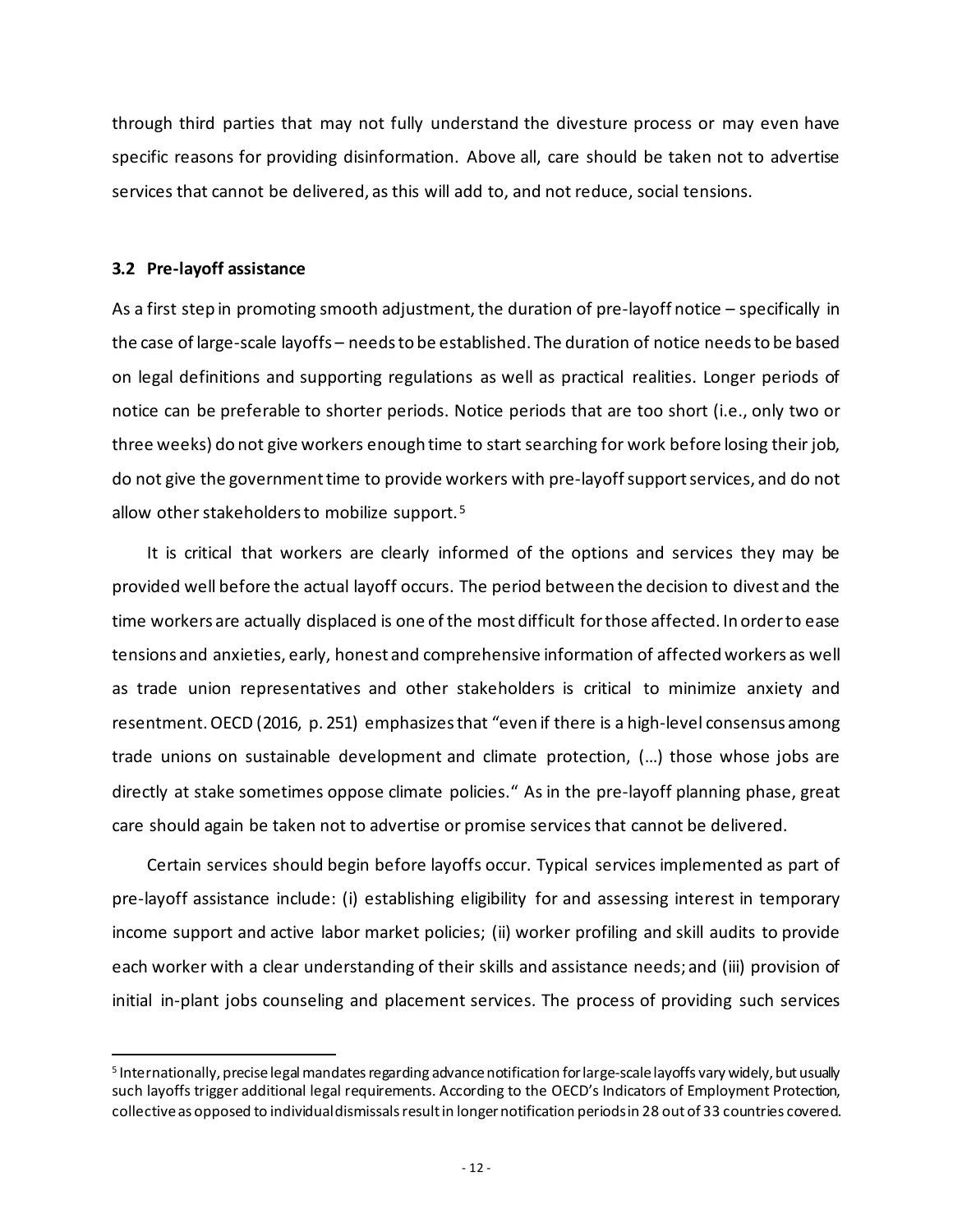through third parties that may not fully understand the divesture process or may even have specific reasons for providing disinformation. Above all, care should be taken not to advertise services that cannot be delivered, as this will add to, and not reduce, social tensions.

### 3.2 Pre-layoff assistance

As a first step in promoting smooth adjustment, the duration of pre-layoff notice – specifically in the case of large-scale layoffs – needs to be established. The duration of notice needs to be based on legal definitions and supporting regulations as well as practical realities. Longer periods of notice can be preferable to shorter periods. Notice periods that are too short (i.e., only two or three weeks) do not give workers enough time to start searching for work before losing their job, do not give the government time to provide workers with pre-layoff support services, and do not allow other stakeholders to mobilize support.[5]

It is critical that workers are clearly informed of the options and services they may be provided well before the actual layoff occurs. The period between the decision to divest and the time workers are actually displaced is one of the most difficult for those affected. In order to ease tensions and anxieties, early, honest and comprehensive information of affected workers as well as trade union representatives and other stakeholders is critical to minimize anxiety and resentment. OECD (2016, p. 251) emphasizes that "even if there is a high-level consensus among trade unions on sustainable development and climate protection, (…) those whose jobs are directly at stake sometimes oppose climate policies." As in the pre-layoff planning phase, great care should again be taken not to advertise or promise services that cannot be delivered.

Certain services should begin before layoffs occur. Typical services implemented as part of pre-layoff assistance include: (i) establishing eligibility for and assessing interest in temporary income support and active labor market policies; (ii) worker profiling and skill audits to provide each worker with a clear understanding of their skills and assistance needs; and (iii) provision of initial in-plant jobs counseling and placement services. The process of providing such services

[5] Internationally, precise legal mandates regarding advance notification for large-scale layoffs vary widely, but usually such layoffs trigger additional legal requirements. According to the OECD's Indicators of Employment Protection, collective as opposed to individual dismissals result in longer notification periods in 28 out of 33 countries covered.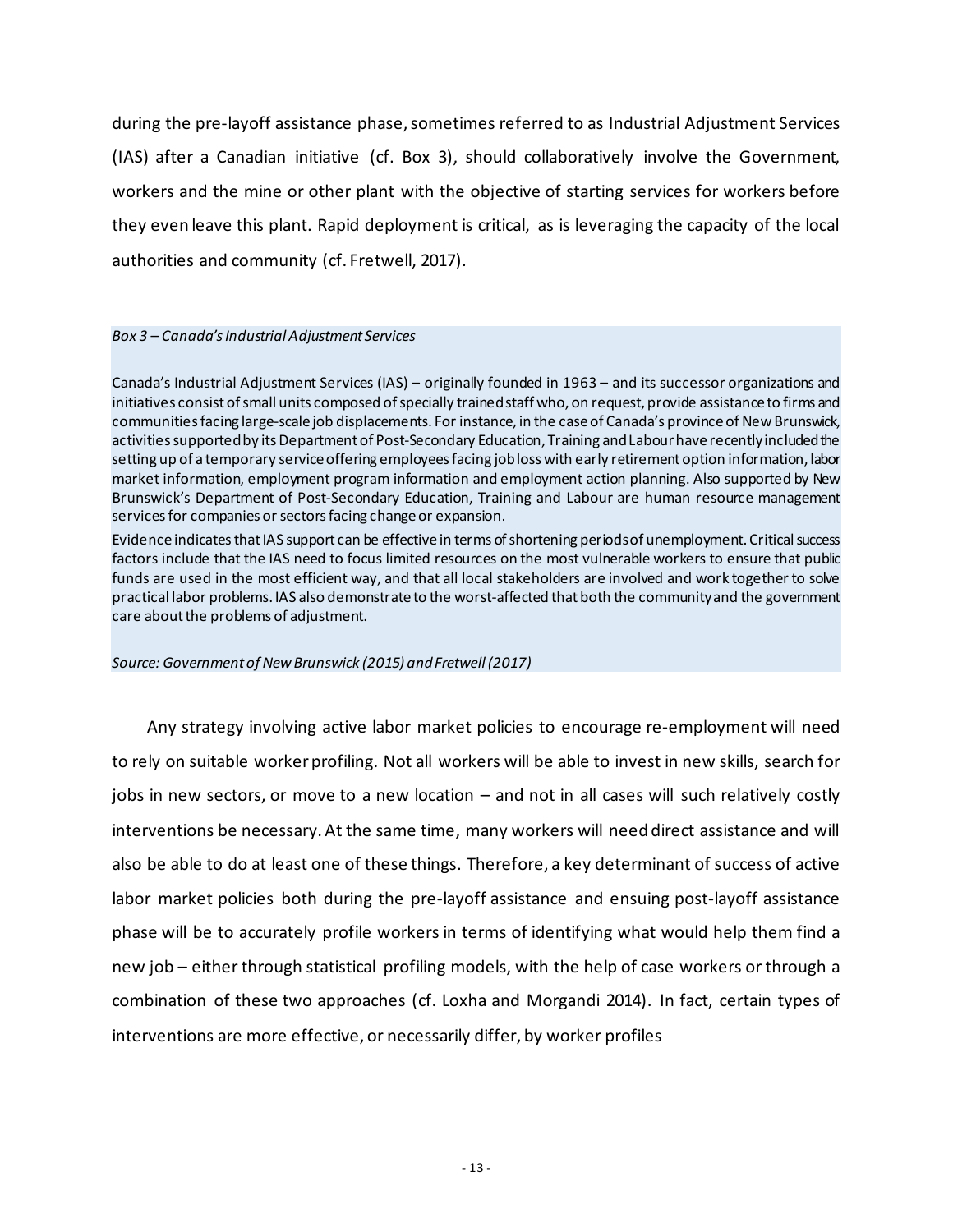during the pre-layoff assistance phase, sometimes referred to as Industrial Adjustment Services (IAS) after a Canadian initiative (cf. Box 3), should collaboratively involve the Government, workers and the mine or other plant with the objective of starting services for workers before they even leave this plant. Rapid deployment is critical, as is leveraging the capacity of the local authorities and community (cf. Fretwell, 2017).

*Box 3 – Canada's Industrial Adjustment Services*

Canada's Industrial Adjustment Services (IAS) – originally founded in 1963 – and its successor organizations and initiatives consist of small units composed of specially trained staff who, on request, provide assistance to firms and communities facing large-scale job displacements. For instance, in the case of Canada's province of New Brunswick, activities supported by its Department of Post-Secondary Education, Training and Labour have recently included the setting up of a temporary service offering employees facing job loss with early retirement option information, labor market information, employment program information and employment action planning. Also supported by New Brunswick's Department of Post-Secondary Education, Training and Labour are human resource management services for companies or sectors facing change or expansion.

Evidence indicates that IAS support can be effective in terms of shortening periods of unemployment. Critical success factors include that the IAS need to focus limited resources on the most vulnerable workers to ensure that public funds are used in the most efficient way, and that all local stakeholders are involved and work together to solve practical labor problems. IAS also demonstrate to the worst-affected that both the community and the government care about the problems of adjustment.

*Source: Government of New Brunswick (2015) and Fretwell (2017)*

Any strategy involving active labor market policies to encourage re-employment will need to rely on suitable worker profiling. Not all workers will be able to invest in new skills, search for jobs in new sectors, or move to a new location – and not in all cases will such relatively costly interventions be necessary. At the same time, many workers will need direct assistance and will also be able to do at least one of these things. Therefore, a key determinant of success of active labor market policies both during the pre-layoff assistance and ensuing post-layoff assistance phase will be to accurately profile workers in terms of identifying what would help them find a new job – either through statistical profiling models, with the help of case workers or through a combination of these two approaches (cf. Loxha and Morgandi 2014). In fact, certain types of interventions are more effective, or necessarily differ, by worker profiles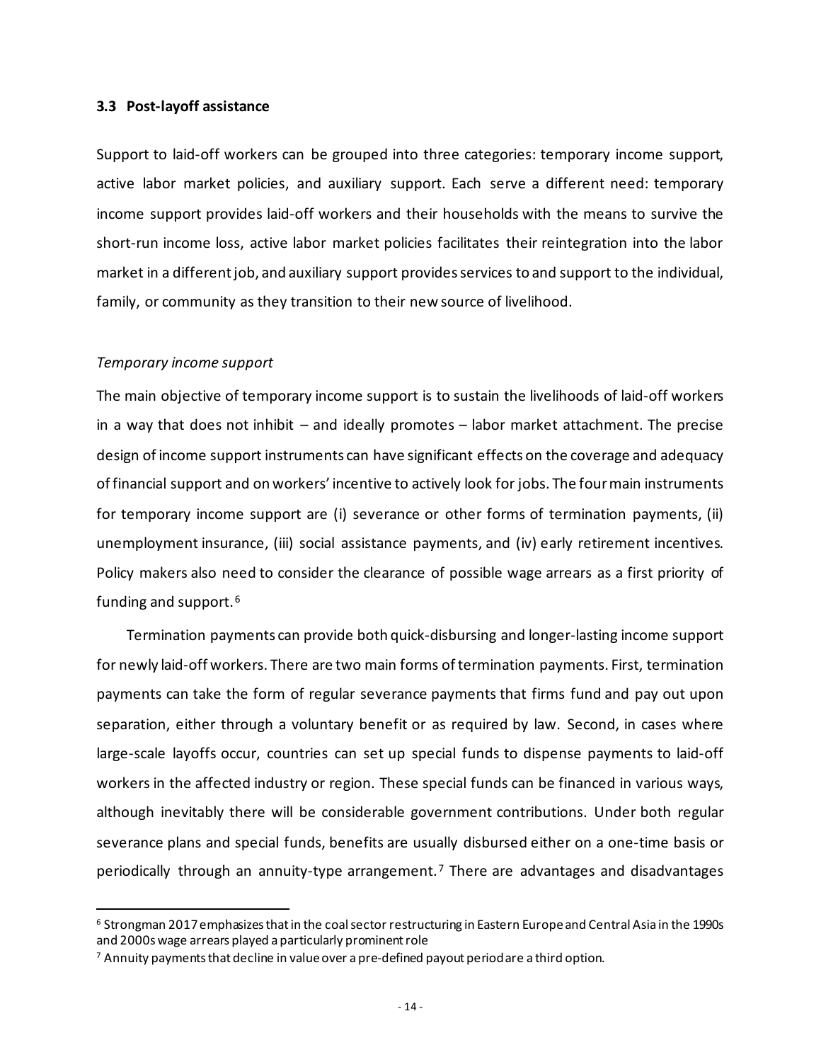### 3.3 Post-layoff assistance

Support to laid-off workers can be grouped into three categories: temporary income support, active labor market policies, and auxiliary support. Each serve a different need: temporary income support provides laid-off workers and their households with the means to survive the short-run income loss, active labor market policies facilitates their reintegration into the labor market in a different job, and auxiliary support provides services to and support to the individual, family, or community as they transition to their new source of livelihood.

*Temporary income support*

The main objective of temporary income support is to sustain the livelihoods of laid-off workers in a way that does not inhibit – and ideally promotes – labor market attachment. The precise design of income support instruments can have significant effects on the coverage and adequacy of financial support and on workers' incentive to actively look for jobs. The four main instruments for temporary income support are (i) severance or other forms of termination payments, (ii) unemployment insurance, (iii) social assistance payments, and (iv) early retirement incentives. Policy makers also need to consider the clearance of possible wage arrears as a first priority of funding and support.[6]

Termination payments can provide both quick-disbursing and longer-lasting income support for newly laid-off workers. There are two main forms of termination payments. First, termination payments can take the form of regular severance payments that firms fund and pay out upon separation, either through a voluntary benefit or as required by law. Second, in cases where large-scale layoffs occur, countries can set up special funds to dispense payments to laid-off workers in the affected industry or region. These special funds can be financed in various ways, although inevitably there will be considerable government contributions. Under both regular severance plans and special funds, benefits are usually disbursed either on a one-time basis or periodically through an annuity-type arrangement.[7] There are advantages and disadvantages

[6] Strongman 2017 emphasizes that in the coal sector restructuring in Eastern Europe and Central Asia in the 1990s and 2000s wage arrears played a particularly prominent role

[7] Annuity payments that decline in value over a pre-defined payout period are a third option.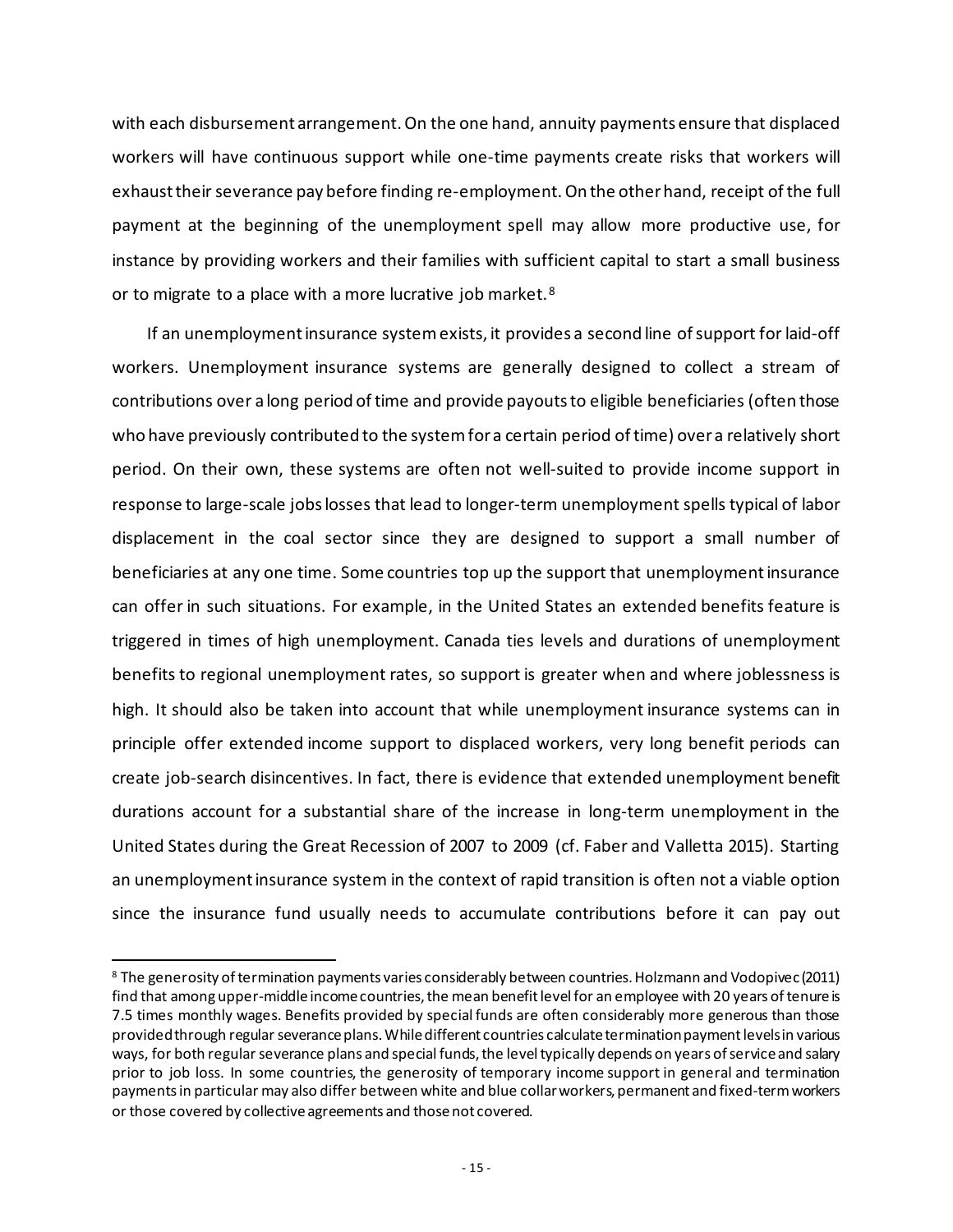with each disbursement arrangement. On the one hand, annuity payments ensure that displaced workers will have continuous support while one-time payments create risks that workers will exhaust their severance pay before finding re-employment. On the other hand, receipt of the full payment at the beginning of the unemployment spell may allow more productive use, for instance by providing workers and their families with sufficient capital to start a small business or to migrate to a place with a more lucrative job market.[8]

If an unemployment insurance system exists, it provides a second line of support for laid-off workers. Unemployment insurance systems are generally designed to collect a stream of contributions over a long period of time and provide payouts to eligible beneficiaries (often those who have previously contributed to the system for a certain period of time) over a relatively short period. On their own, these systems are often not well-suited to provide income support in response to large-scale jobs losses that lead to longer-term unemployment spells typical of labor displacement in the coal sector since they are designed to support a small number of beneficiaries at any one time. Some countries top up the support that unemployment insurance can offer in such situations. For example, in the United States an extended benefits feature is triggered in times of high unemployment. Canada ties levels and durations of unemployment benefits to regional unemployment rates, so support is greater when and where joblessness is high. It should also be taken into account that while unemployment insurance systems can in principle offer extended income support to displaced workers, very long benefit periods can create job-search disincentives. In fact, there is evidence that extended unemployment benefit durations account for a substantial share of the increase in long-term unemployment in the United States during the Great Recession of 2007 to 2009 (cf. Faber and Valletta 2015). Starting an unemployment insurance system in the context of rapid transition is often not a viable option since the insurance fund usually needs to accumulate contributions before it can pay out

[8] The generosity of termination payments varies considerably between countries. Holzmann and Vodopivec (2011) find that among upper-middle income countries, the mean benefit level for an employee with 20 years of tenure is 7.5 times monthly wages. Benefits provided by special funds are often considerably more generous than those provided through regular severance plans. While different countries calculate termination payment levels in various ways, for both regular severance plans and special funds, the level typically depends on years of service and salary prior to job loss. In some countries, the generosity of temporary income support in general and termination payments in particular may also differ between white and blue collar workers, permanent and fixed-term workers or those covered by collective agreements and those not covered.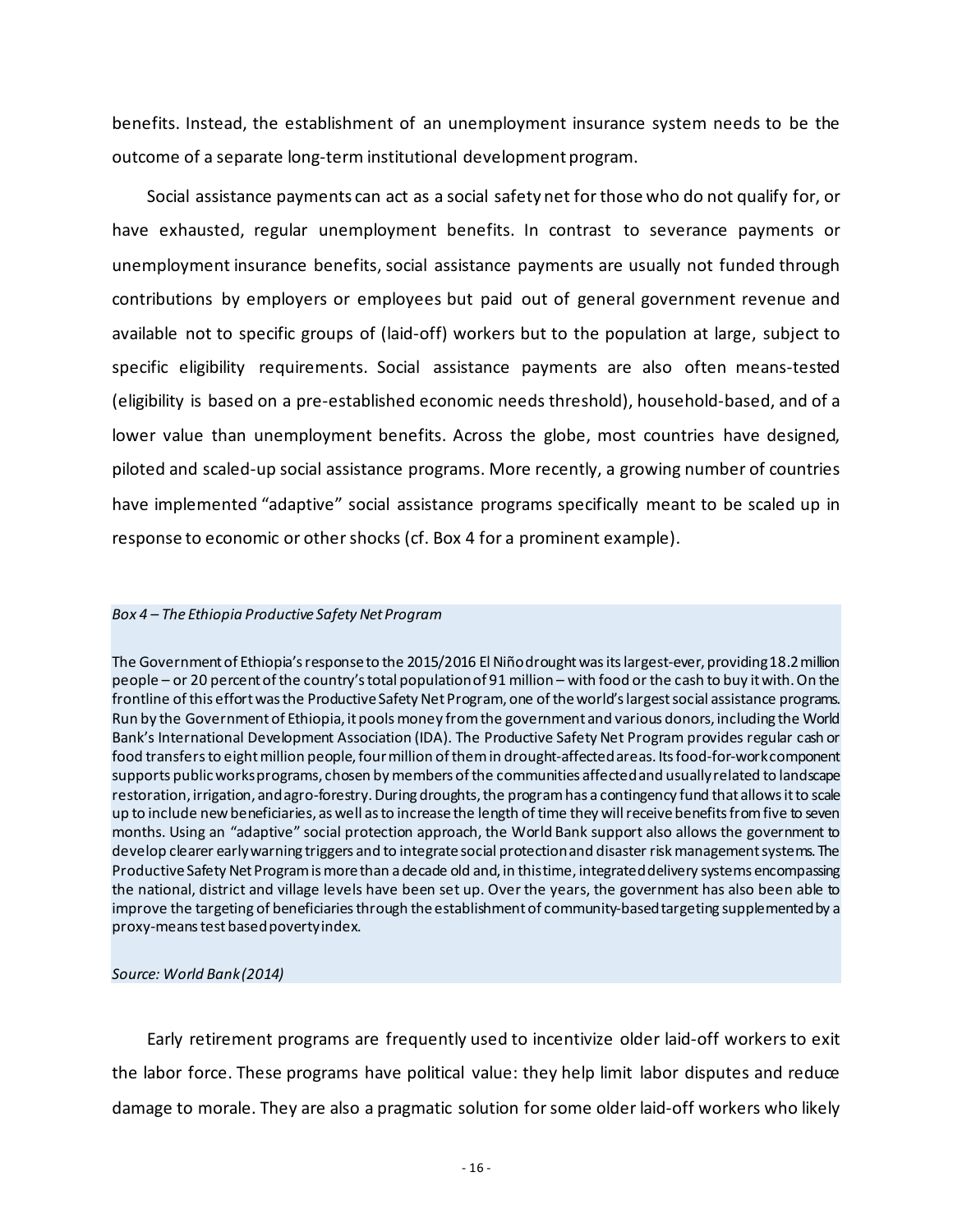benefits. Instead, the establishment of an unemployment insurance system needs to be the outcome of a separate long-term institutional development program.

Social assistance payments can act as a social safety net for those who do not qualify for, or have exhausted, regular unemployment benefits. In contrast to severance payments or unemployment insurance benefits, social assistance payments are usually not funded through contributions by employers or employees but paid out of general government revenue and available not to specific groups of (laid-off) workers but to the population at large, subject to specific eligibility requirements. Social assistance payments are also often means-tested (eligibility is based on a pre-established economic needs threshold), household-based, and of a lower value than unemployment benefits. Across the globe, most countries have designed, piloted and scaled-up social assistance programs. More recently, a growing number of countries have implemented "adaptive" social assistance programs specifically meant to be scaled up in response to economic or other shocks (cf. Box 4 for a prominent example).

*Box 4 – The Ethiopia Productive Safety Net Program*

The Government of Ethiopia's response to the 2015/2016 El Niño drought was its largest-ever, providing 18.2 million people – or 20 percent of the country's total population of 91 million – with food or the cash to buy it with. On the frontline of this effort was the Productive Safety Net Program, one of the world's largest social assistance programs. Run by the Government of Ethiopia, it pools money from the government and various donors, including the World Bank's International Development Association (IDA). The Productive Safety Net Program provides regular cash or food transfers to eight million people, four million of them in drought-affected areas. Its food-for-work component supports public works programs, chosen by members of the communities affected and usually related to landscape restoration, irrigation, and agro-forestry. During droughts, the program has a contingency fund that allows it to scale up to include new beneficiaries, as well as to increase the length of time they will receive benefits from five to seven months. Using an "adaptive" social protection approach, the World Bank support also allows the government to develop clearer early warning triggers and to integrate social protection and disaster risk management systems. The Productive Safety Net Program is more than a decade old and, in this time, integrated delivery systems encompassing the national, district and village levels have been set up. Over the years, the government has also been able to improve the targeting of beneficiaries through the establishment of community-based targeting supplemented by a proxy-means test based poverty index.

*Source: World Bank (2014)*

Early retirement programs are frequently used to incentivize older laid-off workers to exit the labor force. These programs have political value: they help limit labor disputes and reduce damage to morale. They are also a pragmatic solution for some older laid-off workers who likely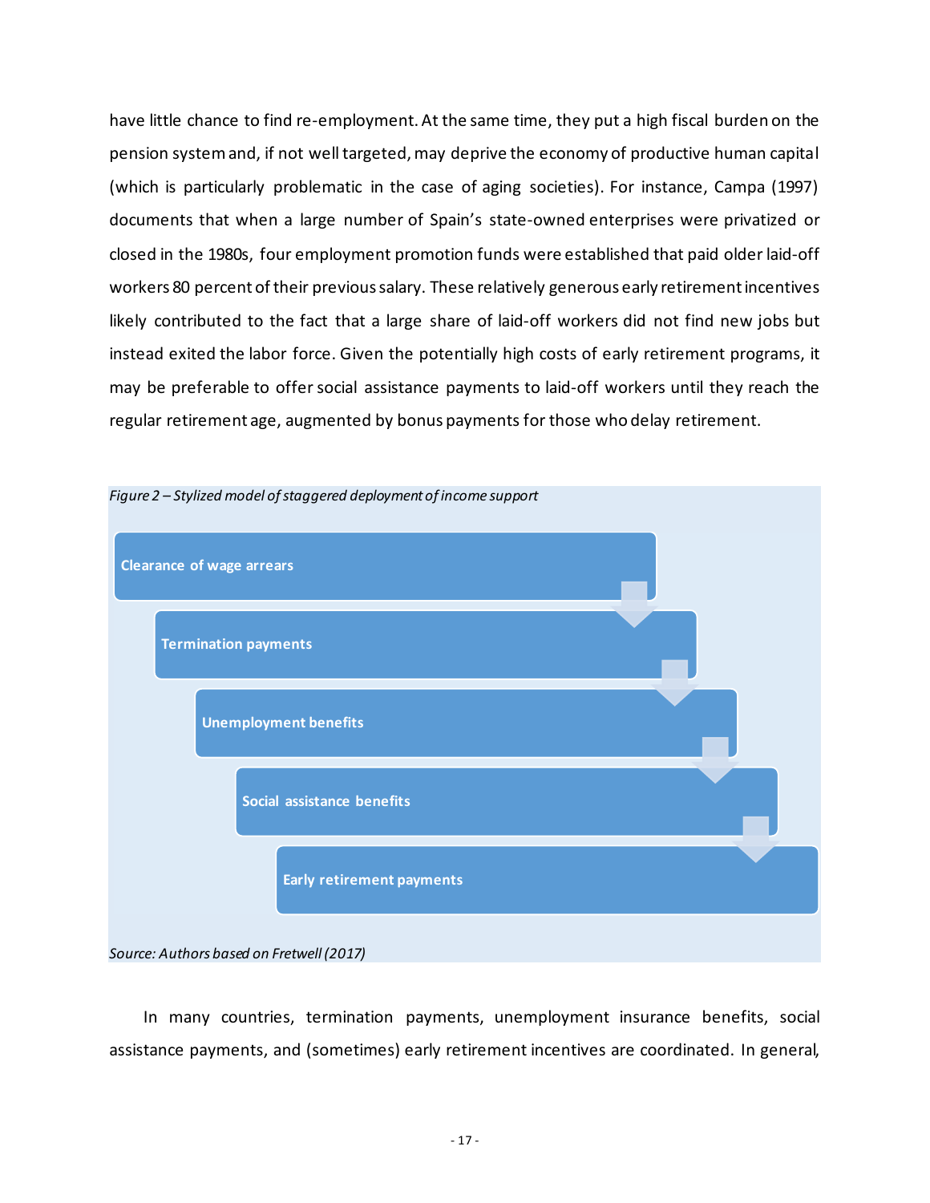have little chance to find re-employment. At the same time, they put a high fiscal burden on the pension system and, if not well targeted, may deprive the economy of productive human capital (which is particularly problematic in the case of aging societies). For instance, Campa (1997) documents that when a large number of Spain's state-owned enterprises were privatized or closed in the 1980s, four employment promotion funds were established that paid older laid-off workers 80 percent of their previous salary. These relatively generous early retirement incentives likely contributed to the fact that a large share of laid-off workers did not find new jobs but instead exited the labor force. Given the potentially high costs of early retirement programs, it may be preferable to offer social assistance payments to laid-off workers until they reach the regular retirement age, augmented by bonus payments for those who delay retirement.

*Figure 2 – Stylized model of staggered deployment of income support*

- Clearance of wage arrears
- Termination payments
- Unemployment benefits
- Social assistance benefits
- Early retirement payments

*Source: Authors based on Fretwell (2017)*

In many countries, termination payments, unemployment insurance benefits, social assistance payments, and (sometimes) early retirement incentives are coordinated. In general,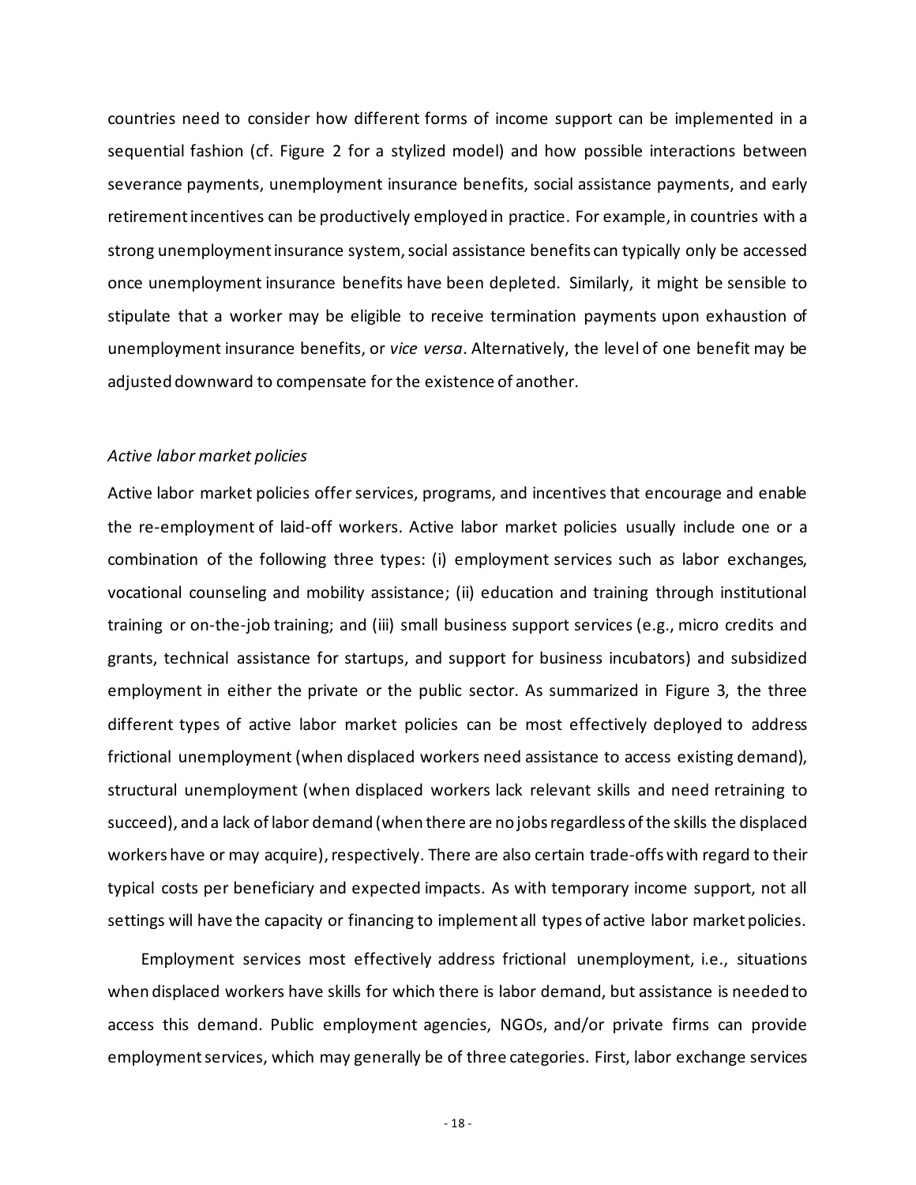countries need to consider how different forms of income support can be implemented in a sequential fashion (cf. Figure 2 for a stylized model) and how possible interactions between severance payments, unemployment insurance benefits, social assistance payments, and early retirement incentives can be productively employed in practice. For example, in countries with a strong unemployment insurance system, social assistance benefits can typically only be accessed once unemployment insurance benefits have been depleted. Similarly, it might be sensible to stipulate that a worker may be eligible to receive termination payments upon exhaustion of unemployment insurance benefits, or *vice versa*. Alternatively, the level of one benefit may be adjusted downward to compensate for the existence of another.

*Active labor market policies*

Active labor market policies offer services, programs, and incentives that encourage and enable the re-employment of laid-off workers. Active labor market policies usually include one or a combination of the following three types: (i) employment services such as labor exchanges, vocational counseling and mobility assistance; (ii) education and training through institutional training or on-the-job training; and (iii) small business support services (e.g., micro credits and grants, technical assistance for startups, and support for business incubators) and subsidized employment in either the private or the public sector. As summarized in Figure 3, the three different types of active labor market policies can be most effectively deployed to address frictional unemployment (when displaced workers need assistance to access existing demand), structural unemployment (when displaced workers lack relevant skills and need retraining to succeed), and a lack of labor demand (when there are no jobs regardless of the skills the displaced workers have or may acquire), respectively. There are also certain trade-offs with regard to their typical costs per beneficiary and expected impacts. As with temporary income support, not all settings will have the capacity or financing to implement all types of active labor market policies.

Employment services most effectively address frictional unemployment, i.e., situations when displaced workers have skills for which there is labor demand, but assistance is needed to access this demand. Public employment agencies, NGOs, and/or private firms can provide employment services, which may generally be of three categories. First, labor exchange services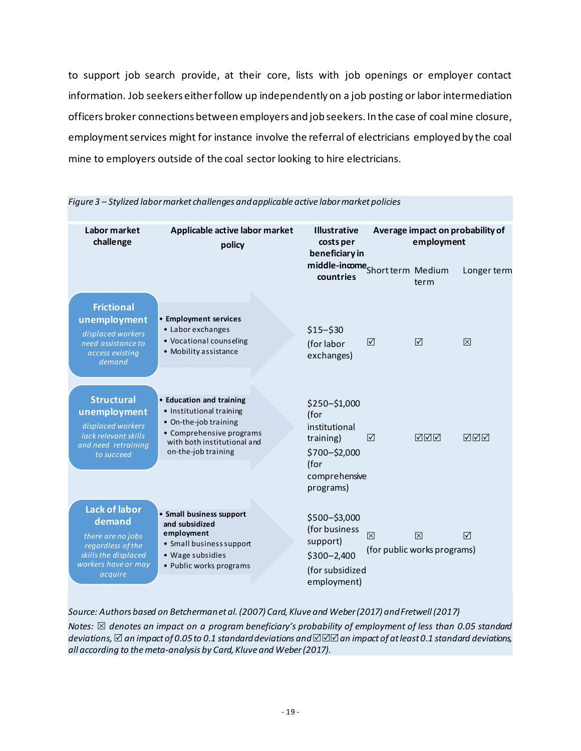to support job search provide, at their core, lists with job openings or employer contact information. Job seekers either follow up independently on a job posting or labor intermediation officers broker connections between employers and job seekers. In the case of coal mine closure, employment services might for instance involve the referral of electricians employed by the coal mine to employers outside of the coal sector looking to hire electricians.

*Figure 3 – Stylized labor market challenges and applicable active labor market policies*

| Labor market challenge | Applicable active labor market policy | Illustrative costs per beneficiary in middle-income countries | Average impact on probability of employment | | |
|---|---|---|---|---|---|
| | | | Short term | Medium term | Longer term |
| **Frictional unemployment** *displaced workers need assistance to access existing demand* | • **Employment services** • Labor exchanges • Vocational counseling • Mobility assistance | \$15–\$30 (for labor exchanges) | ☑ | ☑ | ☒ |
| **Structural unemployment** *displaced workers lack relevant skills and need retraining to succeed* | • **Education and training** • Institutional training • On-the-job training • Comprehensive programs with both institutional and on-the-job training | \$250–\$1,000 (for institutional training) \$700–\$2,000 (for comprehensive programs) | ☑ | ☑☑☑ | ☑☑☑ |
| **Lack of labor demand** *there are no jobs regardless of the skills the displaced workers have or may acquire* | • **Small business support and subsidized employment** • Small business support • Wage subsidies • Public works programs | \$500–\$3,000 (for business support) \$300–2,400 (for subsidized employment) | ☒ (for public works programs) | ☒ (for public works programs) | ☑ (for public works programs) |

*Source: Authors based on Betcherman et al. (2007) Card, Kluve and Weber (2017) and Fretwell (2017)*

*Notes: ☒ denotes an impact on a program beneficiary's probability of employment of less than 0.05 standard deviations, ☑ an impact of 0.05 to 0.1 standard deviations and ☑☑☑ an impact of at least 0.1 standard deviations, all according to the meta-analysis by Card, Kluve and Weber (2017).*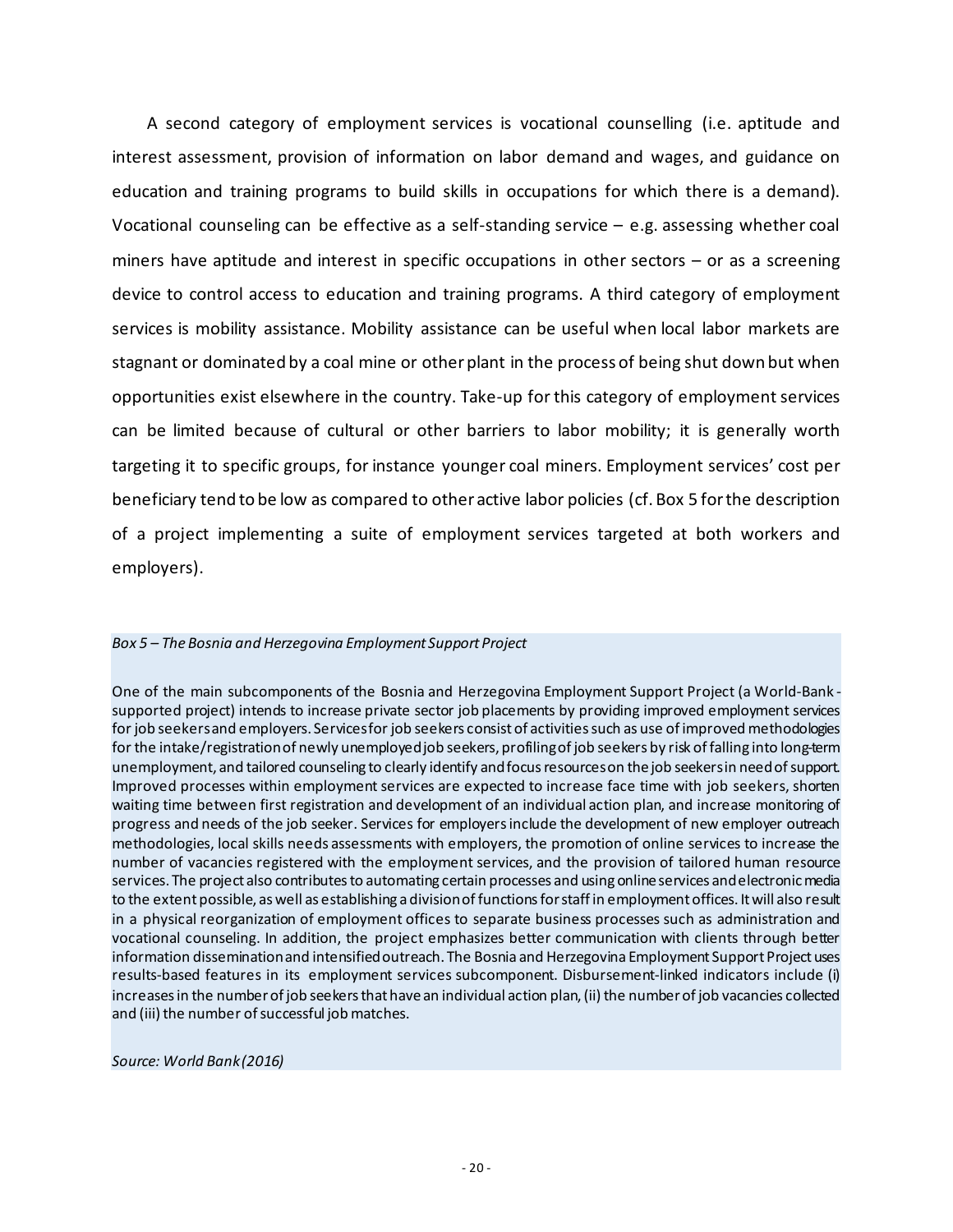A second category of employment services is vocational counselling (i.e. aptitude and interest assessment, provision of information on labor demand and wages, and guidance on education and training programs to build skills in occupations for which there is a demand). Vocational counseling can be effective as a self-standing service – e.g. assessing whether coal miners have aptitude and interest in specific occupations in other sectors – or as a screening device to control access to education and training programs. A third category of employment services is mobility assistance. Mobility assistance can be useful when local labor markets are stagnant or dominated by a coal mine or other plant in the process of being shut down but when opportunities exist elsewhere in the country. Take-up for this category of employment services can be limited because of cultural or other barriers to labor mobility; it is generally worth targeting it to specific groups, for instance younger coal miners. Employment services' cost per beneficiary tend to be low as compared to other active labor policies (cf. Box 5 for the description of a project implementing a suite of employment services targeted at both workers and employers).

*Box 5 – The Bosnia and Herzegovina Employment Support Project*

One of the main subcomponents of the Bosnia and Herzegovina Employment Support Project (a World-Bank-supported project) intends to increase private sector job placements by providing improved employment services for job seekers and employers. Services for job seekers consist of activities such as use of improved methodologies for the intake/registration of newly unemployed job seekers, profiling of job seekers by risk of falling into long-term unemployment, and tailored counseling to clearly identify and focus resources on the job seekers in need of support. Improved processes within employment services are expected to increase face time with job seekers, shorten waiting time between first registration and development of an individual action plan, and increase monitoring of progress and needs of the job seeker. Services for employers include the development of new employer outreach methodologies, local skills needs assessments with employers, the promotion of online services to increase the number of vacancies registered with the employment services, and the provision of tailored human resource services. The project also contributes to automating certain processes and using online services and electronic media to the extent possible, as well as establishing a division of functions for staff in employment offices. It will also result in a physical reorganization of employment offices to separate business processes such as administration and vocational counseling. In addition, the project emphasizes better communication with clients through better information dissemination and intensified outreach. The Bosnia and Herzegovina Employment Support Project uses results-based features in its employment services subcomponent. Disbursement-linked indicators include (i) increases in the number of job seekers that have an individual action plan, (ii) the number of job vacancies collected and (iii) the number of successful job matches.

*Source: World Bank (2016)*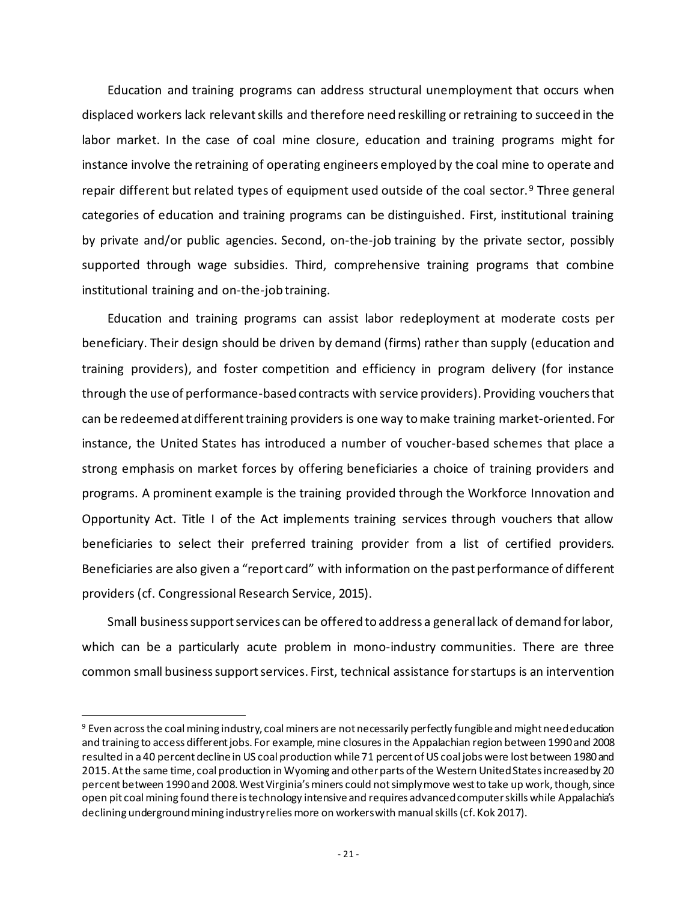Education and training programs can address structural unemployment that occurs when displaced workers lack relevant skills and therefore need reskilling or retraining to succeed in the labor market. In the case of coal mine closure, education and training programs might for instance involve the retraining of operating engineers employed by the coal mine to operate and repair different but related types of equipment used outside of the coal sector.[9] Three general categories of education and training programs can be distinguished. First, institutional training by private and/or public agencies. Second, on-the-job training by the private sector, possibly supported through wage subsidies. Third, comprehensive training programs that combine institutional training and on-the-job training.

Education and training programs can assist labor redeployment at moderate costs per beneficiary. Their design should be driven by demand (firms) rather than supply (education and training providers), and foster competition and efficiency in program delivery (for instance through the use of performance-based contracts with service providers). Providing vouchers that can be redeemed at different training providers is one way to make training market-oriented. For instance, the United States has introduced a number of voucher-based schemes that place a strong emphasis on market forces by offering beneficiaries a choice of training providers and programs. A prominent example is the training provided through the Workforce Innovation and Opportunity Act. Title I of the Act implements training services through vouchers that allow beneficiaries to select their preferred training provider from a list of certified providers. Beneficiaries are also given a "report card" with information on the past performance of different providers (cf. Congressional Research Service, 2015).

Small business support services can be offered to address a general lack of demand for labor, which can be a particularly acute problem in mono-industry communities. There are three common small business support services. First, technical assistance for startups is an intervention

[9] Even across the coal mining industry, coal miners are not necessarily perfectly fungible and might need education and training to access different jobs. For example, mine closures in the Appalachian region between 1990 and 2008 resulted in a 40 percent decline in US coal production while 71 percent of US coal jobs were lost between 1980 and 2015. At the same time, coal production in Wyoming and other parts of the Western United States increased by 20 percent between 1990 and 2008. West Virginia's miners could not simply move west to take up work, though, since open pit coal mining found there is technology intensive and requires advanced computer skills while Appalachia's declining underground mining industry relies more on workers with manual skills (cf. Kok 2017).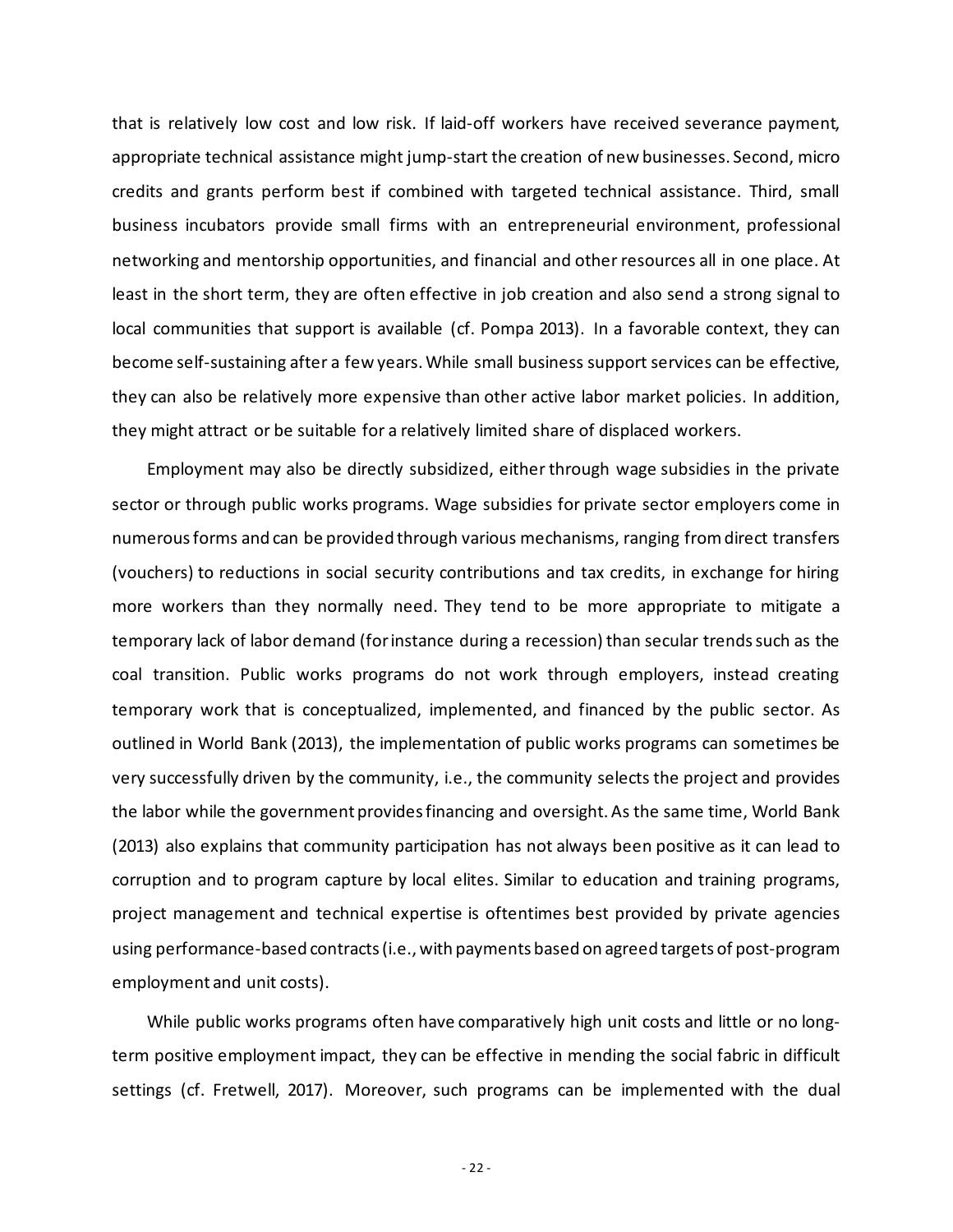that is relatively low cost and low risk. If laid-off workers have received severance payment, appropriate technical assistance might jump-start the creation of new businesses. Second, micro credits and grants perform best if combined with targeted technical assistance. Third, small business incubators provide small firms with an entrepreneurial environment, professional networking and mentorship opportunities, and financial and other resources all in one place. At least in the short term, they are often effective in job creation and also send a strong signal to local communities that support is available (cf. Pompa 2013). In a favorable context, they can become self-sustaining after a few years. While small business support services can be effective, they can also be relatively more expensive than other active labor market policies. In addition, they might attract or be suitable for a relatively limited share of displaced workers.

Employment may also be directly subsidized, either through wage subsidies in the private sector or through public works programs. Wage subsidies for private sector employers come in numerous forms and can be provided through various mechanisms, ranging from direct transfers (vouchers) to reductions in social security contributions and tax credits, in exchange for hiring more workers than they normally need. They tend to be more appropriate to mitigate a temporary lack of labor demand (for instance during a recession) than secular trends such as the coal transition. Public works programs do not work through employers, instead creating temporary work that is conceptualized, implemented, and financed by the public sector. As outlined in World Bank (2013), the implementation of public works programs can sometimes be very successfully driven by the community, i.e., the community selects the project and provides the labor while the government provides financing and oversight. As the same time, World Bank (2013) also explains that community participation has not always been positive as it can lead to corruption and to program capture by local elites. Similar to education and training programs, project management and technical expertise is oftentimes best provided by private agencies using performance-based contracts (i.e., with payments based on agreed targets of post-program employment and unit costs).

While public works programs often have comparatively high unit costs and little or no long-term positive employment impact, they can be effective in mending the social fabric in difficult settings (cf. Fretwell, 2017). Moreover, such programs can be implemented with the dual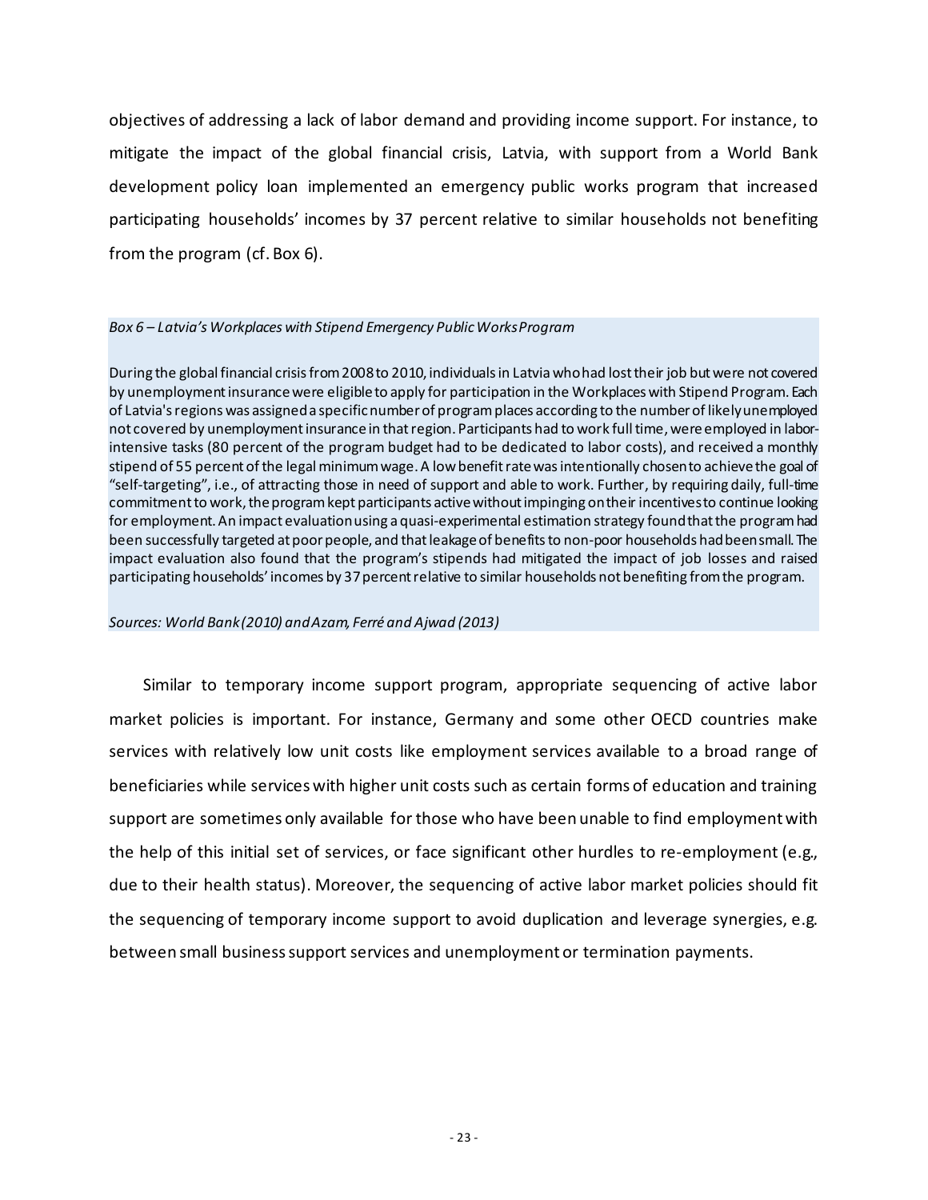objectives of addressing a lack of labor demand and providing income support. For instance, to mitigate the impact of the global financial crisis, Latvia, with support from a World Bank development policy loan implemented an emergency public works program that increased participating households' incomes by 37 percent relative to similar households not benefiting from the program (cf. Box 6).

*Box 6 – Latvia's Workplaces with Stipend Emergency Public Works Program*

During the global financial crisis from 2008 to 2010, individuals in Latvia who had lost their job but were not covered by unemployment insurance were eligible to apply for participation in the Workplaces with Stipend Program. Each of Latvia's regions was assigned a specific number of program places according to the number of likely unemployed not covered by unemployment insurance in that region. Participants had to work full time, were employed in labor-intensive tasks (80 percent of the program budget had to be dedicated to labor costs), and received a monthly stipend of 55 percent of the legal minimum wage. A low benefit rate was intentionally chosen to achieve the goal of "self-targeting", i.e., of attracting those in need of support and able to work. Further, by requiring daily, full-time commitment to work, the program kept participants active without impinging on their incentives to continue looking for employment. An impact evaluation using a quasi-experimental estimation strategy found that the program had been successfully targeted at poor people, and that leakage of benefits to non-poor households had been small. The impact evaluation also found that the program's stipends had mitigated the impact of job losses and raised participating households' incomes by 37 percent relative to similar households not benefiting from the program.

*Sources: World Bank (2010) and Azam, Ferré and Ajwad (2013)*

Similar to temporary income support program, appropriate sequencing of active labor market policies is important. For instance, Germany and some other OECD countries make services with relatively low unit costs like employment services available to a broad range of beneficiaries while services with higher unit costs such as certain forms of education and training support are sometimes only available for those who have been unable to find employment with the help of this initial set of services, or face significant other hurdles to re-employment (e.g., due to their health status). Moreover, the sequencing of active labor market policies should fit the sequencing of temporary income support to avoid duplication and leverage synergies, e.g. between small business support services and unemployment or termination payments.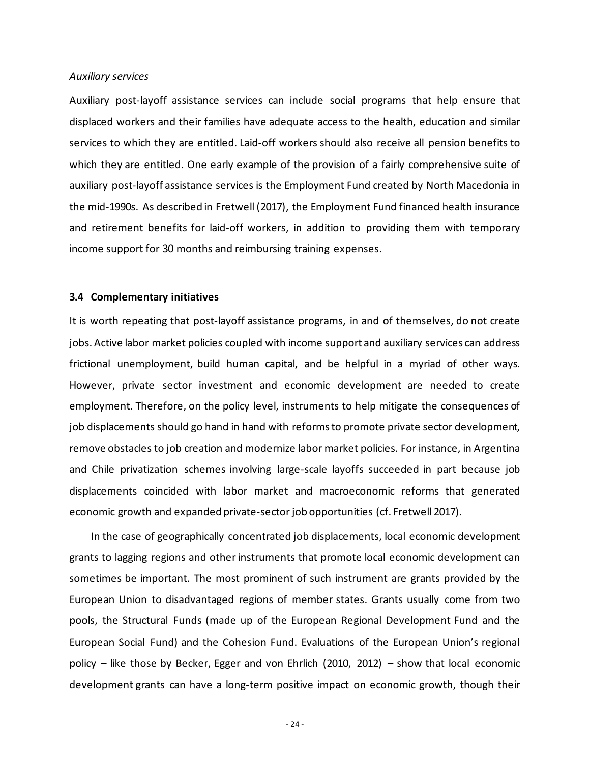*Auxiliary services*

Auxiliary post-layoff assistance services can include social programs that help ensure that displaced workers and their families have adequate access to the health, education and similar services to which they are entitled. Laid-off workers should also receive all pension benefits to which they are entitled. One early example of the provision of a fairly comprehensive suite of auxiliary post-layoff assistance services is the Employment Fund created by North Macedonia in the mid-1990s. As described in Fretwell (2017), the Employment Fund financed health insurance and retirement benefits for laid-off workers, in addition to providing them with temporary income support for 30 months and reimbursing training expenses.

### 3.4 Complementary initiatives

It is worth repeating that post-layoff assistance programs, in and of themselves, do not create jobs. Active labor market policies coupled with income support and auxiliary services can address frictional unemployment, build human capital, and be helpful in a myriad of other ways. However, private sector investment and economic development are needed to create employment. Therefore, on the policy level, instruments to help mitigate the consequences of job displacements should go hand in hand with reforms to promote private sector development, remove obstacles to job creation and modernize labor market policies. For instance, in Argentina and Chile privatization schemes involving large-scale layoffs succeeded in part because job displacements coincided with labor market and macroeconomic reforms that generated economic growth and expanded private-sector job opportunities (cf. Fretwell 2017).

In the case of geographically concentrated job displacements, local economic development grants to lagging regions and other instruments that promote local economic development can sometimes be important. The most prominent of such instrument are grants provided by the European Union to disadvantaged regions of member states. Grants usually come from two pools, the Structural Funds (made up of the European Regional Development Fund and the European Social Fund) and the Cohesion Fund. Evaluations of the European Union's regional policy – like those by Becker, Egger and von Ehrlich (2010, 2012) – show that local economic development grants can have a long-term positive impact on economic growth, though their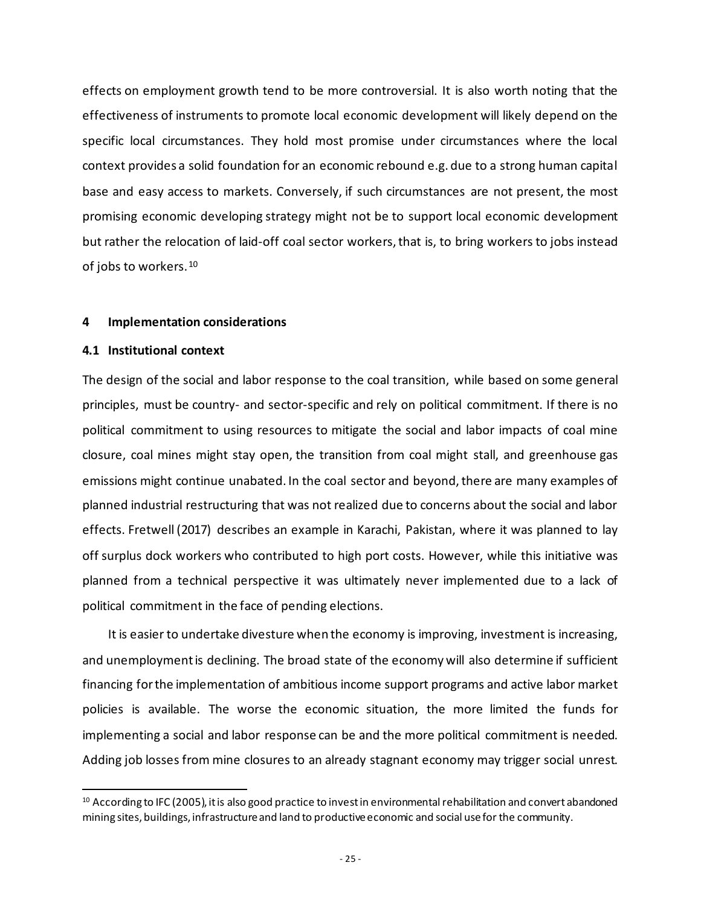effects on employment growth tend to be more controversial. It is also worth noting that the effectiveness of instruments to promote local economic development will likely depend on the specific local circumstances. They hold most promise under circumstances where the local context provides a solid foundation for an economic rebound e.g. due to a strong human capital base and easy access to markets. Conversely, if such circumstances are not present, the most promising economic developing strategy might not be to support local economic development but rather the relocation of laid-off coal sector workers, that is, to bring workers to jobs instead of jobs to workers.[10]

## 4 Implementation considerations

### 4.1 Institutional context

The design of the social and labor response to the coal transition, while based on some general principles, must be country- and sector-specific and rely on political commitment. If there is no political commitment to using resources to mitigate the social and labor impacts of coal mine closure, coal mines might stay open, the transition from coal might stall, and greenhouse gas emissions might continue unabated. In the coal sector and beyond, there are many examples of planned industrial restructuring that was not realized due to concerns about the social and labor effects. Fretwell (2017) describes an example in Karachi, Pakistan, where it was planned to lay off surplus dock workers who contributed to high port costs. However, while this initiative was planned from a technical perspective it was ultimately never implemented due to a lack of political commitment in the face of pending elections.

It is easier to undertake divesture when the economy is improving, investment is increasing, and unemployment is declining. The broad state of the economy will also determine if sufficient financing for the implementation of ambitious income support programs and active labor market policies is available. The worse the economic situation, the more limited the funds for implementing a social and labor response can be and the more political commitment is needed. Adding job losses from mine closures to an already stagnant economy may trigger social unrest.

[10] According to IFC (2005), it is also good practice to invest in environmental rehabilitation and convert abandoned mining sites, buildings, infrastructure and land to productive economic and social use for the community.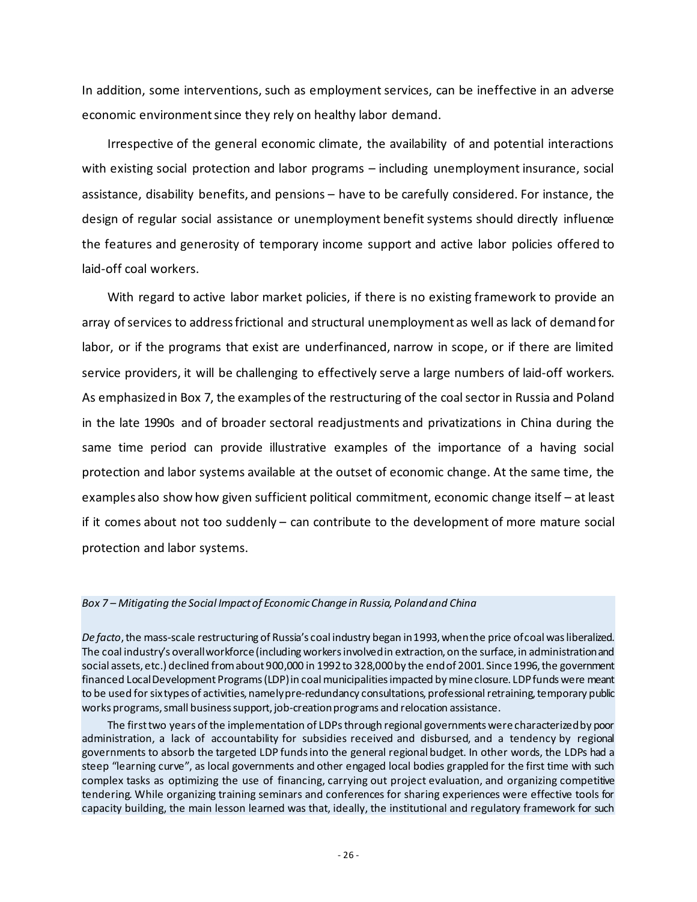In addition, some interventions, such as employment services, can be ineffective in an adverse economic environment since they rely on healthy labor demand.

Irrespective of the general economic climate, the availability of and potential interactions with existing social protection and labor programs – including unemployment insurance, social assistance, disability benefits, and pensions – have to be carefully considered. For instance, the design of regular social assistance or unemployment benefit systems should directly influence the features and generosity of temporary income support and active labor policies offered to laid-off coal workers.

With regard to active labor market policies, if there is no existing framework to provide an array of services to address frictional and structural unemployment as well as lack of demand for labor, or if the programs that exist are underfinanced, narrow in scope, or if there are limited service providers, it will be challenging to effectively serve a large numbers of laid-off workers. As emphasized in Box 7, the examples of the restructuring of the coal sector in Russia and Poland in the late 1990s and of broader sectoral readjustments and privatizations in China during the same time period can provide illustrative examples of the importance of a having social protection and labor systems available at the outset of economic change. At the same time, the examples also show how given sufficient political commitment, economic change itself – at least if it comes about not too suddenly – can contribute to the development of more mature social protection and labor systems.

*Box 7 – Mitigating the Social Impact of Economic Change in Russia, Poland and China*

*De facto*, the mass-scale restructuring of Russia's coal industry began in 1993, when the price of coal was liberalized. The coal industry's overall workforce (including workers involved in extraction, on the surface, in administration and social assets, etc.) declined from about 900,000 in 1992 to 328,000 by the end of 2001. Since 1996, the government financed Local Development Programs (LDP) in coal municipalities impacted by mine closure. LDP funds were meant to be used for six types of activities, namely pre-redundancy consultations, professional retraining, temporary public works programs, small business support, job-creation programs and relocation assistance.

The first two years of the implementation of LDPs through regional governments were characterized by poor administration, a lack of accountability for subsidies received and disbursed, and a tendency by regional governments to absorb the targeted LDP funds into the general regional budget. In other words, the LDPs had a steep "learning curve", as local governments and other engaged local bodies grappled for the first time with such complex tasks as optimizing the use of financing, carrying out project evaluation, and organizing competitive tendering. While organizing training seminars and conferences for sharing experiences were effective tools for capacity building, the main lesson learned was that, ideally, the institutional and regulatory framework for such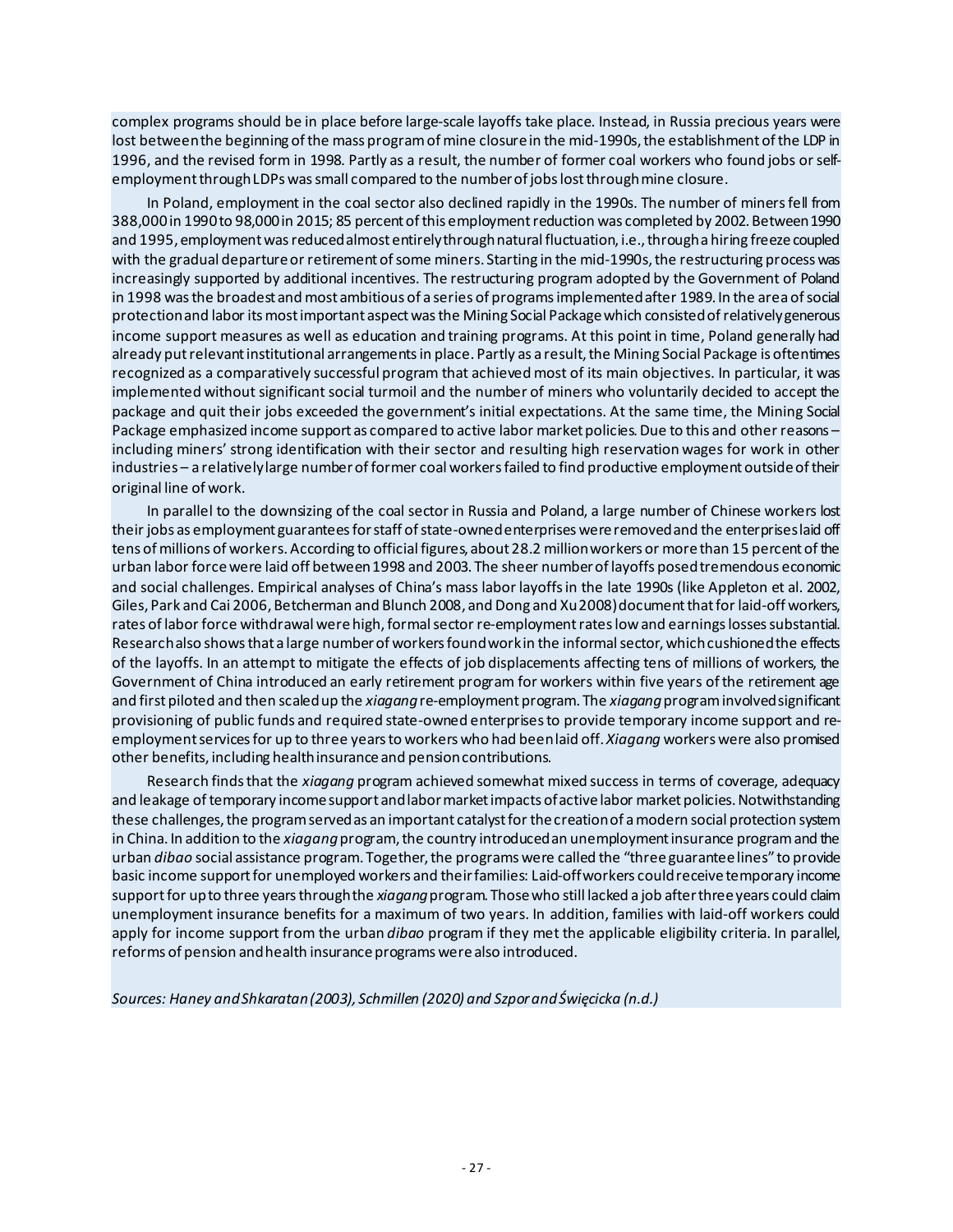complex programs should be in place before large-scale layoffs take place. Instead, in Russia precious years were lost between the beginning of the mass program of mine closure in the mid-1990s, the establishment of the LDP in 1996, and the revised form in 1998. Partly as a result, the number of former coal workers who found jobs or self-employment through LDPs was small compared to the number of jobs lost through mine closure.

In Poland, employment in the coal sector also declined rapidly in the 1990s. The number of miners fell from 388,000 in 1990 to 98,000 in 2015; 85 percent of this employment reduction was completed by 2002. Between 1990 and 1995, employment was reduced almost entirely through natural fluctuation, i.e., through a hiring freeze coupled with the gradual departure or retirement of some miners. Starting in the mid-1990s, the restructuring process was increasingly supported by additional incentives. The restructuring program adopted by the Government of Poland in 1998 was the broadest and most ambitious of a series of programs implemented after 1989. In the area of social protection and labor its most important aspect was the Mining Social Package which consisted of relatively generous income support measures as well as education and training programs. At this point in time, Poland generally had already put relevant institutional arrangements in place. Partly as a result, the Mining Social Package is oftentimes recognized as a comparatively successful program that achieved most of its main objectives. In particular, it was implemented without significant social turmoil and the number of miners who voluntarily decided to accept the package and quit their jobs exceeded the government's initial expectations. At the same time, the Mining Social Package emphasized income support as compared to active labor market policies. Due to this and other reasons – including miners' strong identification with their sector and resulting high reservation wages for work in other industries – a relatively large number of former coal workers failed to find productive employment outside of their original line of work.

In parallel to the downsizing of the coal sector in Russia and Poland, a large number of Chinese workers lost their jobs as employment guarantees for staff of state-owned enterprises were removed and the enterprises laid off tens of millions of workers. According to official figures, about 28.2 million workers or more than 15 percent of the urban labor force were laid off between 1998 and 2003. The sheer number of layoffs posed tremendous economic and social challenges. Empirical analyses of China's mass labor layoffs in the late 1990s (like Appleton et al. 2002, Giles, Park and Cai 2006, Betcherman and Blunch 2008, and Dong and Xu 2008) document that for laid-off workers, rates of labor force withdrawal were high, formal sector re-employment rates low and earnings losses substantial. Research also shows that a large number of workers found work in the informal sector, which cushioned the effects of the layoffs. In an attempt to mitigate the effects of job displacements affecting tens of millions of workers, the Government of China introduced an early retirement program for workers within five years of the retirement age and first piloted and then scaled up the *xiagang* re-employment program. The *xiagang* program involved significant provisioning of public funds and required state-owned enterprises to provide temporary income support and re-employment services for up to three years to workers who had been laid off. *Xiagang* workers were also promised other benefits, including health insurance and pension contributions.

Research finds that the *xiagang* program achieved somewhat mixed success in terms of coverage, adequacy and leakage of temporary income support and labor market impacts of active labor market policies. Notwithstanding these challenges, the program served as an important catalyst for the creation of a modern social protection system in China. In addition to the *xiagang* program, the country introduced an unemployment insurance program and the urban *dibao* social assistance program. Together, the programs were called the "three guarantee lines" to provide basic income support for unemployed workers and their families: Laid-off workers could receive temporary income support for up to three years through the *xiagang* program. Those who still lacked a job after three years could claim unemployment insurance benefits for a maximum of two years. In addition, families with laid-off workers could apply for income support from the urban *dibao* program if they met the applicable eligibility criteria. In parallel, reforms of pension and health insurance programs were also introduced.

*Sources: Haney and Shkaratan (2003), Schmillen (2020) and Szpor and Święcicka (n.d.)*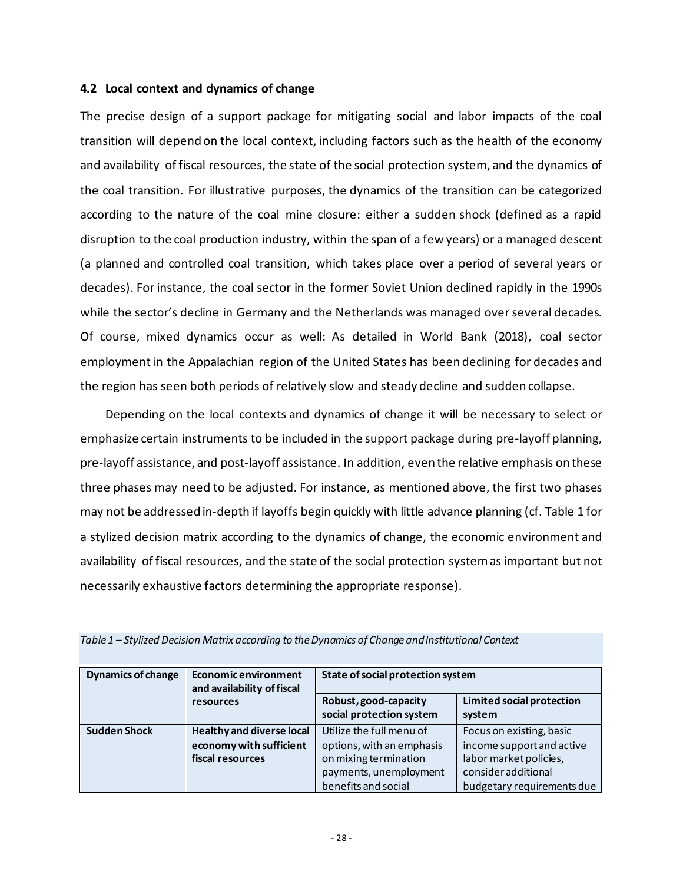### 4.2 Local context and dynamics of change

The precise design of a support package for mitigating social and labor impacts of the coal transition will depend on the local context, including factors such as the health of the economy and availability of fiscal resources, the state of the social protection system, and the dynamics of the coal transition. For illustrative purposes, the dynamics of the transition can be categorized according to the nature of the coal mine closure: either a sudden shock (defined as a rapid disruption to the coal production industry, within the span of a few years) or a managed descent (a planned and controlled coal transition, which takes place over a period of several years or decades). For instance, the coal sector in the former Soviet Union declined rapidly in the 1990s while the sector's decline in Germany and the Netherlands was managed over several decades. Of course, mixed dynamics occur as well: As detailed in World Bank (2018), coal sector employment in the Appalachian region of the United States has been declining for decades and the region has seen both periods of relatively slow and steady decline and sudden collapse.

Depending on the local contexts and dynamics of change it will be necessary to select or emphasize certain instruments to be included in the support package during pre-layoff planning, pre-layoff assistance, and post-layoff assistance. In addition, even the relative emphasis on these three phases may need to be adjusted. For instance, as mentioned above, the first two phases may not be addressed in-depth if layoffs begin quickly with little advance planning (cf. Table 1 for a stylized decision matrix according to the dynamics of change, the economic environment and availability of fiscal resources, and the state of the social protection system as important but not necessarily exhaustive factors determining the appropriate response).

*Table 1 – Stylized Decision Matrix according to the Dynamics of Change and Institutional Context*

| Dynamics of change | Economic environment and availability of fiscal resources | State of social protection system | |
|---|---|---|---|
| | | **Robust, good-capacity social protection system** | **Limited social protection system** |
| **Sudden Shock** | **Healthy and diverse local economy with sufficient fiscal resources** | Utilize the full menu of options, with an emphasis on mixing termination payments, unemployment benefits and social | Focus on existing, basic income support and active labor market policies, consider additional budgetary requirements due |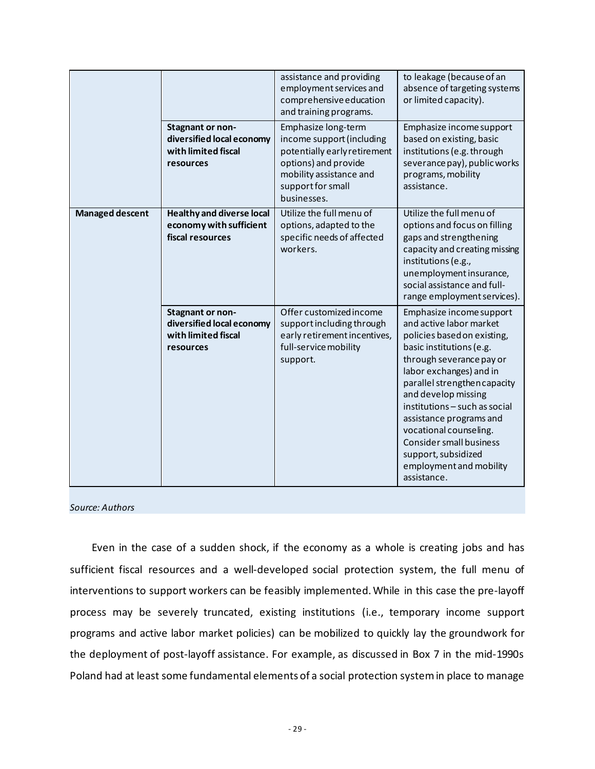| | | assistance and providing employment services and comprehensive education and training programs. | to leakage (because of an absence of targeting systems or limited capacity). |
|---|---|---|---|
| | **Stagnant or non-diversified local economy with limited fiscal resources** | Emphasize long-term income support (including potentially early retirement options) and provide mobility assistance and support for small businesses. | Emphasize income support based on existing, basic institutions (e.g. through severance pay), public works programs, mobility assistance. |
| **Managed descent** | **Healthy and diverse local economy with sufficient fiscal resources** | Utilize the full menu of options, adapted to the specific needs of affected workers. | Utilize the full menu of options and focus on filling gaps and strengthening capacity and creating missing institutions (e.g., unemployment insurance, social assistance and full-range employment services). |
| | **Stagnant or non-diversified local economy with limited fiscal resources** | Offer customized income support including through early retirement incentives, full-service mobility support. | Emphasize income support and active labor market policies based on existing, basic institutions (e.g. through severance pay or labor exchanges) and in parallel strengthen capacity and develop missing institutions – such as social assistance programs and vocational counseling. Consider small business support, subsidized employment and mobility assistance. |

*Source: Authors*

Even in the case of a sudden shock, if the economy as a whole is creating jobs and has sufficient fiscal resources and a well-developed social protection system, the full menu of interventions to support workers can be feasibly implemented. While in this case the pre-layoff process may be severely truncated, existing institutions (i.e., temporary income support programs and active labor market policies) can be mobilized to quickly lay the groundwork for the deployment of post-layoff assistance. For example, as discussed in Box 7 in the mid-1990s Poland had at least some fundamental elements of a social protection system in place to manage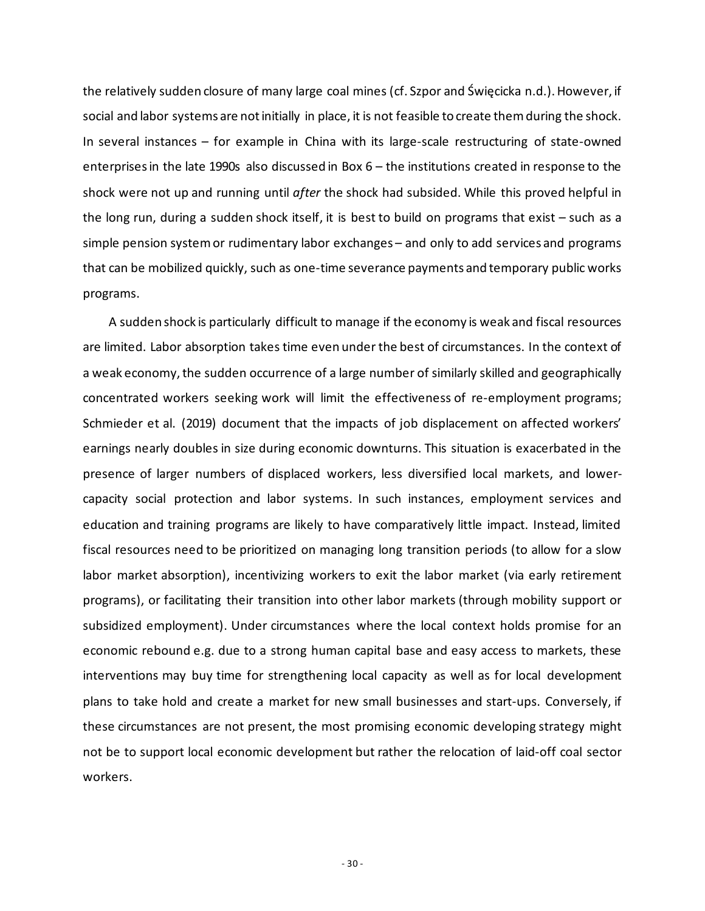the relatively sudden closure of many large coal mines (cf. Szpor and Święcicka n.d.). However, if social and labor systems are not initially in place, it is not feasible to create them during the shock. In several instances – for example in China with its large-scale restructuring of state-owned enterprises in the late 1990s also discussed in Box 6 – the institutions created in response to the shock were not up and running until *after* the shock had subsided. While this proved helpful in the long run, during a sudden shock itself, it is best to build on programs that exist – such as a simple pension system or rudimentary labor exchanges – and only to add services and programs that can be mobilized quickly, such as one-time severance payments and temporary public works programs.

A sudden shock is particularly difficult to manage if the economy is weak and fiscal resources are limited. Labor absorption takes time even under the best of circumstances. In the context of a weak economy, the sudden occurrence of a large number of similarly skilled and geographically concentrated workers seeking work will limit the effectiveness of re-employment programs; Schmieder et al. (2019) document that the impacts of job displacement on affected workers' earnings nearly doubles in size during economic downturns. This situation is exacerbated in the presence of larger numbers of displaced workers, less diversified local markets, and lower-capacity social protection and labor systems. In such instances, employment services and education and training programs are likely to have comparatively little impact. Instead, limited fiscal resources need to be prioritized on managing long transition periods (to allow for a slow labor market absorption), incentivizing workers to exit the labor market (via early retirement programs), or facilitating their transition into other labor markets (through mobility support or subsidized employment). Under circumstances where the local context holds promise for an economic rebound e.g. due to a strong human capital base and easy access to markets, these interventions may buy time for strengthening local capacity as well as for local development plans to take hold and create a market for new small businesses and start-ups. Conversely, if these circumstances are not present, the most promising economic developing strategy might not be to support local economic development but rather the relocation of laid-off coal sector workers.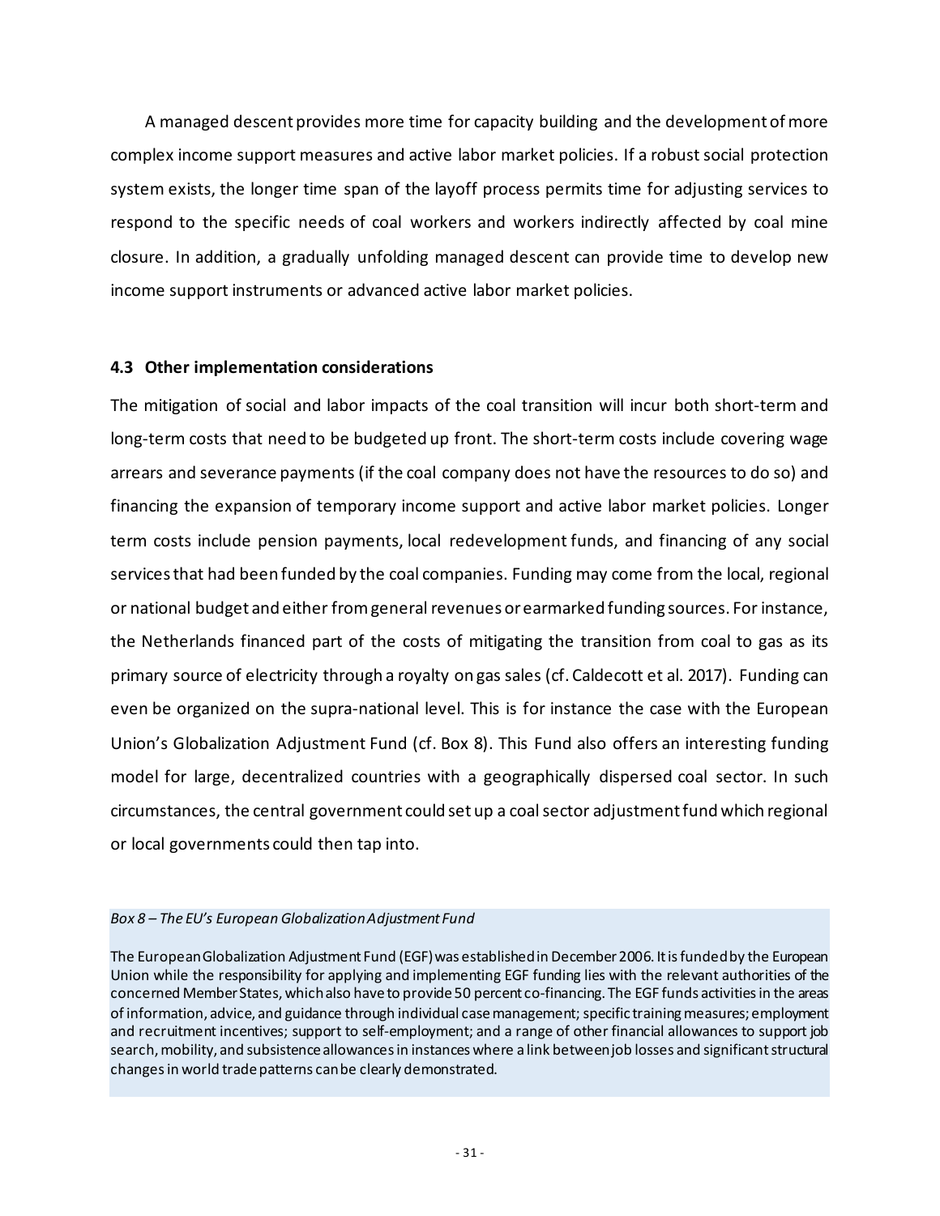A managed descent provides more time for capacity building and the development of more complex income support measures and active labor market policies. If a robust social protection system exists, the longer time span of the layoff process permits time for adjusting services to respond to the specific needs of coal workers and workers indirectly affected by coal mine closure. In addition, a gradually unfolding managed descent can provide time to develop new income support instruments or advanced active labor market policies.

### 4.3 Other implementation considerations

The mitigation of social and labor impacts of the coal transition will incur both short-term and long-term costs that need to be budgeted up front. The short-term costs include covering wage arrears and severance payments (if the coal company does not have the resources to do so) and financing the expansion of temporary income support and active labor market policies. Longer term costs include pension payments, local redevelopment funds, and financing of any social services that had been funded by the coal companies. Funding may come from the local, regional or national budget and either from general revenues or earmarked funding sources. For instance, the Netherlands financed part of the costs of mitigating the transition from coal to gas as its primary source of electricity through a royalty on gas sales (cf. Caldecott et al. 2017). Funding can even be organized on the supra-national level. This is for instance the case with the European Union's Globalization Adjustment Fund (cf. Box 8). This Fund also offers an interesting funding model for large, decentralized countries with a geographically dispersed coal sector. In such circumstances, the central government could set up a coal sector adjustment fund which regional or local governments could then tap into.

*Box 8 – The EU's European Globalization Adjustment Fund*

The European Globalization Adjustment Fund (EGF) was established in December 2006. It is funded by the European Union while the responsibility for applying and implementing EGF funding lies with the relevant authorities of the concerned Member States, which also have to provide 50 percent co-financing. The EGF funds activities in the areas of information, advice, and guidance through individual case management; specific training measures; employment and recruitment incentives; support to self-employment; and a range of other financial allowances to support job search, mobility, and subsistence allowances in instances where a link between job losses and significant structural changes in world trade patterns can be clearly demonstrated.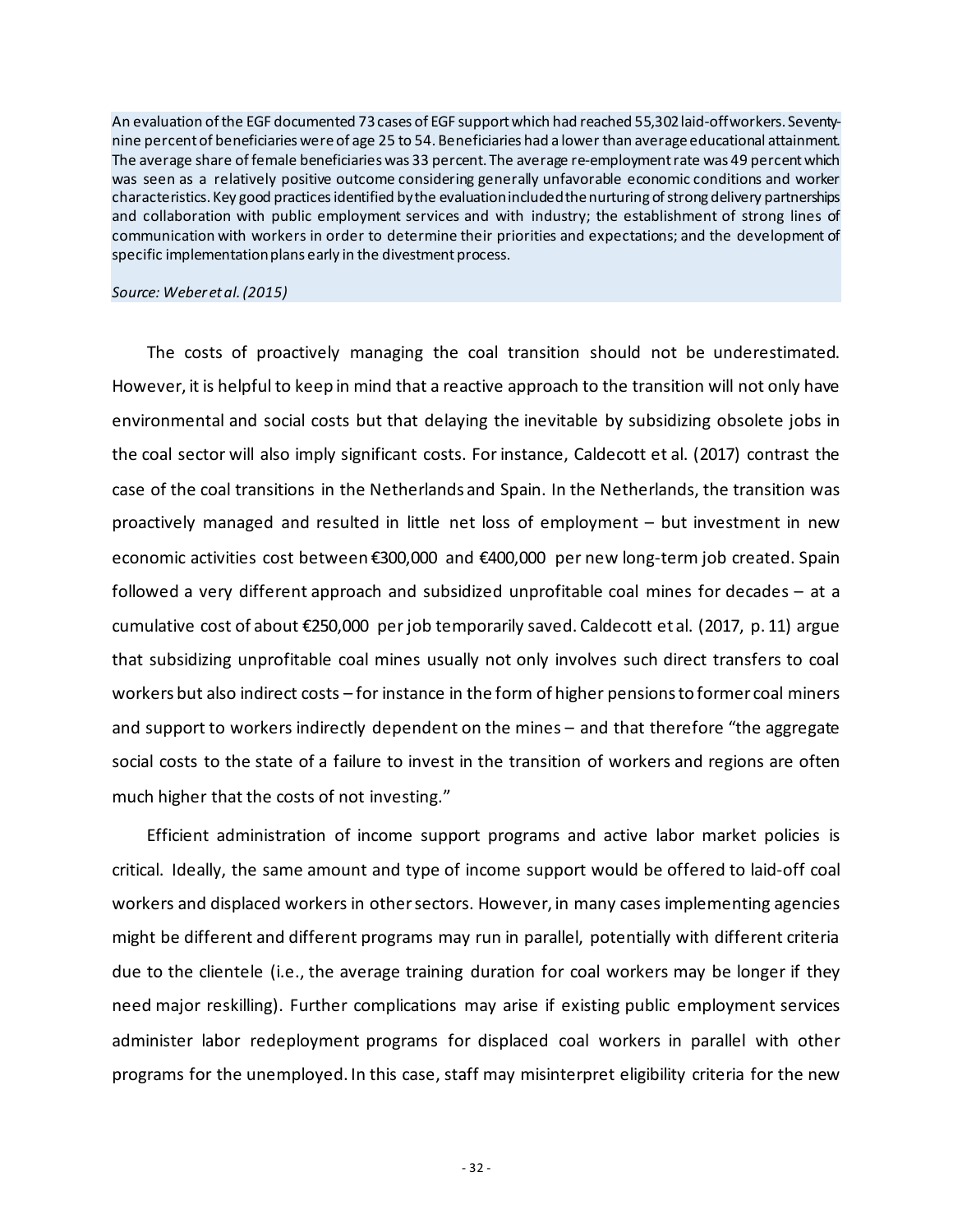An evaluation of the EGF documented 73 cases of EGF support which had reached 55,302 laid-off workers. Seventy-nine percent of beneficiaries were of age 25 to 54. Beneficiaries had a lower than average educational attainment. The average share of female beneficiaries was 33 percent. The average re-employment rate was 49 percent which was seen as a relatively positive outcome considering generally unfavorable economic conditions and worker characteristics. Key good practices identified by the evaluation included the nurturing of strong delivery partnerships and collaboration with public employment services and with industry; the establishment of strong lines of communication with workers in order to determine their priorities and expectations; and the development of specific implementation plans early in the divestment process.

*Source: Weber et al. (2015)*

The costs of proactively managing the coal transition should not be underestimated. However, it is helpful to keep in mind that a reactive approach to the transition will not only have environmental and social costs but that delaying the inevitable by subsidizing obsolete jobs in the coal sector will also imply significant costs. For instance, Caldecott et al. (2017) contrast the case of the coal transitions in the Netherlands and Spain. In the Netherlands, the transition was proactively managed and resulted in little net loss of employment – but investment in new economic activities cost between €300,000 and €400,000 per new long-term job created. Spain followed a very different approach and subsidized unprofitable coal mines for decades – at a cumulative cost of about €250,000 per job temporarily saved. Caldecott et al. (2017, p. 11) argue that subsidizing unprofitable coal mines usually not only involves such direct transfers to coal workers but also indirect costs – for instance in the form of higher pensions to former coal miners and support to workers indirectly dependent on the mines – and that therefore "the aggregate social costs to the state of a failure to invest in the transition of workers and regions are often much higher that the costs of not investing."

Efficient administration of income support programs and active labor market policies is critical. Ideally, the same amount and type of income support would be offered to laid-off coal workers and displaced workers in other sectors. However, in many cases implementing agencies might be different and different programs may run in parallel, potentially with different criteria due to the clientele (i.e., the average training duration for coal workers may be longer if they need major reskilling). Further complications may arise if existing public employment services administer labor redeployment programs for displaced coal workers in parallel with other programs for the unemployed. In this case, staff may misinterpret eligibility criteria for the new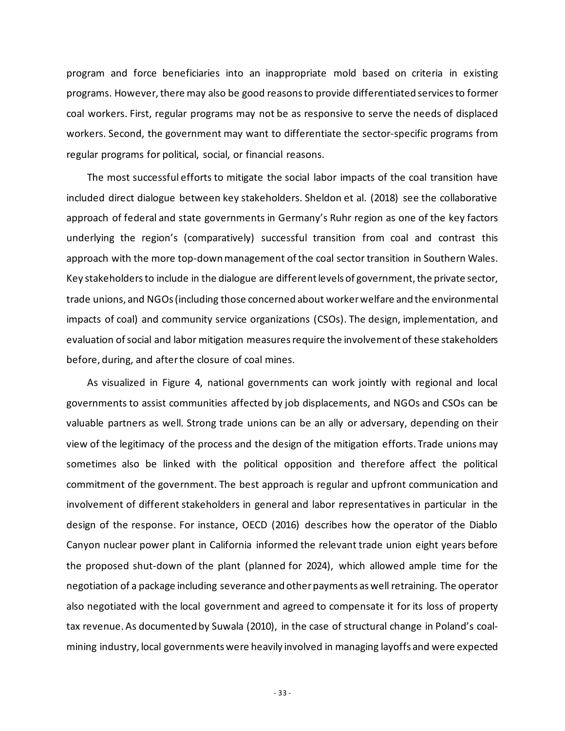program and force beneficiaries into an inappropriate mold based on criteria in existing programs. However, there may also be good reasons to provide differentiated services to former coal workers. First, regular programs may not be as responsive to serve the needs of displaced workers. Second, the government may want to differentiate the sector-specific programs from regular programs for political, social, or financial reasons.

The most successful efforts to mitigate the social labor impacts of the coal transition have included direct dialogue between key stakeholders. Sheldon et al. (2018) see the collaborative approach of federal and state governments in Germany's Ruhr region as one of the key factors underlying the region's (comparatively) successful transition from coal and contrast this approach with the more top-down management of the coal sector transition in Southern Wales. Key stakeholders to include in the dialogue are different levels of government, the private sector, trade unions, and NGOs (including those concerned about worker welfare and the environmental impacts of coal) and community service organizations (CSOs). The design, implementation, and evaluation of social and labor mitigation measures require the involvement of these stakeholders before, during, and after the closure of coal mines.

As visualized in Figure 4, national governments can work jointly with regional and local governments to assist communities affected by job displacements, and NGOs and CSOs can be valuable partners as well. Strong trade unions can be an ally or adversary, depending on their view of the legitimacy of the process and the design of the mitigation efforts. Trade unions may sometimes also be linked with the political opposition and therefore affect the political commitment of the government. The best approach is regular and upfront communication and involvement of different stakeholders in general and labor representatives in particular in the design of the response. For instance, OECD (2016) describes how the operator of the Diablo Canyon nuclear power plant in California informed the relevant trade union eight years before the proposed shut-down of the plant (planned for 2024), which allowed ample time for the negotiation of a package including severance and other payments as well retraining. The operator also negotiated with the local government and agreed to compensate it for its loss of property tax revenue. As documented by Suwala (2010), in the case of structural change in Poland's coal-mining industry, local governments were heavily involved in managing layoffs and were expected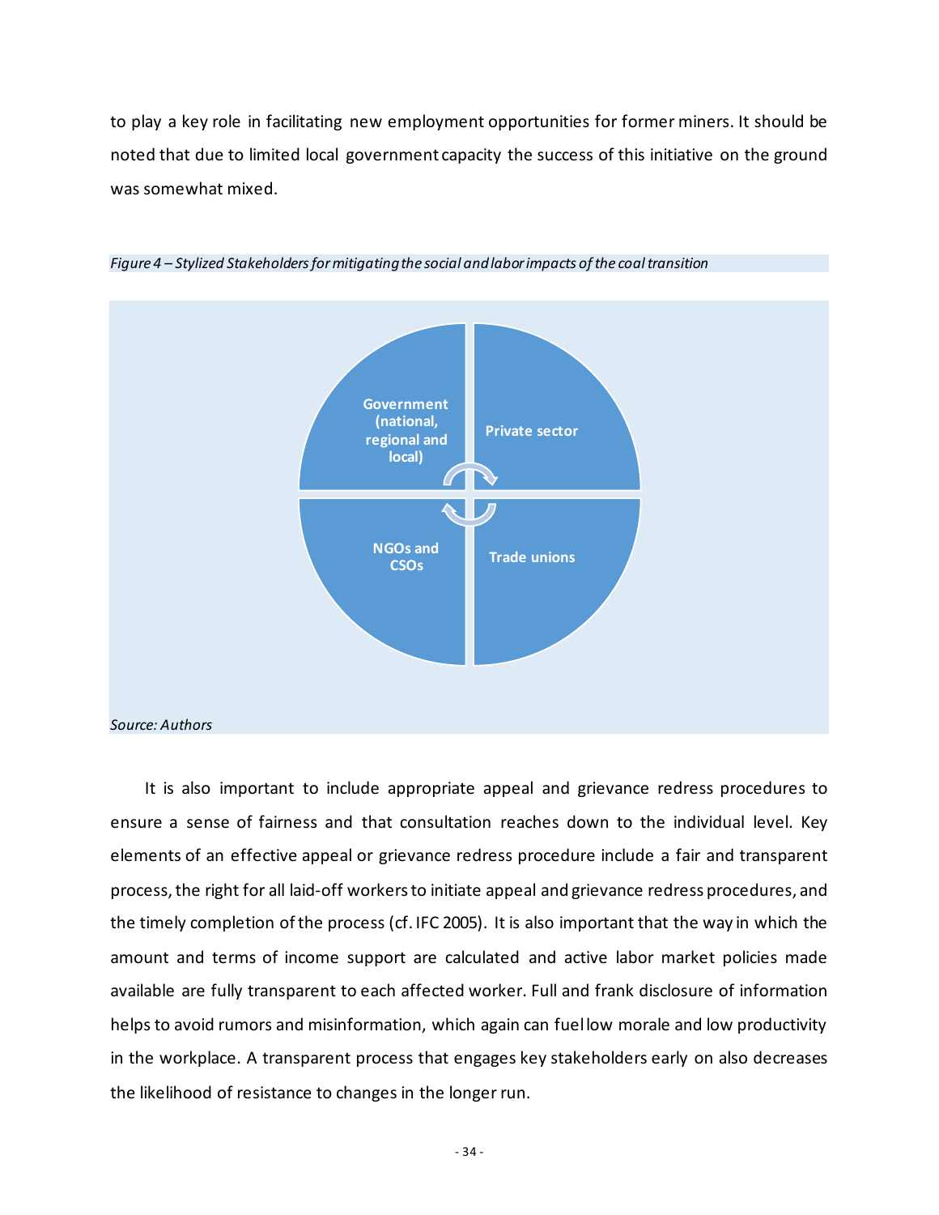to play a key role in facilitating new employment opportunities for former miners. It should be noted that due to limited local government capacity the success of this initiative on the ground was somewhat mixed.

*Figure 4 – Stylized Stakeholders for mitigating the social and labor impacts of the coal transition*

Government (national, regional and local)

Private sector

NGOs and CSOs

Trade unions

*Source: Authors*

It is also important to include appropriate appeal and grievance redress procedures to ensure a sense of fairness and that consultation reaches down to the individual level. Key elements of an effective appeal or grievance redress procedure include a fair and transparent process, the right for all laid-off workers to initiate appeal and grievance redress procedures, and the timely completion of the process (cf. IFC 2005). It is also important that the way in which the amount and terms of income support are calculated and active labor market policies made available are fully transparent to each affected worker. Full and frank disclosure of information helps to avoid rumors and misinformation, which again can fuel low morale and low productivity in the workplace. A transparent process that engages key stakeholders early on also decreases the likelihood of resistance to changes in the longer run.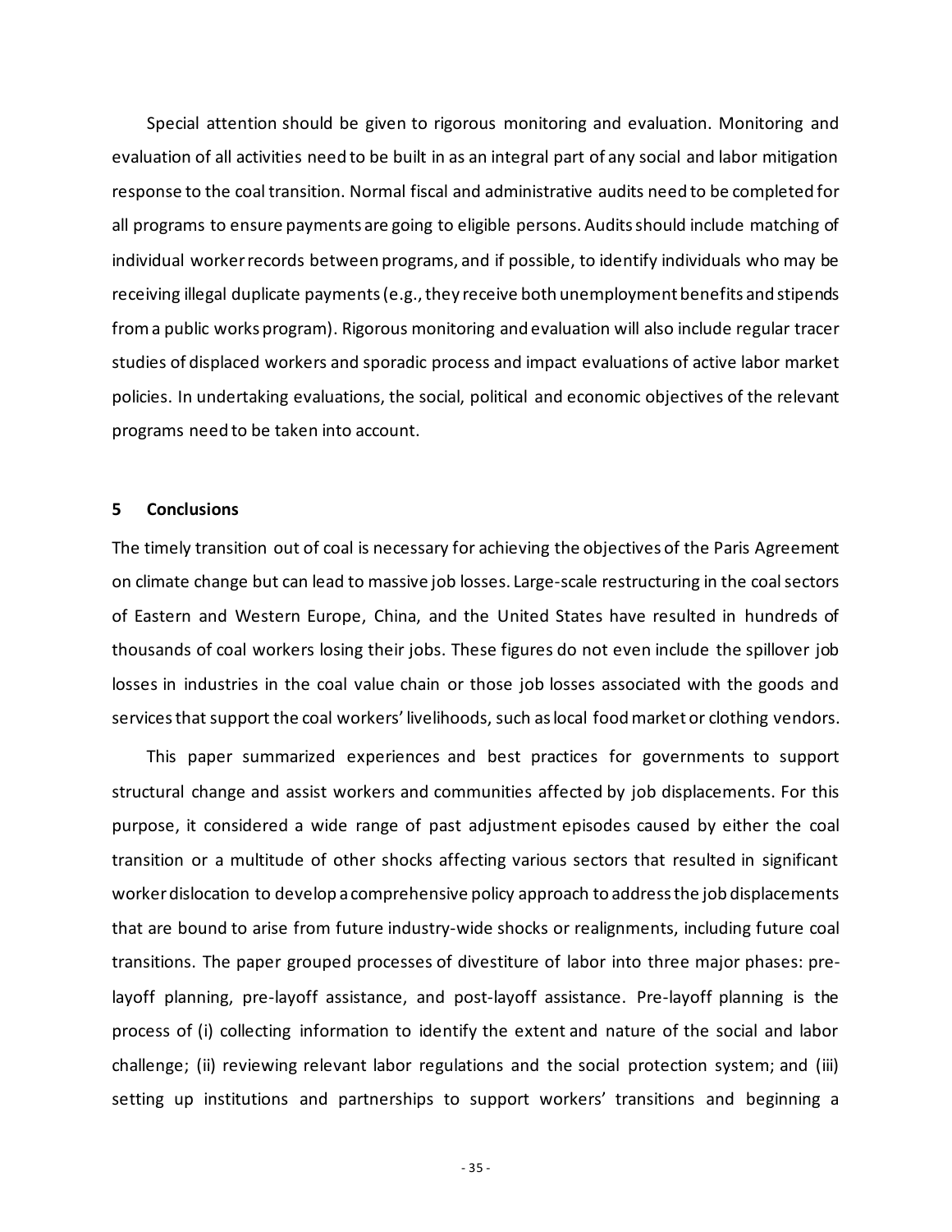Special attention should be given to rigorous monitoring and evaluation. Monitoring and evaluation of all activities need to be built in as an integral part of any social and labor mitigation response to the coal transition. Normal fiscal and administrative audits need to be completed for all programs to ensure payments are going to eligible persons. Audits should include matching of individual worker records between programs, and if possible, to identify individuals who may be receiving illegal duplicate payments (e.g., they receive both unemployment benefits and stipends from a public works program). Rigorous monitoring and evaluation will also include regular tracer studies of displaced workers and sporadic process and impact evaluations of active labor market policies. In undertaking evaluations, the social, political and economic objectives of the relevant programs need to be taken into account.

## 5 Conclusions

The timely transition out of coal is necessary for achieving the objectives of the Paris Agreement on climate change but can lead to massive job losses. Large-scale restructuring in the coal sectors of Eastern and Western Europe, China, and the United States have resulted in hundreds of thousands of coal workers losing their jobs. These figures do not even include the spillover job losses in industries in the coal value chain or those job losses associated with the goods and services that support the coal workers' livelihoods, such as local food market or clothing vendors.

This paper summarized experiences and best practices for governments to support structural change and assist workers and communities affected by job displacements. For this purpose, it considered a wide range of past adjustment episodes caused by either the coal transition or a multitude of other shocks affecting various sectors that resulted in significant worker dislocation to develop a comprehensive policy approach to address the job displacements that are bound to arise from future industry-wide shocks or realignments, including future coal transitions. The paper grouped processes of divestiture of labor into three major phases: pre-layoff planning, pre-layoff assistance, and post-layoff assistance. Pre-layoff planning is the process of (i) collecting information to identify the extent and nature of the social and labor challenge; (ii) reviewing relevant labor regulations and the social protection system; and (iii) setting up institutions and partnerships to support workers' transitions and beginning a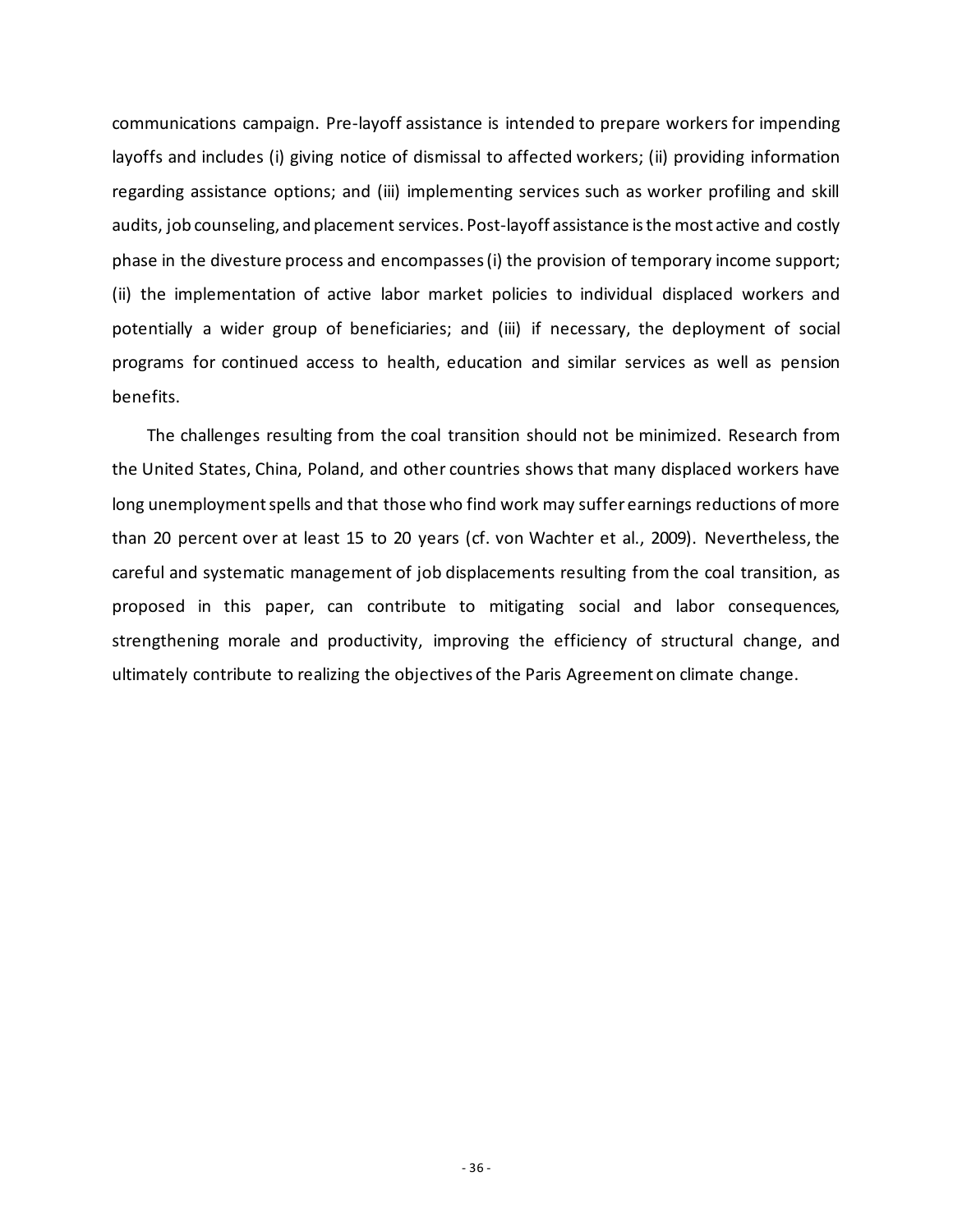communications campaign. Pre-layoff assistance is intended to prepare workers for impending layoffs and includes (i) giving notice of dismissal to affected workers; (ii) providing information regarding assistance options; and (iii) implementing services such as worker profiling and skill audits, job counseling, and placement services. Post-layoff assistance is the most active and costly phase in the divesture process and encompasses (i) the provision of temporary income support; (ii) the implementation of active labor market policies to individual displaced workers and potentially a wider group of beneficiaries; and (iii) if necessary, the deployment of social programs for continued access to health, education and similar services as well as pension benefits.

The challenges resulting from the coal transition should not be minimized. Research from the United States, China, Poland, and other countries shows that many displaced workers have long unemployment spells and that those who find work may suffer earnings reductions of more than 20 percent over at least 15 to 20 years (cf. von Wachter et al., 2009). Nevertheless, the careful and systematic management of job displacements resulting from the coal transition, as proposed in this paper, can contribute to mitigating social and labor consequences, strengthening morale and productivity, improving the efficiency of structural change, and ultimately contribute to realizing the objectives of the Paris Agreement on climate change.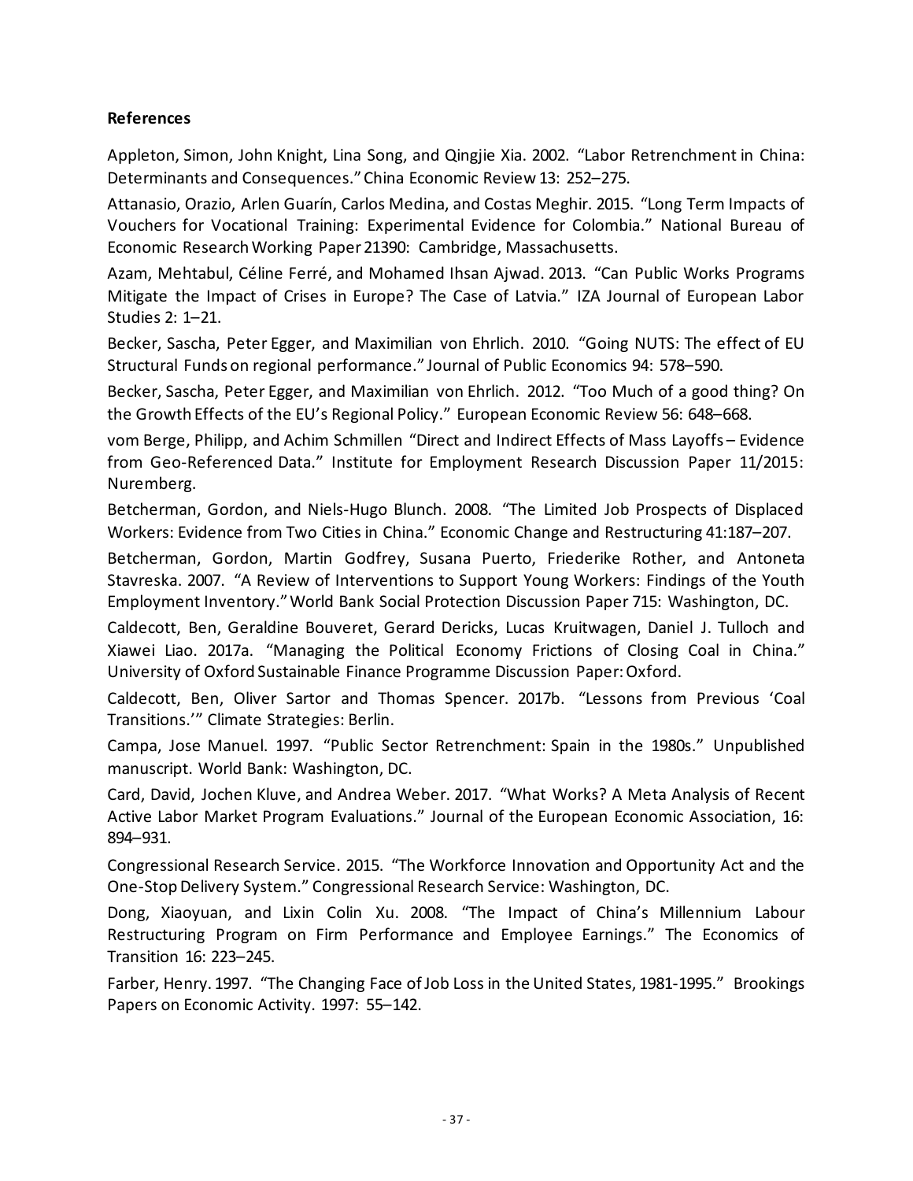## References

Appleton, Simon, John Knight, Lina Song, and Qingjie Xia. 2002. "Labor Retrenchment in China: Determinants and Consequences." China Economic Review 13: 252–275.

Attanasio, Orazio, Arlen Guarín, Carlos Medina, and Costas Meghir. 2015. "Long Term Impacts of Vouchers for Vocational Training: Experimental Evidence for Colombia." National Bureau of Economic Research Working Paper 21390: Cambridge, Massachusetts.

Azam, Mehtabul, Céline Ferré, and Mohamed Ihsan Ajwad. 2013. "Can Public Works Programs Mitigate the Impact of Crises in Europe? The Case of Latvia." IZA Journal of European Labor Studies 2: 1–21.

Becker, Sascha, Peter Egger, and Maximilian von Ehrlich. 2010. "Going NUTS: The effect of EU Structural Funds on regional performance." Journal of Public Economics 94: 578–590.

Becker, Sascha, Peter Egger, and Maximilian von Ehrlich. 2012. "Too Much of a good thing? On the Growth Effects of the EU's Regional Policy." European Economic Review 56: 648–668.

vom Berge, Philipp, and Achim Schmillen "Direct and Indirect Effects of Mass Layoffs – Evidence from Geo-Referenced Data." Institute for Employment Research Discussion Paper 11/2015: Nuremberg.

Betcherman, Gordon, and Niels-Hugo Blunch. 2008. "The Limited Job Prospects of Displaced Workers: Evidence from Two Cities in China." Economic Change and Restructuring 41:187–207.

Betcherman, Gordon, Martin Godfrey, Susana Puerto, Friederike Rother, and Antoneta Stavreska. 2007. "A Review of Interventions to Support Young Workers: Findings of the Youth Employment Inventory." World Bank Social Protection Discussion Paper 715: Washington, DC.

Caldecott, Ben, Geraldine Bouveret, Gerard Dericks, Lucas Kruitwagen, Daniel J. Tulloch and Xiawei Liao. 2017a. "Managing the Political Economy Frictions of Closing Coal in China." University of Oxford Sustainable Finance Programme Discussion Paper: Oxford.

Caldecott, Ben, Oliver Sartor and Thomas Spencer. 2017b. "Lessons from Previous 'Coal Transitions.'" Climate Strategies: Berlin.

Campa, Jose Manuel. 1997. "Public Sector Retrenchment: Spain in the 1980s." Unpublished manuscript. World Bank: Washington, DC.

Card, David, Jochen Kluve, and Andrea Weber. 2017. "What Works? A Meta Analysis of Recent Active Labor Market Program Evaluations." Journal of the European Economic Association, 16: 894–931.

Congressional Research Service. 2015. "The Workforce Innovation and Opportunity Act and the One-Stop Delivery System." Congressional Research Service: Washington, DC.

Dong, Xiaoyuan, and Lixin Colin Xu. 2008. "The Impact of China's Millennium Labour Restructuring Program on Firm Performance and Employee Earnings." The Economics of Transition 16: 223–245.

Farber, Henry. 1997. "The Changing Face of Job Loss in the United States, 1981-1995." Brookings Papers on Economic Activity. 1997: 55–142.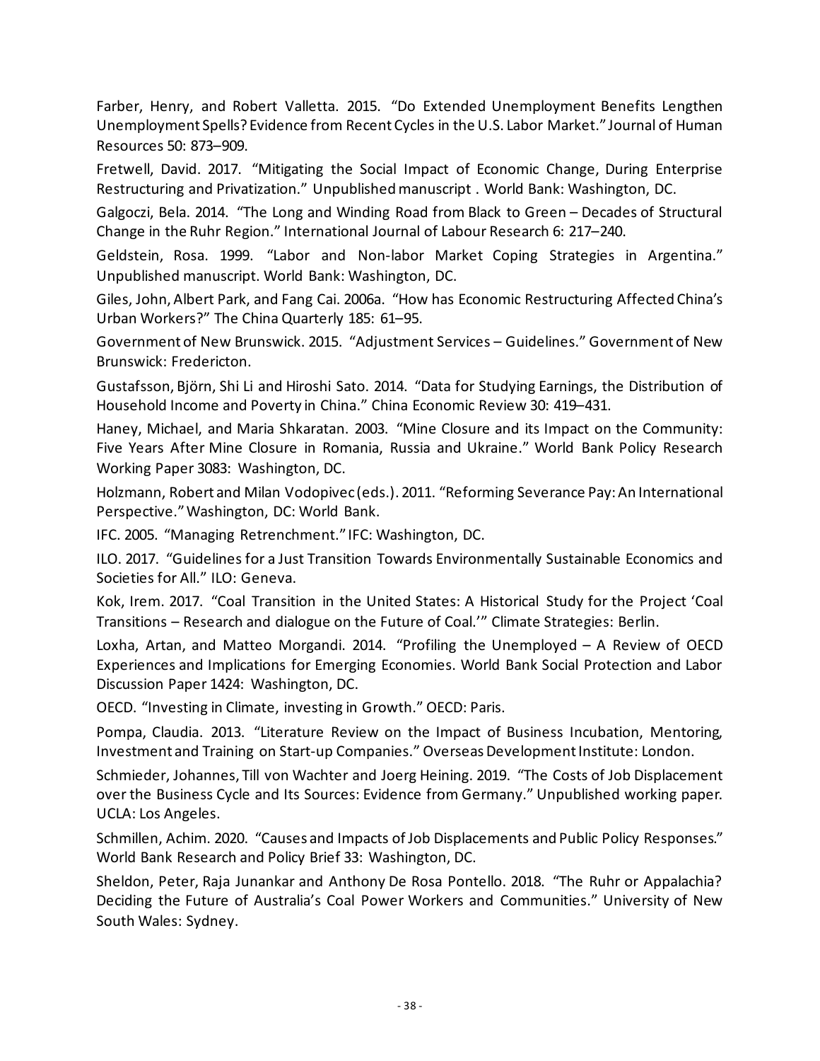Farber, Henry, and Robert Valletta. 2015. "Do Extended Unemployment Benefits Lengthen Unemployment Spells? Evidence from Recent Cycles in the U.S. Labor Market." Journal of Human Resources 50: 873–909.

Fretwell, David. 2017. "Mitigating the Social Impact of Economic Change, During Enterprise Restructuring and Privatization." Unpublished manuscript . World Bank: Washington, DC.

Galgoczi, Bela. 2014. "The Long and Winding Road from Black to Green – Decades of Structural Change in the Ruhr Region." International Journal of Labour Research 6: 217–240.

Geldstein, Rosa. 1999. "Labor and Non-labor Market Coping Strategies in Argentina." Unpublished manuscript. World Bank: Washington, DC.

Giles, John, Albert Park, and Fang Cai. 2006a. "How has Economic Restructuring Affected China's Urban Workers?" The China Quarterly 185: 61–95.

Government of New Brunswick. 2015. "Adjustment Services – Guidelines." Government of New Brunswick: Fredericton.

Gustafsson, Björn, Shi Li and Hiroshi Sato. 2014. "Data for Studying Earnings, the Distribution of Household Income and Poverty in China." China Economic Review 30: 419–431.

Haney, Michael, and Maria Shkaratan. 2003. "Mine Closure and its Impact on the Community: Five Years After Mine Closure in Romania, Russia and Ukraine." World Bank Policy Research Working Paper 3083: Washington, DC.

Holzmann, Robert and Milan Vodopivec (eds.). 2011. "Reforming Severance Pay: An International Perspective." Washington, DC: World Bank.

IFC. 2005. "Managing Retrenchment." IFC: Washington, DC.

ILO. 2017. "Guidelines for a Just Transition Towards Environmentally Sustainable Economics and Societies for All." ILO: Geneva.

Kok, Irem. 2017. "Coal Transition in the United States: A Historical Study for the Project 'Coal Transitions – Research and dialogue on the Future of Coal.'" Climate Strategies: Berlin.

Loxha, Artan, and Matteo Morgandi. 2014. "Profiling the Unemployed – A Review of OECD Experiences and Implications for Emerging Economies. World Bank Social Protection and Labor Discussion Paper 1424: Washington, DC.

OECD. "Investing in Climate, investing in Growth." OECD: Paris.

Pompa, Claudia. 2013. "Literature Review on the Impact of Business Incubation, Mentoring, Investment and Training on Start-up Companies." Overseas Development Institute: London.

Schmieder, Johannes, Till von Wachter and Joerg Heining. 2019. "The Costs of Job Displacement over the Business Cycle and Its Sources: Evidence from Germany." Unpublished working paper. UCLA: Los Angeles.

Schmillen, Achim. 2020. "Causes and Impacts of Job Displacements and Public Policy Responses." World Bank Research and Policy Brief 33: Washington, DC.

Sheldon, Peter, Raja Junankar and Anthony De Rosa Pontello. 2018. "The Ruhr or Appalachia? Deciding the Future of Australia's Coal Power Workers and Communities." University of New South Wales: Sydney.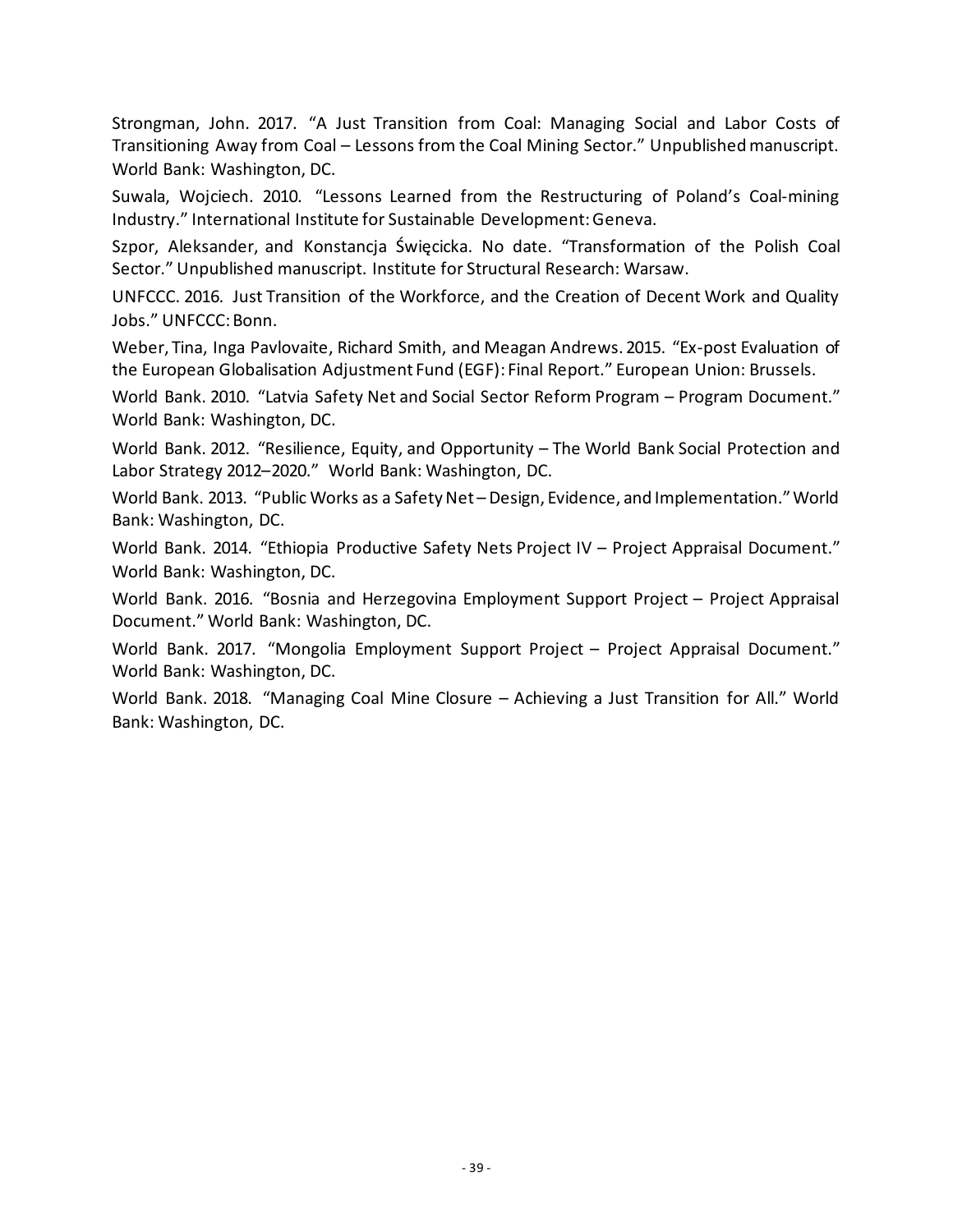Strongman, John. 2017. "A Just Transition from Coal: Managing Social and Labor Costs of Transitioning Away from Coal – Lessons from the Coal Mining Sector." Unpublished manuscript. World Bank: Washington, DC.

Suwala, Wojciech. 2010. "Lessons Learned from the Restructuring of Poland's Coal-mining Industry." International Institute for Sustainable Development: Geneva.

Szpor, Aleksander, and Konstancja Święcicka. No date. "Transformation of the Polish Coal Sector." Unpublished manuscript. Institute for Structural Research: Warsaw.

UNFCCC. 2016. Just Transition of the Workforce, and the Creation of Decent Work and Quality Jobs." UNFCCC: Bonn.

Weber, Tina, Inga Pavlovaite, Richard Smith, and Meagan Andrews. 2015. "Ex-post Evaluation of the European Globalisation Adjustment Fund (EGF): Final Report." European Union: Brussels.

World Bank. 2010. "Latvia Safety Net and Social Sector Reform Program – Program Document." World Bank: Washington, DC.

World Bank. 2012. "Resilience, Equity, and Opportunity – The World Bank Social Protection and Labor Strategy 2012–2020." World Bank: Washington, DC.

World Bank. 2013. "Public Works as a Safety Net – Design, Evidence, and Implementation." World Bank: Washington, DC.

World Bank. 2014. "Ethiopia Productive Safety Nets Project IV – Project Appraisal Document." World Bank: Washington, DC.

World Bank. 2016. "Bosnia and Herzegovina Employment Support Project – Project Appraisal Document." World Bank: Washington, DC.

World Bank. 2017. "Mongolia Employment Support Project – Project Appraisal Document." World Bank: Washington, DC.

World Bank. 2018. "Managing Coal Mine Closure – Achieving a Just Transition for All." World Bank: Washington, DC.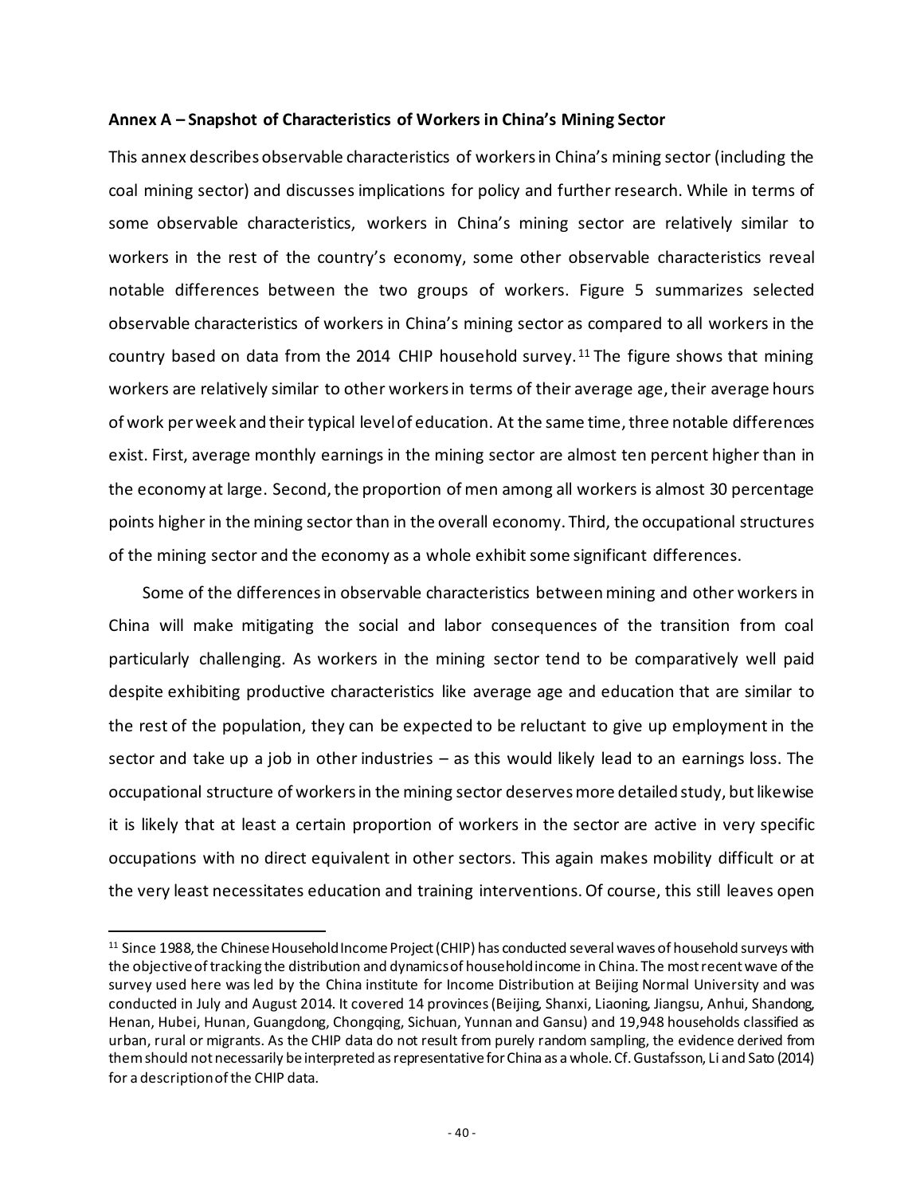**Annex A – Snapshot of Characteristics of Workers in China's Mining Sector**

This annex describes observable characteristics of workers in China's mining sector (including the coal mining sector) and discusses implications for policy and further research. While in terms of some observable characteristics, workers in China's mining sector are relatively similar to workers in the rest of the country's economy, some other observable characteristics reveal notable differences between the two groups of workers. Figure 5 summarizes selected observable characteristics of workers in China's mining sector as compared to all workers in the country based on data from the 2014 CHIP household survey.[11] The figure shows that mining workers are relatively similar to other workers in terms of their average age, their average hours of work per week and their typical level of education. At the same time, three notable differences exist. First, average monthly earnings in the mining sector are almost ten percent higher than in the economy at large. Second, the proportion of men among all workers is almost 30 percentage points higher in the mining sector than in the overall economy. Third, the occupational structures of the mining sector and the economy as a whole exhibit some significant differences.

Some of the differences in observable characteristics between mining and other workers in China will make mitigating the social and labor consequences of the transition from coal particularly challenging. As workers in the mining sector tend to be comparatively well paid despite exhibiting productive characteristics like average age and education that are similar to the rest of the population, they can be expected to be reluctant to give up employment in the sector and take up a job in other industries – as this would likely lead to an earnings loss. The occupational structure of workers in the mining sector deserves more detailed study, but likewise it is likely that at least a certain proportion of workers in the sector are active in very specific occupations with no direct equivalent in other sectors. This again makes mobility difficult or at the very least necessitates education and training interventions. Of course, this still leaves open

[11] Since 1988, the Chinese Household Income Project (CHIP) has conducted several waves of household surveys with the objective of tracking the distribution and dynamics of household income in China. The most recent wave of the survey used here was led by the China institute for Income Distribution at Beijing Normal University and was conducted in July and August 2014. It covered 14 provinces (Beijing, Shanxi, Liaoning, Jiangsu, Anhui, Shandong, Henan, Hubei, Hunan, Guangdong, Chongqing, Sichuan, Yunnan and Gansu) and 19,948 households classified as urban, rural or migrants. As the CHIP data do not result from purely random sampling, the evidence derived from them should not necessarily be interpreted as representative for China as a whole. Cf. Gustafsson, Li and Sato (2014) for a description of the CHIP data.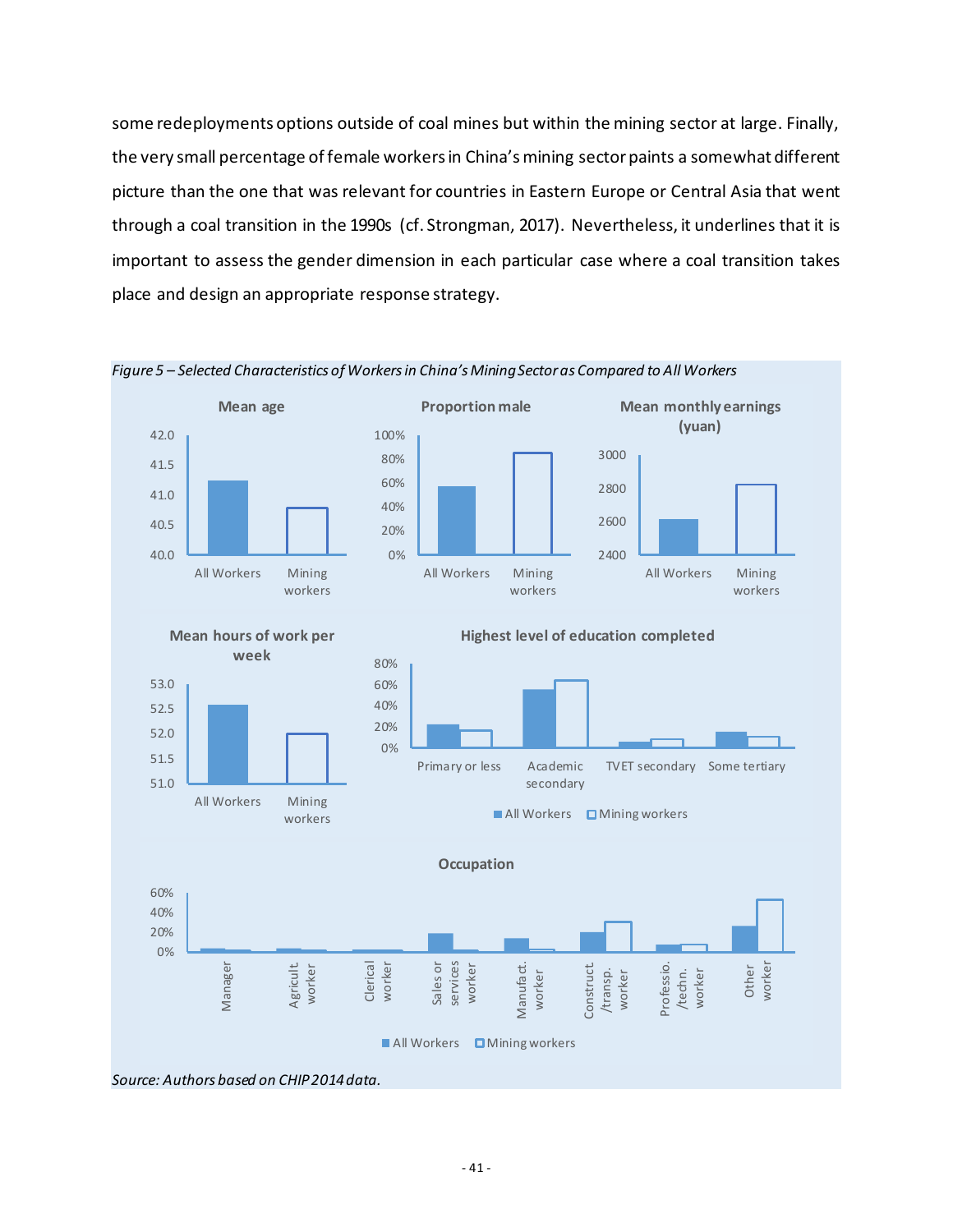some redeployments options outside of coal mines but within the mining sector at large. Finally, the very small percentage of female workers in China's mining sector paints a somewhat different picture than the one that was relevant for countries in Eastern Europe or Central Asia that went through a coal transition in the 1990s (cf. Strongman, 2017). Nevertheless, it underlines that it is important to assess the gender dimension in each particular case where a coal transition takes place and design an appropriate response strategy.

*Figure 5 – Selected Characteristics of Workers in China's Mining Sector as Compared to All Workers*

*Source: Authors based on CHIP 2014 data.*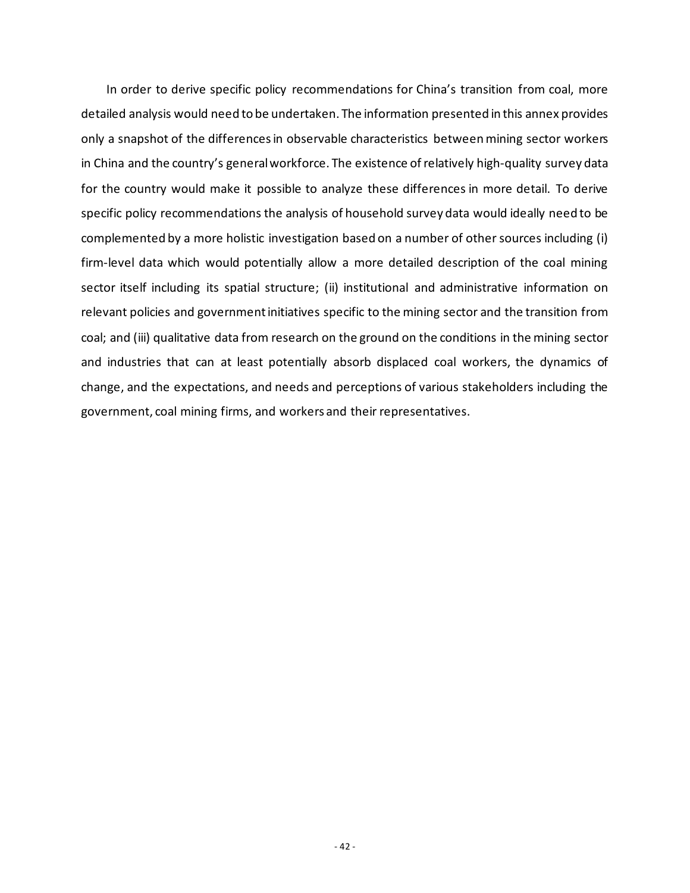In order to derive specific policy recommendations for China's transition from coal, more detailed analysis would need to be undertaken. The information presented in this annex provides only a snapshot of the differences in observable characteristics between mining sector workers in China and the country's general workforce. The existence of relatively high-quality survey data for the country would make it possible to analyze these differences in more detail. To derive specific policy recommendations the analysis of household survey data would ideally need to be complemented by a more holistic investigation based on a number of other sources including (i) firm-level data which would potentially allow a more detailed description of the coal mining sector itself including its spatial structure; (ii) institutional and administrative information on relevant policies and government initiatives specific to the mining sector and the transition from coal; and (iii) qualitative data from research on the ground on the conditions in the mining sector and industries that can at least potentially absorb displaced coal workers, the dynamics of change, and the expectations, and needs and perceptions of various stakeholders including the government, coal mining firms, and workers and their representatives.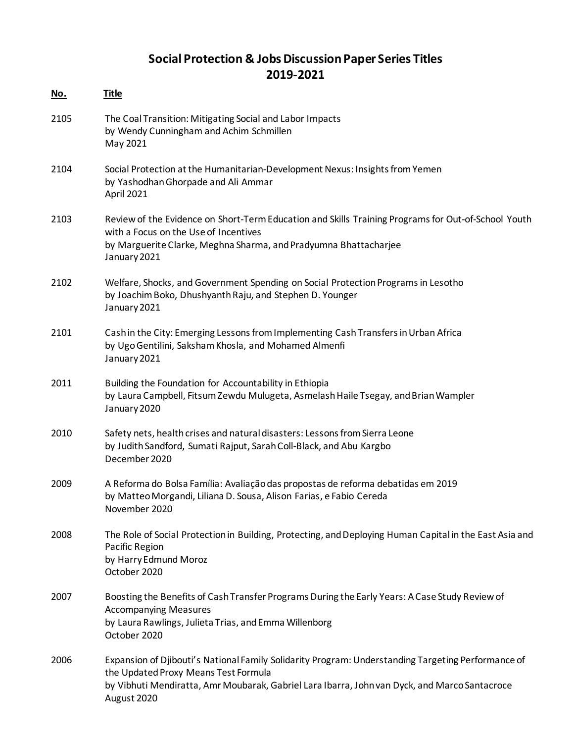# Social Protection & Jobs Discussion Paper Series Titles
# 2019-2021

| No. | Title |
|---|---|
| 2105 | The Coal Transition: Mitigating Social and Labor Impacts<br>by Wendy Cunningham and Achim Schmillen<br>May 2021 |
| 2104 | Social Protection at the Humanitarian-Development Nexus: Insights from Yemen<br>by Yashodhan Ghorpade and Ali Ammar<br>April 2021 |
| 2103 | Review of the Evidence on Short-Term Education and Skills Training Programs for Out-of-School Youth with a Focus on the Use of Incentives<br>by Marguerite Clarke, Meghna Sharma, and Pradyumna Bhattacharjee<br>January 2021 |
| 2102 | Welfare, Shocks, and Government Spending on Social Protection Programs in Lesotho<br>by Joachim Boko, Dhushyanth Raju, and Stephen D. Younger<br>January 2021 |
| 2101 | Cash in the City: Emerging Lessons from Implementing Cash Transfers in Urban Africa<br>by Ugo Gentilini, Saksham Khosla, and Mohamed Almenfi<br>January 2021 |
| 2011 | Building the Foundation for Accountability in Ethiopia<br>by Laura Campbell, Fitsum Zewdu Mulugeta, Asmelash Haile Tsegay, and Brian Wampler<br>January 2020 |
| 2010 | Safety nets, health crises and natural disasters: Lessons from Sierra Leone<br>by Judith Sandford, Sumati Rajput, Sarah Coll-Black, and Abu Kargbo<br>December 2020 |
| 2009 | A Reforma do Bolsa Família: Avaliação das propostas de reforma debatidas em 2019<br>by Matteo Morgandi, Liliana D. Sousa, Alison Farias, e Fabio Cereda<br>November 2020 |
| 2008 | The Role of Social Protection in Building, Protecting, and Deploying Human Capital in the East Asia and Pacific Region<br>by Harry Edmund Moroz<br>October 2020 |
| 2007 | Boosting the Benefits of Cash Transfer Programs During the Early Years: A Case Study Review of Accompanying Measures<br>by Laura Rawlings, Julieta Trias, and Emma Willenborg<br>October 2020 |
| 2006 | Expansion of Djibouti's National Family Solidarity Program: Understanding Targeting Performance of the Updated Proxy Means Test Formula<br>by Vibhuti Mendiratta, Amr Moubarak, Gabriel Lara Ibarra, John van Dyck, and Marco Santacroce<br>August 2020 |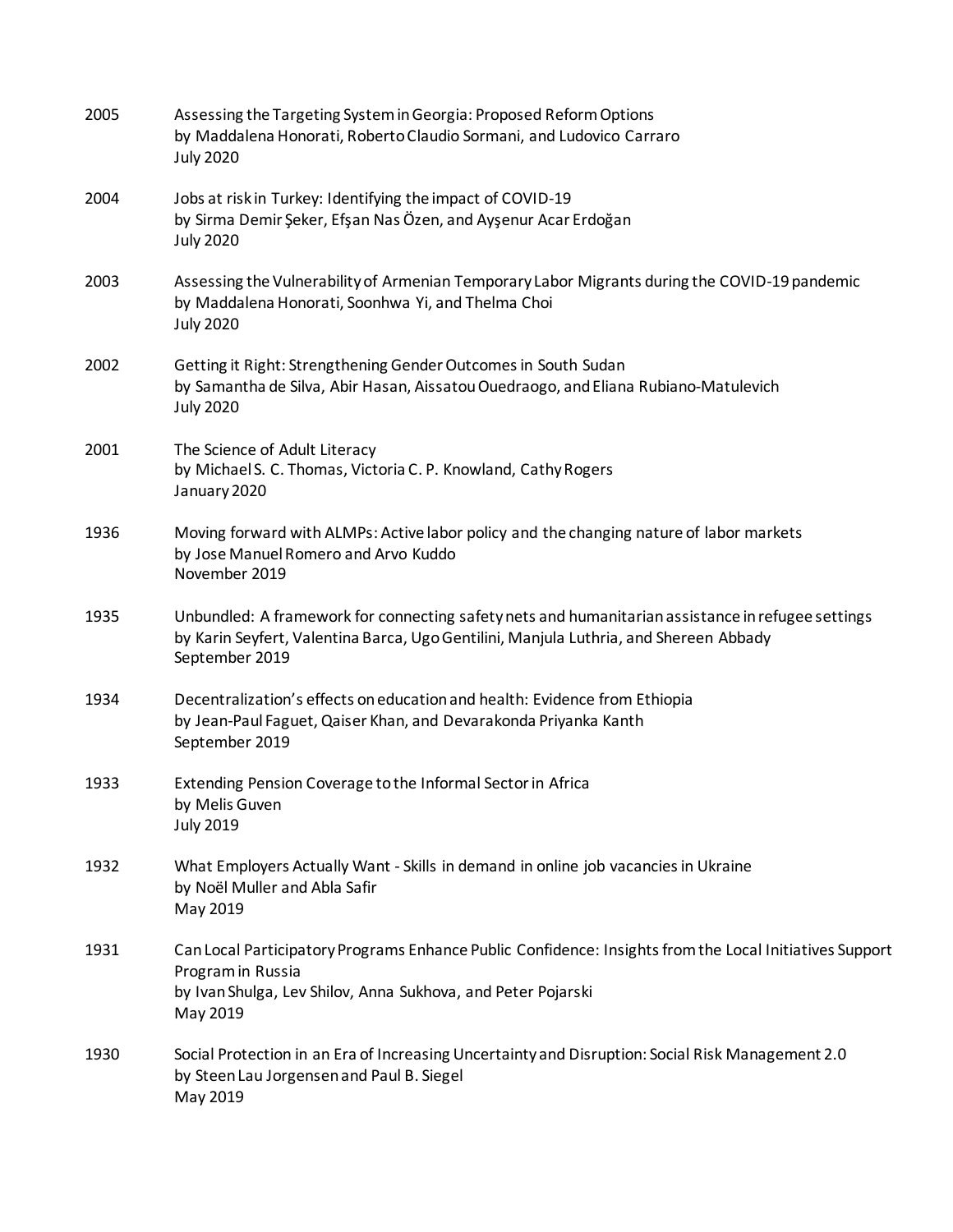2005 Assessing the Targeting System in Georgia: Proposed Reform Options
by Maddalena Honorati, Roberto Claudio Sormani, and Ludovico Carraro
July 2020

2004 Jobs at risk in Turkey: Identifying the impact of COVID-19
by Sirma Demir Şeker, Efşan Nas Özen, and Ayşenur Acar Erdoğan
July 2020

2003 Assessing the Vulnerability of Armenian Temporary Labor Migrants during the COVID-19 pandemic
by Maddalena Honorati, Soonhwa Yi, and Thelma Choi
July 2020

2002 Getting it Right: Strengthening Gender Outcomes in South Sudan
by Samantha de Silva, Abir Hasan, Aissatou Ouedraogo, and Eliana Rubiano-Matulevich
July 2020

2001 The Science of Adult Literacy
by Michael S. C. Thomas, Victoria C. P. Knowland, Cathy Rogers
January 2020

1936 Moving forward with ALMPs: Active labor policy and the changing nature of labor markets
by Jose Manuel Romero and Arvo Kuddo
November 2019

1935 Unbundled: A framework for connecting safety nets and humanitarian assistance in refugee settings
by Karin Seyfert, Valentina Barca, Ugo Gentilini, Manjula Luthria, and Shereen Abbady
September 2019

1934 Decentralization's effects on education and health: Evidence from Ethiopia
by Jean-Paul Faguet, Qaiser Khan, and Devarakonda Priyanka Kanth
September 2019

1933 Extending Pension Coverage to the Informal Sector in Africa
by Melis Guven
July 2019

1932 What Employers Actually Want - Skills in demand in online job vacancies in Ukraine
by Noël Muller and Abla Safir
May 2019

1931 Can Local Participatory Programs Enhance Public Confidence: Insights from the Local Initiatives Support Program in Russia
by Ivan Shulga, Lev Shilov, Anna Sukhova, and Peter Pojarski
May 2019

1930 Social Protection in an Era of Increasing Uncertainty and Disruption: Social Risk Management 2.0
by Steen Lau Jorgensen and Paul B. Siegel
May 2019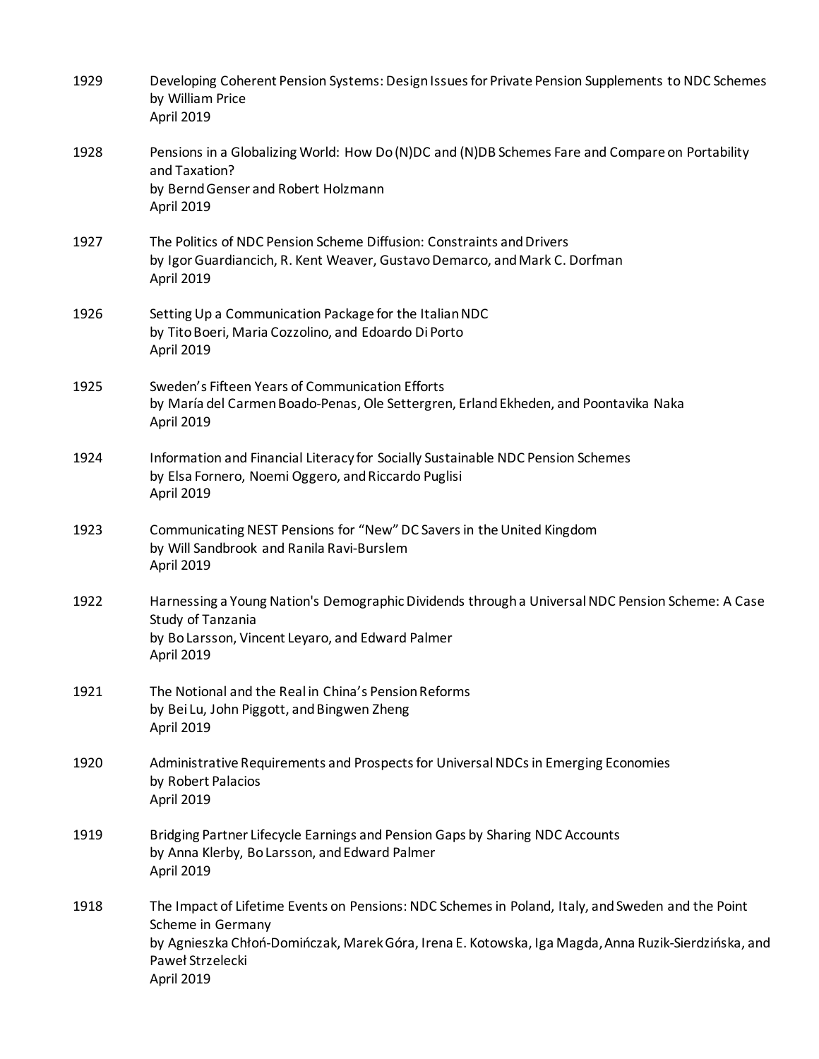1929 Developing Coherent Pension Systems: Design Issues for Private Pension Supplements to NDC Schemes
by William Price
April 2019

1928 Pensions in a Globalizing World: How Do (N)DC and (N)DB Schemes Fare and Compare on Portability and Taxation?
by Bernd Genser and Robert Holzmann
April 2019

1927 The Politics of NDC Pension Scheme Diffusion: Constraints and Drivers
by Igor Guardiancich, R. Kent Weaver, Gustavo Demarco, and Mark C. Dorfman
April 2019

1926 Setting Up a Communication Package for the Italian NDC
by Tito Boeri, Maria Cozzolino, and Edoardo Di Porto
April 2019

1925 Sweden's Fifteen Years of Communication Efforts
by María del Carmen Boado-Penas, Ole Settergren, Erland Ekheden, and Poontavika Naka
April 2019

1924 Information and Financial Literacy for Socially Sustainable NDC Pension Schemes
by Elsa Fornero, Noemi Oggero, and Riccardo Puglisi
April 2019

1923 Communicating NEST Pensions for "New" DC Savers in the United Kingdom
by Will Sandbrook and Ranila Ravi-Burslem
April 2019

1922 Harnessing a Young Nation's Demographic Dividends through a Universal NDC Pension Scheme: A Case Study of Tanzania
by Bo Larsson, Vincent Leyaro, and Edward Palmer
April 2019

1921 The Notional and the Real in China's Pension Reforms
by Bei Lu, John Piggott, and Bingwen Zheng
April 2019

1920 Administrative Requirements and Prospects for Universal NDCs in Emerging Economies
by Robert Palacios
April 2019

1919 Bridging Partner Lifecycle Earnings and Pension Gaps by Sharing NDC Accounts
by Anna Klerby, Bo Larsson, and Edward Palmer
April 2019

1918 The Impact of Lifetime Events on Pensions: NDC Schemes in Poland, Italy, and Sweden and the Point Scheme in Germany
by Agnieszka Chłoń-Domińczak, Marek Góra, Irena E. Kotowska, Iga Magda, Anna Ruzik-Sierdzińska, and Paweł Strzelecki
April 2019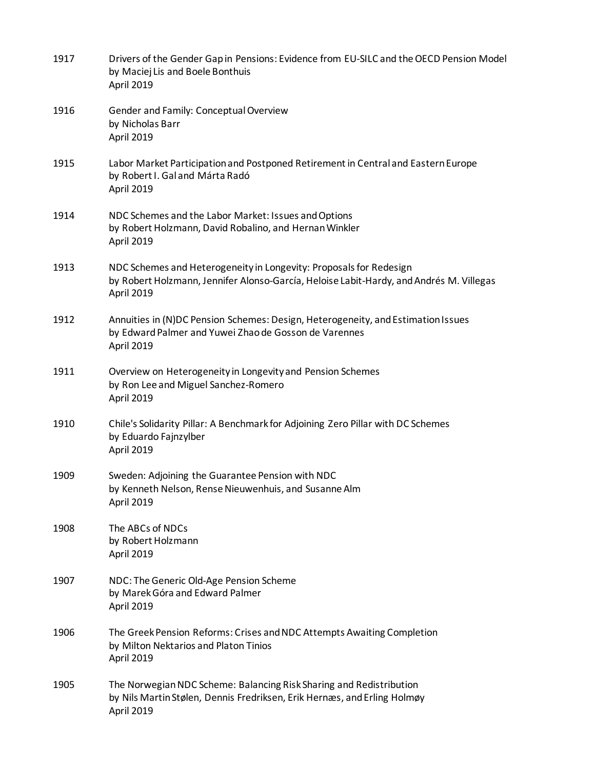1917 Drivers of the Gender Gap in Pensions: Evidence from EU-SILC and the OECD Pension Model
by Maciej Lis and Boele Bonthuis
April 2019

1916 Gender and Family: Conceptual Overview
by Nicholas Barr
April 2019

1915 Labor Market Participation and Postponed Retirement in Central and Eastern Europe
by Robert I. Gal and Márta Radó
April 2019

1914 NDC Schemes and the Labor Market: Issues and Options
by Robert Holzmann, David Robalino, and Hernan Winkler
April 2019

1913 NDC Schemes and Heterogeneity in Longevity: Proposals for Redesign
by Robert Holzmann, Jennifer Alonso-García, Heloise Labit-Hardy, and Andrés M. Villegas
April 2019

1912 Annuities in (N)DC Pension Schemes: Design, Heterogeneity, and Estimation Issues
by Edward Palmer and Yuwei Zhao de Gosson de Varennes
April 2019

1911 Overview on Heterogeneity in Longevity and Pension Schemes
by Ron Lee and Miguel Sanchez-Romero
April 2019

1910 Chile's Solidarity Pillar: A Benchmark for Adjoining Zero Pillar with DC Schemes
by Eduardo Fajnzylber
April 2019

1909 Sweden: Adjoining the Guarantee Pension with NDC
by Kenneth Nelson, Rense Nieuwenhuis, and Susanne Alm
April 2019

1908 The ABCs of NDCs
by Robert Holzmann
April 2019

1907 NDC: The Generic Old-Age Pension Scheme
by Marek Góra and Edward Palmer
April 2019

1906 The Greek Pension Reforms: Crises and NDC Attempts Awaiting Completion
by Milton Nektarios and Platon Tinios
April 2019

1905 The Norwegian NDC Scheme: Balancing Risk Sharing and Redistribution
by Nils Martin Stølen, Dennis Fredriksen, Erik Hernæs, and Erling Holmøy
April 2019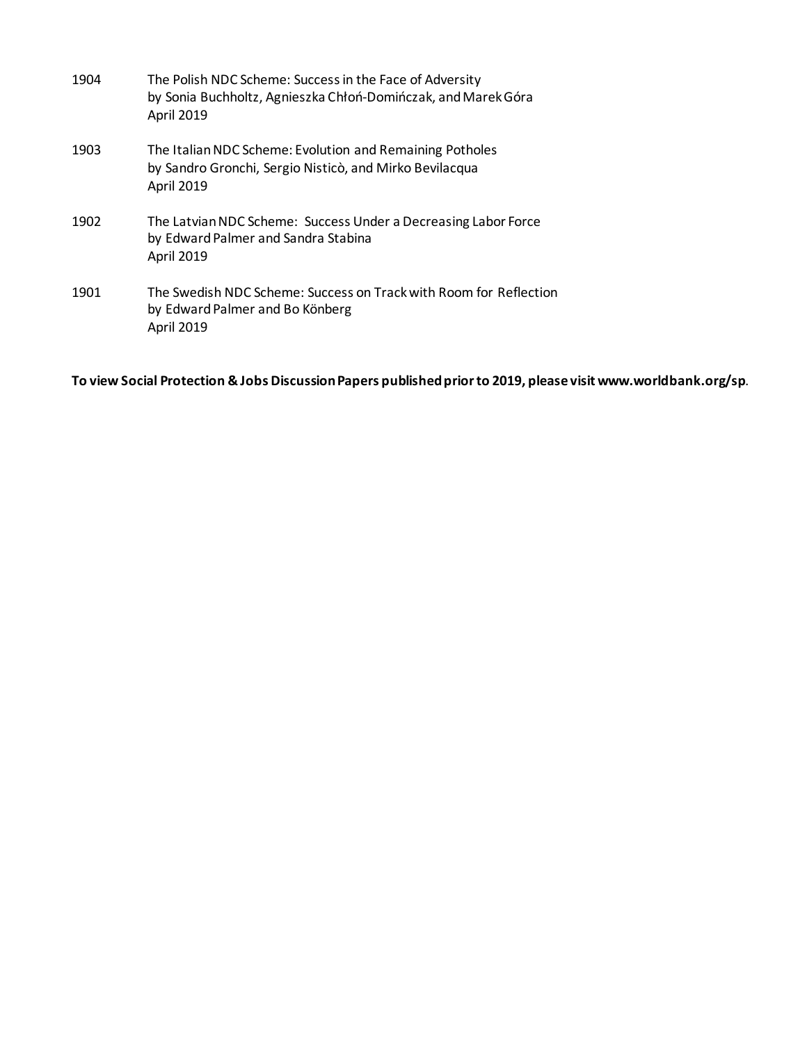1904 The Polish NDC Scheme: Success in the Face of Adversity
by Sonia Buchholtz, Agnieszka Chłoń-Domińczak, and Marek Góra
April 2019

1903 The Italian NDC Scheme: Evolution and Remaining Potholes
by Sandro Gronchi, Sergio Nisticò, and Mirko Bevilacqua
April 2019

1902 The Latvian NDC Scheme: Success Under a Decreasing Labor Force
by Edward Palmer and Sandra Stabina
April 2019

1901 The Swedish NDC Scheme: Success on Track with Room for Reflection
by Edward Palmer and Bo Könberg
April 2019

**To view Social Protection & Jobs Discussion Papers published prior to 2019, please visit www.worldbank.org/sp.**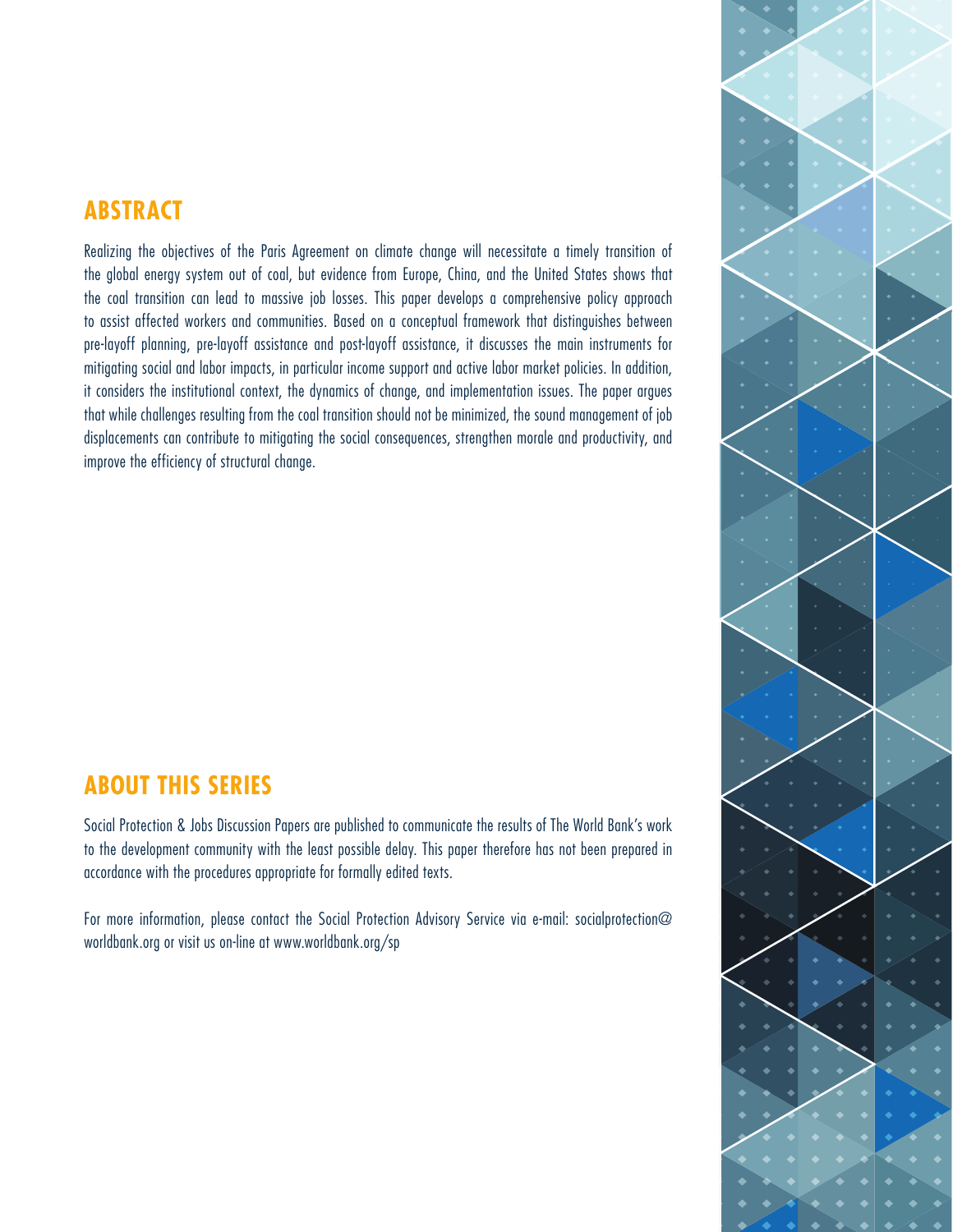## ABSTRACT

Realizing the objectives of the Paris Agreement on climate change will necessitate a timely transition of the global energy system out of coal, but evidence from Europe, China, and the United States shows that the coal transition can lead to massive job losses. This paper develops a comprehensive policy approach to assist affected workers and communities. Based on a conceptual framework that distinguishes between pre-layoff planning, pre-layoff assistance and post-layoff assistance, it discusses the main instruments for mitigating social and labor impacts, in particular income support and active labor market policies. In addition, it considers the institutional context, the dynamics of change, and implementation issues. The paper argues that while challenges resulting from the coal transition should not be minimized, the sound management of job displacements can contribute to mitigating the social consequences, strengthen morale and productivity, and improve the efficiency of structural change.

## ABOUT THIS SERIES

Social Protection & Jobs Discussion Papers are published to communicate the results of The World Bank's work to the development community with the least possible delay. This paper therefore has not been prepared in accordance with the procedures appropriate for formally edited texts.

For more information, please contact the Social Protection Advisory Service via e-mail: socialprotection@worldbank.org or visit us on-line at www.worldbank.org/sp